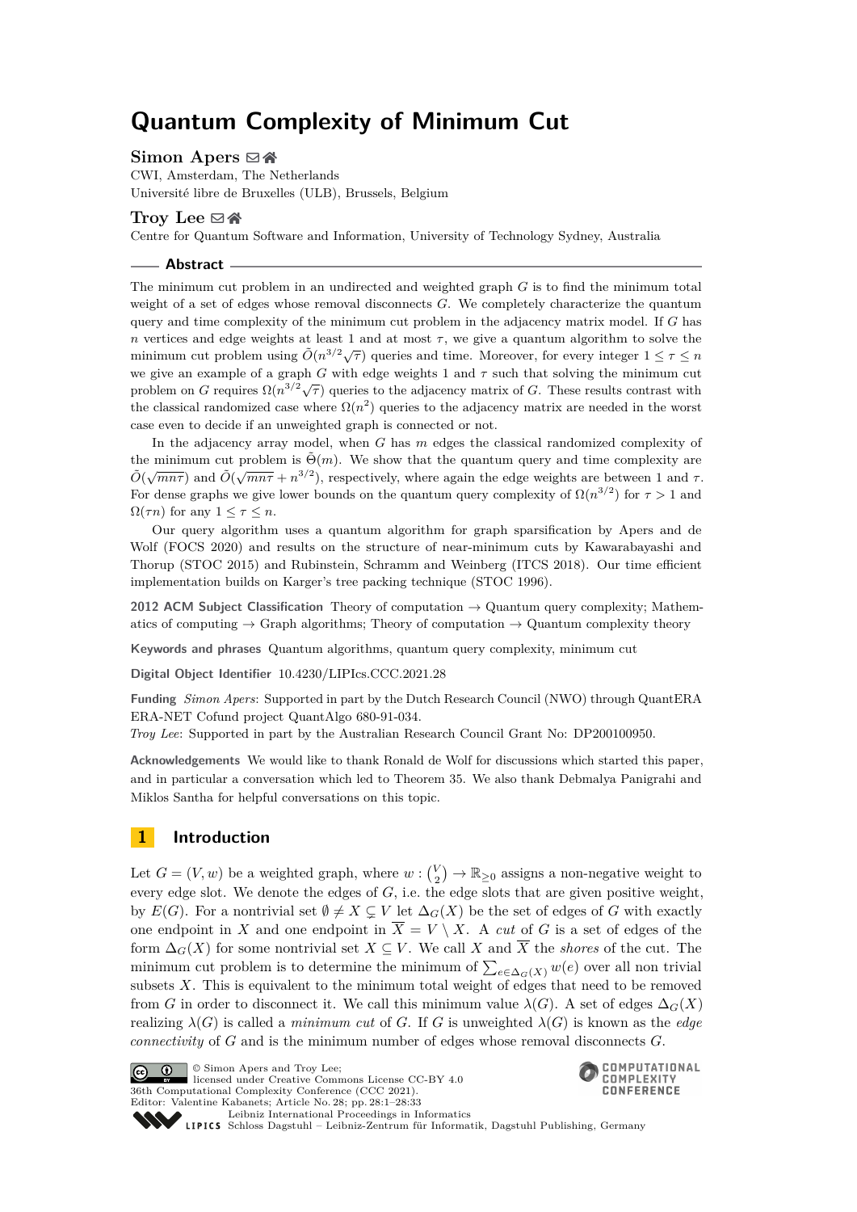# Quantum Complexity of Minimum Cut

**Simon Apers**
CWI, Amsterdam, The Netherlands
Université libre de Bruxelles (ULB), Brussels, Belgium

**Troy Lee**
Centre for Quantum Software and Information, University of Technology Sydney, Australia

## Abstract

The minimum cut problem in an undirected and weighted graph $G$ is to find the minimum total weight of a set of edges whose removal disconnects $G$. We completely characterize the quantum query and time complexity of the minimum cut problem in the adjacency matrix model. If $G$ has $n$ vertices and edge weights at least 1 and at most $\tau$, we give a quantum algorithm to solve the minimum cut problem using $\tilde{O}(n^{3/2}\sqrt{\tau})$ queries and time. Moreover, for every integer $1 \leq \tau \leq n$ we give an example of a graph $G$ with edge weights 1 and $\tau$ such that solving the minimum cut problem on $G$ requires $\Omega(n^{3/2}\sqrt{\tau})$ queries to the adjacency matrix of $G$. These results contrast with the classical randomized case where $\Omega(n^2)$ queries to the adjacency matrix are needed in the worst case even to decide if an unweighted graph is connected or not.

In the adjacency array model, when $G$ has $m$ edges the classical randomized complexity of the minimum cut problem is $\tilde{\Theta}(m)$. We show that the quantum query and time complexity are $\tilde{O}(\sqrt{mn\tau})$ and $\tilde{O}(\sqrt{mn\tau} + n^{3/2})$, respectively, where again the edge weights are between 1 and $\tau$. For dense graphs we give lower bounds on the quantum query complexity of $\Omega(n^{3/2})$ for $\tau > 1$ and $\Omega(\tau n)$ for any $1 \leq \tau \leq n$.

Our query algorithm uses a quantum algorithm for graph sparsification by Apers and de Wolf (FOCS 2020) and results on the structure of near-minimum cuts by Kawarabayashi and Thorup (STOC 2015) and Rubinstein, Schramm and Weinberg (ITCS 2018). Our time efficient implementation builds on Karger's tree packing technique (STOC 1996).

**2012 ACM Subject Classification** Theory of computation → Quantum query complexity; Mathematics of computing → Graph algorithms; Theory of computation → Quantum complexity theory

**Keywords and phrases** Quantum algorithms, quantum query complexity, minimum cut

**Digital Object Identifier** 10.4230/LIPIcs.CCC.2021.28

**Funding** *Simon Apers*: Supported in part by the Dutch Research Council (NWO) through QuantERA ERA-NET Cofund project QuantAlgo 680-91-034.
*Troy Lee*: Supported in part by the Australian Research Council Grant No: DP200100950.

**Acknowledgements** We would like to thank Ronald de Wolf for discussions which started this paper, and in particular a conversation which led to Theorem 35. We also thank Debmalya Panigrahi and Miklos Santha for helpful conversations on this topic.

## 1 Introduction

Let $G = (V, w)$ be a weighted graph, where $w : \binom{V}{2} \to \mathbb{R}_{\geq 0}$ assigns a non-negative weight to every edge slot. We denote the edges of $G$, i.e. the edge slots that are given positive weight, by $E(G)$. For a nontrivial set $\emptyset \neq X \subsetneq V$ let $\Delta_G(X)$ be the set of edges of $G$ with exactly one endpoint in $X$ and one endpoint in $\overline{X} = V \setminus X$. A *cut* of $G$ is a set of edges of the form $\Delta_G(X)$ for some nontrivial set $X \subseteq V$. We call $X$ and $\overline{X}$ the *shores* of the cut. The minimum cut problem is to determine the minimum of $\sum_{e \in \Delta_G(X)} w(e)$ over all non trivial subsets $X$. This is equivalent to the minimum total weight of edges that need to be removed from $G$ in order to disconnect it. We call this minimum value $\lambda(G)$. A set of edges $\Delta_G(X)$ realizing $\lambda(G)$ is called a *minimum cut* of $G$. If $G$ is unweighted $\lambda(G)$ is known as the *edge connectivity* of $G$ and is the minimum number of edges whose removal disconnects $G$.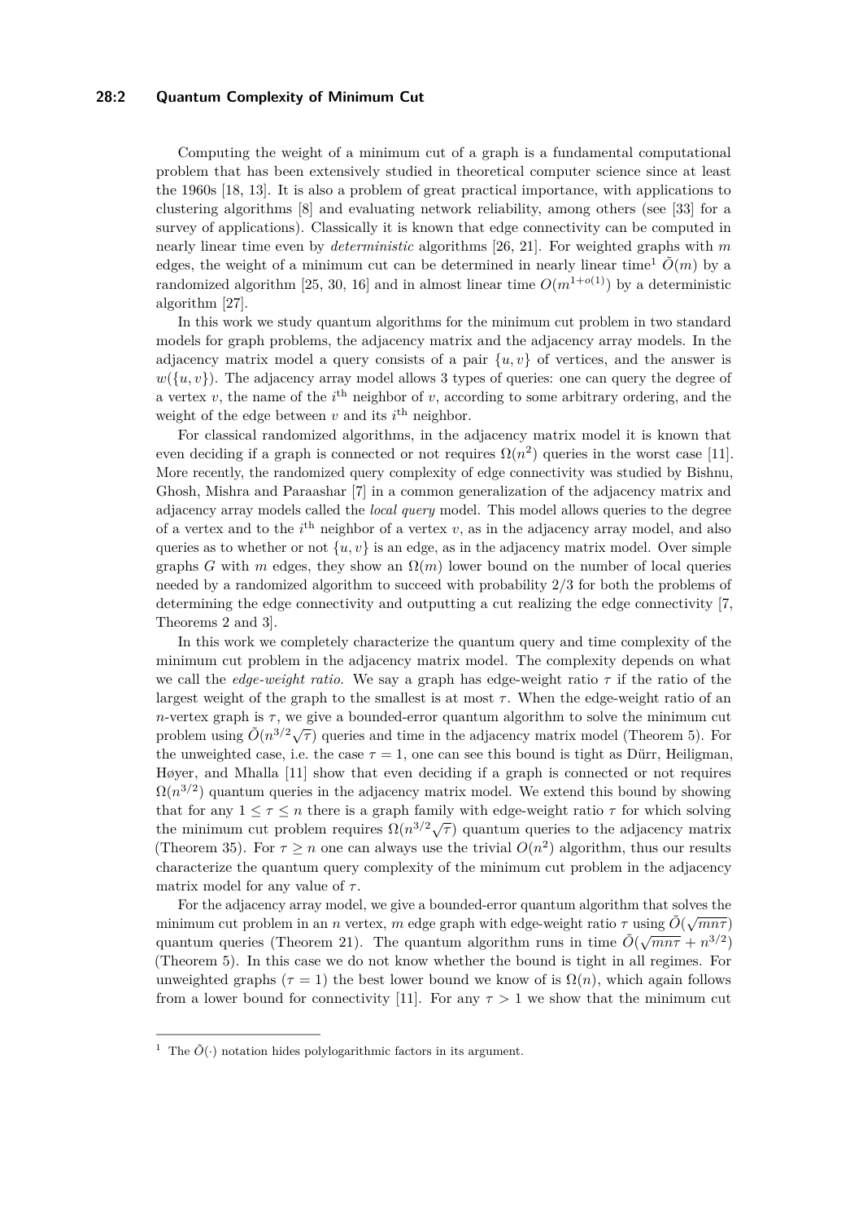Computing the weight of a minimum cut of a graph is a fundamental computational problem that has been extensively studied in theoretical computer science since at least the 1960s [18, 13]. It is also a problem of great practical importance, with applications to clustering algorithms [8] and evaluating network reliability, among others (see [33] for a survey of applications). Classically it is known that edge connectivity can be computed in nearly linear time even by *deterministic* algorithms [26, 21]. For weighted graphs with $m$ edges, the weight of a minimum cut can be determined in nearly linear time[1] $\tilde{O}(m)$ by a randomized algorithm [25, 30, 16] and in almost linear time $O(m^{1+o(1)})$ by a deterministic algorithm [27].

In this work we study quantum algorithms for the minimum cut problem in two standard models for graph problems, the adjacency matrix and the adjacency array models. In the adjacency matrix model a query consists of a pair $\{u, v\}$ of vertices, and the answer is $w(\{u, v\})$. The adjacency array model allows 3 types of queries: one can query the degree of a vertex $v$, the name of the $i^{\text{th}}$ neighbor of $v$, according to some arbitrary ordering, and the weight of the edge between $v$ and its $i^{\text{th}}$ neighbor.

For classical randomized algorithms, in the adjacency matrix model it is known that even deciding if a graph is connected or not requires $\Omega(n^2)$ queries in the worst case [11]. More recently, the randomized query complexity of edge connectivity was studied by Bishnu, Ghosh, Mishra and Paraashar [7] in a common generalization of the adjacency matrix and adjacency array models called the *local query* model. This model allows queries to the degree of a vertex and to the $i^{\text{th}}$ neighbor of a vertex $v$, as in the adjacency array model, and also queries as to whether or not $\{u, v\}$ is an edge, as in the adjacency matrix model. Over simple graphs $G$ with $m$ edges, they show an $\Omega(m)$ lower bound on the number of local queries needed by a randomized algorithm to succeed with probability $2/3$ for both the problems of determining the edge connectivity and outputting a cut realizing the edge connectivity [7, Theorems 2 and 3].

In this work we completely characterize the quantum query and time complexity of the minimum cut problem in the adjacency matrix model. The complexity depends on what we call the *edge-weight ratio*. We say a graph has edge-weight ratio $\tau$ if the ratio of the largest weight of the graph to the smallest is at most $\tau$. When the edge-weight ratio of an $n$-vertex graph is $\tau$, we give a bounded-error quantum algorithm to solve the minimum cut problem using $\tilde{O}(n^{3/2}\sqrt{\tau})$ queries and time in the adjacency matrix model (Theorem 5). For the unweighted case, i.e. the case $\tau = 1$, one can see this bound is tight as Dürr, Heiligman, Høyer, and Mhalla [11] show that even deciding if a graph is connected or not requires $\Omega(n^{3/2})$ quantum queries in the adjacency matrix model. We extend this bound by showing that for any $1 \leq \tau \leq n$ there is a graph family with edge-weight ratio $\tau$ for which solving the minimum cut problem requires $\Omega(n^{3/2}\sqrt{\tau})$ quantum queries to the adjacency matrix (Theorem 35). For $\tau \geq n$ one can always use the trivial $O(n^2)$ algorithm, thus our results characterize the quantum query complexity of the minimum cut problem in the adjacency matrix model for any value of $\tau$.

For the adjacency array model, we give a bounded-error quantum algorithm that solves the minimum cut problem in an $n$ vertex, $m$ edge graph with edge-weight ratio $\tau$ using $\tilde{O}(\sqrt{mn\tau})$ quantum queries (Theorem 21). The quantum algorithm runs in time $\tilde{O}(\sqrt{mn\tau} + n^{3/2})$ (Theorem 5). In this case we do not know whether the bound is tight in all regimes. For unweighted graphs ($\tau = 1$) the best lower bound we know of is $\Omega(n)$, which again follows from a lower bound for connectivity [11]. For any $\tau > 1$ we show that the minimum cut

[1] The $\tilde{O}(\cdot)$ notation hides polylogarithmic factors in its argument.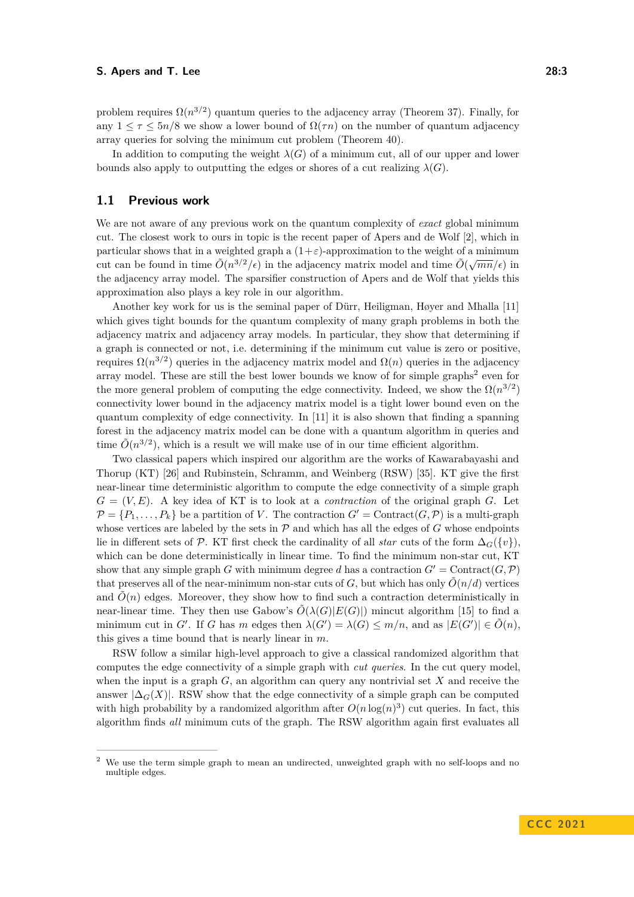problem requires $\Omega(n^{3/2})$ quantum queries to the adjacency array (Theorem 37). Finally, for any $1 \leq \tau \leq 5n/8$ we show a lower bound of $\Omega(\tau n)$ on the number of quantum adjacency array queries for solving the minimum cut problem (Theorem 40).

In addition to computing the weight $\lambda(G)$ of a minimum cut, all of our upper and lower bounds also apply to outputting the edges or shores of a cut realizing $\lambda(G)$.

## 1.1 Previous work

We are not aware of any previous work on the quantum complexity of *exact* global minimum cut. The closest work to ours in topic is the recent paper of Apers and de Wolf [2], which in particular shows that in a weighted graph a $(1+\varepsilon)$-approximation to the weight of a minimum cut can be found in time $\tilde{O}(n^{3/2}/\epsilon)$ in the adjacency matrix model and time $\tilde{O}(\sqrt{mn}/\epsilon)$ in the adjacency array model. The sparsifier construction of Apers and de Wolf that yields this approximation also plays a key role in our algorithm.

Another key work for us is the seminal paper of Dürr, Heiligman, Høyer and Mhalla [11] which gives tight bounds for the quantum complexity of many graph problems in both the adjacency matrix and adjacency array models. In particular, they show that determining if a graph is connected or not, i.e. determining if the minimum cut value is zero or positive, requires $\Omega(n^{3/2})$ queries in the adjacency matrix model and $\Omega(n)$ queries in the adjacency array model. These are still the best lower bounds we know of for simple graphs[2] even for the more general problem of computing the edge connectivity. Indeed, we show the $\Omega(n^{3/2})$ connectivity lower bound in the adjacency matrix model is a tight lower bound even on the quantum complexity of edge connectivity. In [11] it is also shown that finding a spanning forest in the adjacency matrix model can be done with a quantum algorithm in queries and time $\tilde{O}(n^{3/2})$, which is a result we will make use of in our time efficient algorithm.

Two classical papers which inspired our algorithm are the works of Kawarabayashi and Thorup (KT) [26] and Rubinstein, Schramm, and Weinberg (RSW) [35]. KT give the first near-linear time deterministic algorithm to compute the edge connectivity of a simple graph $G = (V, E)$. A key idea of KT is to look at a *contraction* of the original graph $G$. Let $\mathcal{P} = \{P_1, \ldots, P_k\}$ be a partition of $V$. The contraction $G' = \mathrm{Contract}(G, \mathcal{P})$ is a multi-graph whose vertices are labeled by the sets in $\mathcal{P}$ and which has all the edges of $G$ whose endpoints lie in different sets of $\mathcal{P}$. KT first check the cardinality of all *star* cuts of the form $\Delta_G(\{v\})$, which can be done deterministically in linear time. To find the minimum non-star cut, KT show that any simple graph $G$ with minimum degree $d$ has a contraction $G' = \mathrm{Contract}(G, \mathcal{P})$ that preserves all of the near-minimum non-star cuts of $G$, but which has only $\tilde{O}(n/d)$ vertices and $\tilde{O}(n)$ edges. Moreover, they show how to find such a contraction deterministically in near-linear time. They then use Gabow's $\tilde{O}(\lambda(G)|E(G)|)$ mincut algorithm [15] to find a minimum cut in $G'$. If $G$ has $m$ edges then $\lambda(G') = \lambda(G) \leq m/n$, and as $|E(G')| \in \tilde{O}(n)$, this gives a time bound that is nearly linear in $m$.

RSW follow a similar high-level approach to give a classical randomized algorithm that computes the edge connectivity of a simple graph with *cut queries*. In the cut query model, when the input is a graph $G$, an algorithm can query any nontrivial set $X$ and receive the answer $|\Delta_G(X)|$. RSW show that the edge connectivity of a simple graph can be computed with high probability by a randomized algorithm after $O(n \log(n)^3)$ cut queries. In fact, this algorithm finds *all* minimum cuts of the graph. The RSW algorithm again first evaluates all

[2] We use the term simple graph to mean an undirected, unweighted graph with no self-loops and no multiple edges.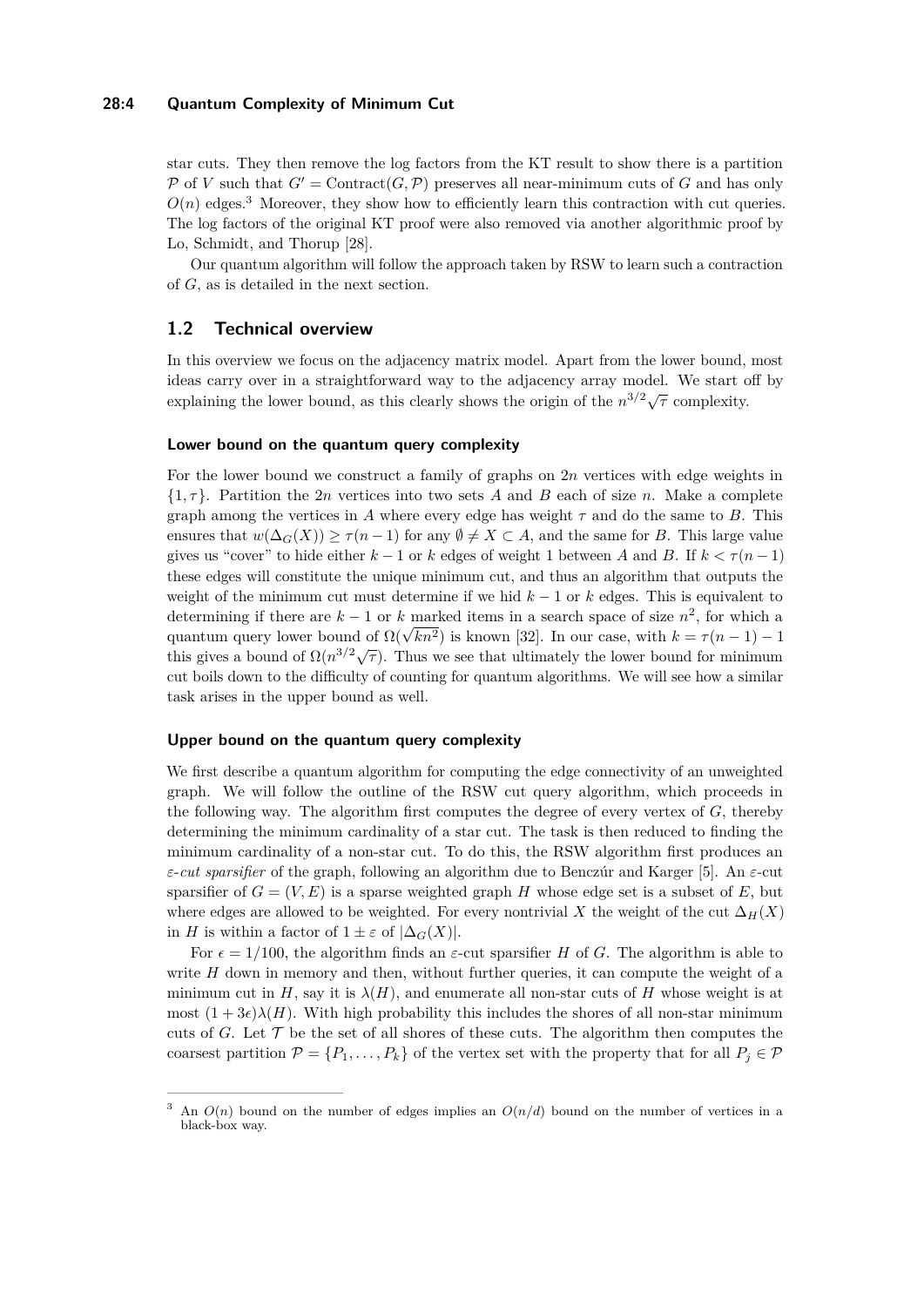star cuts. They then remove the log factors from the KT result to show there is a partition $\mathcal{P}$ of $V$ such that $G' = \text{Contract}(G, \mathcal{P})$ preserves all near-minimum cuts of $G$ and has only $O(n)$ edges.[3] Moreover, they show how to efficiently learn this contraction with cut queries. The log factors of the original KT proof were also removed via another algorithmic proof by Lo, Schmidt, and Thorup [28].

Our quantum algorithm will follow the approach taken by RSW to learn such a contraction of $G$, as is detailed in the next section.

## 1.2 Technical overview

In this overview we focus on the adjacency matrix model. Apart from the lower bound, most ideas carry over in a straightforward way to the adjacency array model. We start off by explaining the lower bound, as this clearly shows the origin of the $n^{3/2}\sqrt{\tau}$ complexity.

#### Lower bound on the quantum query complexity

For the lower bound we construct a family of graphs on $2n$ vertices with edge weights in $\{1, \tau\}$. Partition the $2n$ vertices into two sets $A$ and $B$ each of size $n$. Make a complete graph among the vertices in $A$ where every edge has weight $\tau$ and do the same to $B$. This ensures that $w(\Delta_G(X)) \geq \tau(n-1)$ for any $\emptyset \neq X \subset A$, and the same for $B$. This large value gives us "cover" to hide either $k-1$ or $k$ edges of weight 1 between $A$ and $B$. If $k < \tau(n-1)$ these edges will constitute the unique minimum cut, and thus an algorithm that outputs the weight of the minimum cut must determine if we hid $k-1$ or $k$ edges. This is equivalent to determining if there are $k-1$ or $k$ marked items in a search space of size $n^2$, for which a quantum query lower bound of $\Omega(\sqrt{kn^2})$ is known [32]. In our case, with $k = \tau(n-1)-1$ this gives a bound of $\Omega(n^{3/2}\sqrt{\tau})$. Thus we see that ultimately the lower bound for minimum cut boils down to the difficulty of counting for quantum algorithms. We will see how a similar task arises in the upper bound as well.

#### Upper bound on the quantum query complexity

We first describe a quantum algorithm for computing the edge connectivity of an unweighted graph. We will follow the outline of the RSW cut query algorithm, which proceeds in the following way. The algorithm first computes the degree of every vertex of $G$, thereby determining the minimum cardinality of a star cut. The task is then reduced to finding the minimum cardinality of a non-star cut. To do this, the RSW algorithm first produces an *$\varepsilon$-cut sparsifier* of the graph, following an algorithm due to Benczúr and Karger [5]. An $\varepsilon$-cut sparsifier of $G = (V, E)$ is a sparse weighted graph $H$ whose edge set is a subset of $E$, but where edges are allowed to be weighted. For every nontrivial $X$ the weight of the cut $\Delta_H(X)$ in $H$ is within a factor of $1 \pm \varepsilon$ of $|\Delta_G(X)|$.

For $\epsilon = 1/100$, the algorithm finds an $\varepsilon$-cut sparsifier $H$ of $G$. The algorithm is able to write $H$ down in memory and then, without further queries, it can compute the weight of a minimum cut in $H$, say it is $\lambda(H)$, and enumerate all non-star cuts of $H$ whose weight is at most $(1+3\epsilon)\lambda(H)$. With high probability this includes the shores of all non-star minimum cuts of $G$. Let $\mathcal{T}$ be the set of all shores of these cuts. The algorithm then computes the coarsest partition $\mathcal{P} = \{P_1, \ldots, P_k\}$ of the vertex set with the property that for all $P_j \in \mathcal{P}$

[3] An $O(n)$ bound on the number of edges implies an $O(n/d)$ bound on the number of vertices in a black-box way.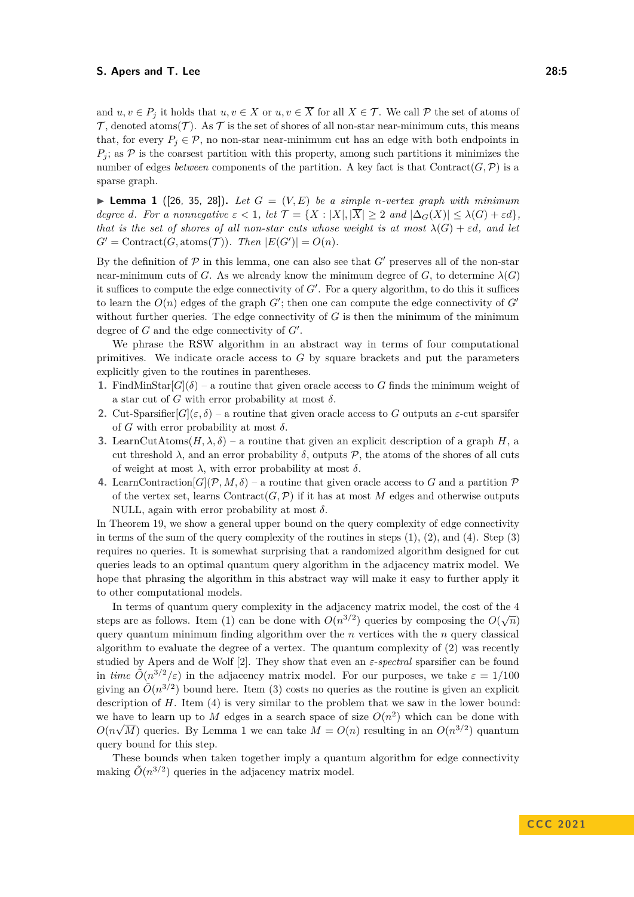and $u, v \in P_j$ it holds that $u, v \in X$ or $u, v \in \overline{X}$ for all $X \in \mathcal{T}$. We call $\mathcal{P}$ the set of atoms of $\mathcal{T}$, denoted $\text{atoms}(\mathcal{T})$. As $\mathcal{T}$ is the set of shores of all non-star near-minimum cuts, this means that, for every $P_j \in \mathcal{P}$, no non-star near-minimum cut has an edge with both endpoints in $P_j$; as $\mathcal{P}$ is the coarsest partition with this property, among such partitions it minimizes the number of edges *between* components of the partition. A key fact is that $\text{Contract}(G, \mathcal{P})$ is a sparse graph.

▶ **Lemma 1** ([26, 35, 28]). *Let $G = (V, E)$ be a simple $n$-vertex graph with minimum degree $d$. For a nonnegative $\varepsilon < 1$, let $\mathcal{T} = \{X : |X|, |\overline{X}| \geq 2$ and $|\Delta_G(X)| \leq \lambda(G) + \varepsilon d\}$, that is the set of shores of all non-star cuts whose weight is at most $\lambda(G) + \varepsilon d$, and let $G' = \text{Contract}(G, \text{atoms}(\mathcal{T}))$. Then $|E(G')| = O(n)$.*

By the definition of $\mathcal{P}$ in this lemma, one can also see that $G'$ preserves all of the non-star near-minimum cuts of $G$. As we already know the minimum degree of $G$, to determine $\lambda(G)$ it suffices to compute the edge connectivity of $G'$. For a query algorithm, to do this it suffices to learn the $O(n)$ edges of the graph $G'$; then one can compute the edge connectivity of $G'$ without further queries. The edge connectivity of $G$ is then the minimum of the minimum degree of $G$ and the edge connectivity of $G'$.

We phrase the RSW algorithm in an abstract way in terms of four computational primitives. We indicate oracle access to $G$ by square brackets and put the parameters explicitly given to the routines in parentheses.

1. $\text{FindMinStar}[G](\delta)$ – a routine that given oracle access to $G$ finds the minimum weight of a star cut of $G$ with error probability at most $\delta$.
2. $\text{Cut-Sparsifier}[G](\varepsilon, \delta)$ – a routine that given oracle access to $G$ outputs an $\varepsilon$-cut sparsifer of $G$ with error probability at most $\delta$.
3. $\text{LearnCutAtoms}(H, \lambda, \delta)$ – a routine that given an explicit description of a graph $H$, a cut threshold $\lambda$, and an error probability $\delta$, outputs $\mathcal{P}$, the atoms of the shores of all cuts of weight at most $\lambda$, with error probability at most $\delta$.
4. $\text{LearnContraction}[G](\mathcal{P}, M, \delta)$ – a routine that given oracle access to $G$ and a partition $\mathcal{P}$ of the vertex set, learns $\text{Contract}(G, \mathcal{P})$ if it has at most $M$ edges and otherwise outputs NULL, again with error probability at most $\delta$.

In Theorem 19, we show a general upper bound on the query complexity of edge connectivity in terms of the sum of the query complexity of the routines in steps (1), (2), and (4). Step (3) requires no queries. It is somewhat surprising that a randomized algorithm designed for cut queries leads to an optimal quantum query algorithm in the adjacency matrix model. We hope that phrasing the algorithm in this abstract way will make it easy to further apply it to other computational models.

In terms of quantum query complexity in the adjacency matrix model, the cost of the 4 steps are as follows. Item (1) can be done with $O(n^{3/2})$ queries by composing the $O(\sqrt{n})$ query quantum minimum finding algorithm over the $n$ vertices with the $n$ query classical algorithm to evaluate the degree of a vertex. The quantum complexity of (2) was recently studied by Apers and de Wolf [2]. They show that even an $\varepsilon$-*spectral* sparsifier can be found in *time* $\tilde{O}(n^{3/2}/\varepsilon)$ in the adjacency matrix model. For our purposes, we take $\varepsilon = 1/100$ giving an $\tilde{O}(n^{3/2})$ bound here. Item (3) costs no queries as the routine is given an explicit description of $H$. Item (4) is very similar to the problem that we saw in the lower bound: we have to learn up to $M$ edges in a search space of size $O(n^2)$ which can be done with $O(n\sqrt{M})$ queries. By Lemma 1 we can take $M = O(n)$ resulting in an $O(n^{3/2})$ quantum query bound for this step.

These bounds when taken together imply a quantum algorithm for edge connectivity making $\tilde{O}(n^{3/2})$ queries in the adjacency matrix model.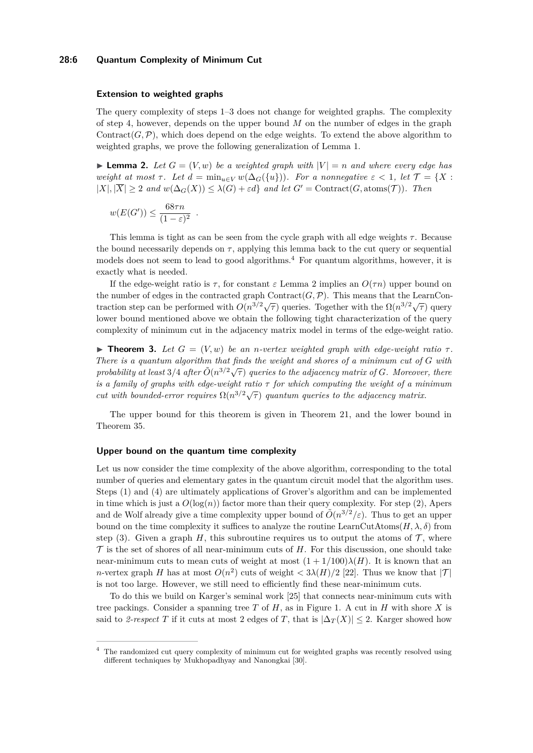### Extension to weighted graphs

The query complexity of steps 1–3 does not change for weighted graphs. The complexity of step 4, however, depends on the upper bound $M$ on the number of edges in the graph $\mathrm{Contract}(G, \mathcal{P})$, which does depend on the edge weights. To extend the above algorithm to weighted graphs, we prove the following generalization of Lemma 1.

▶ **Lemma 2.** *Let $G = (V, w)$ be a weighted graph with $|V| = n$ and where every edge has weight at most $\tau$. Let $d = \min_{u \in V} w(\Delta_G(\{u\}))$. For a nonnegative $\varepsilon < 1$, let $\mathcal{T} = \{X : |X|, |\overline{X}| \geq 2$ and $w(\Delta_G(X)) \leq \lambda(G) + \varepsilon d\}$ and let $G' = \mathrm{Contract}(G, \mathrm{atoms}(\mathcal{T}))$. Then*

$$w(E(G')) \leq \frac{68\tau n}{(1-\varepsilon)^2} \ .$$

This lemma is tight as can be seen from the cycle graph with all edge weights $\tau$. Because the bound necessarily depends on $\tau$, applying this lemma back to the cut query or sequential models does not seem to lead to good algorithms.[4] For quantum algorithms, however, it is exactly what is needed.

If the edge-weight ratio is $\tau$, for constant $\varepsilon$ Lemma 2 implies an $O(\tau n)$ upper bound on the number of edges in the contracted graph $\mathrm{Contract}(G, \mathcal{P})$. This means that the LearnContraction step can be performed with $O(n^{3/2}\sqrt{\tau})$ queries. Together with the $\Omega(n^{3/2}\sqrt{\tau})$ query lower bound mentioned above we obtain the following tight characterization of the query complexity of minimum cut in the adjacency matrix model in terms of the edge-weight ratio.

▶ **Theorem 3.** *Let $G = (V, w)$ be an $n$-vertex weighted graph with edge-weight ratio $\tau$. There is a quantum algorithm that finds the weight and shores of a minimum cut of $G$ with probability at least $3/4$ after $\tilde{O}(n^{3/2}\sqrt{\tau})$ queries to the adjacency matrix of $G$. Moreover, there is a family of graphs with edge-weight ratio $\tau$ for which computing the weight of a minimum cut with bounded-error requires $\Omega(n^{3/2}\sqrt{\tau})$ quantum queries to the adjacency matrix.*

The upper bound for this theorem is given in Theorem 21, and the lower bound in Theorem 35.

### Upper bound on the quantum time complexity

Let us now consider the time complexity of the above algorithm, corresponding to the total number of queries and elementary gates in the quantum circuit model that the algorithm uses. Steps (1) and (4) are ultimately applications of Grover's algorithm and can be implemented in time which is just a $O(\log(n))$ factor more than their query complexity. For step (2), Apers and de Wolf already give a time complexity upper bound of $\tilde{O}(n^{3/2}/\varepsilon)$. Thus to get an upper bound on the time complexity it suffices to analyze the routine $\mathrm{LearnCutAtoms}(H, \lambda, \delta)$ from step (3). Given a graph $H$, this subroutine requires us to output the atoms of $\mathcal{T}$, where $\mathcal{T}$ is the set of shores of all near-minimum cuts of $H$. For this discussion, one should take near-minimum cuts to mean cuts of weight at most $(1 + 1/100)\lambda(H)$. It is known that an $n$-vertex graph $H$ has at most $O(n^2)$ cuts of weight $< 3\lambda(H)/2$ [22]. Thus we know that $|\mathcal{T}|$ is not too large. However, we still need to efficiently find these near-minimum cuts.

To do this we build on Karger's seminal work [25] that connects near-minimum cuts with tree packings. Consider a spanning tree $T$ of $H$, as in Figure 1. A cut in $H$ with shore $X$ is said to *2-respect* $T$ if it cuts at most 2 edges of $T$, that is $|\Delta_T(X)| \leq 2$. Karger showed how

---

[4] The randomized cut query complexity of minimum cut for weighted graphs was recently resolved using different techniques by Mukhopadhyay and Nanongkai [30].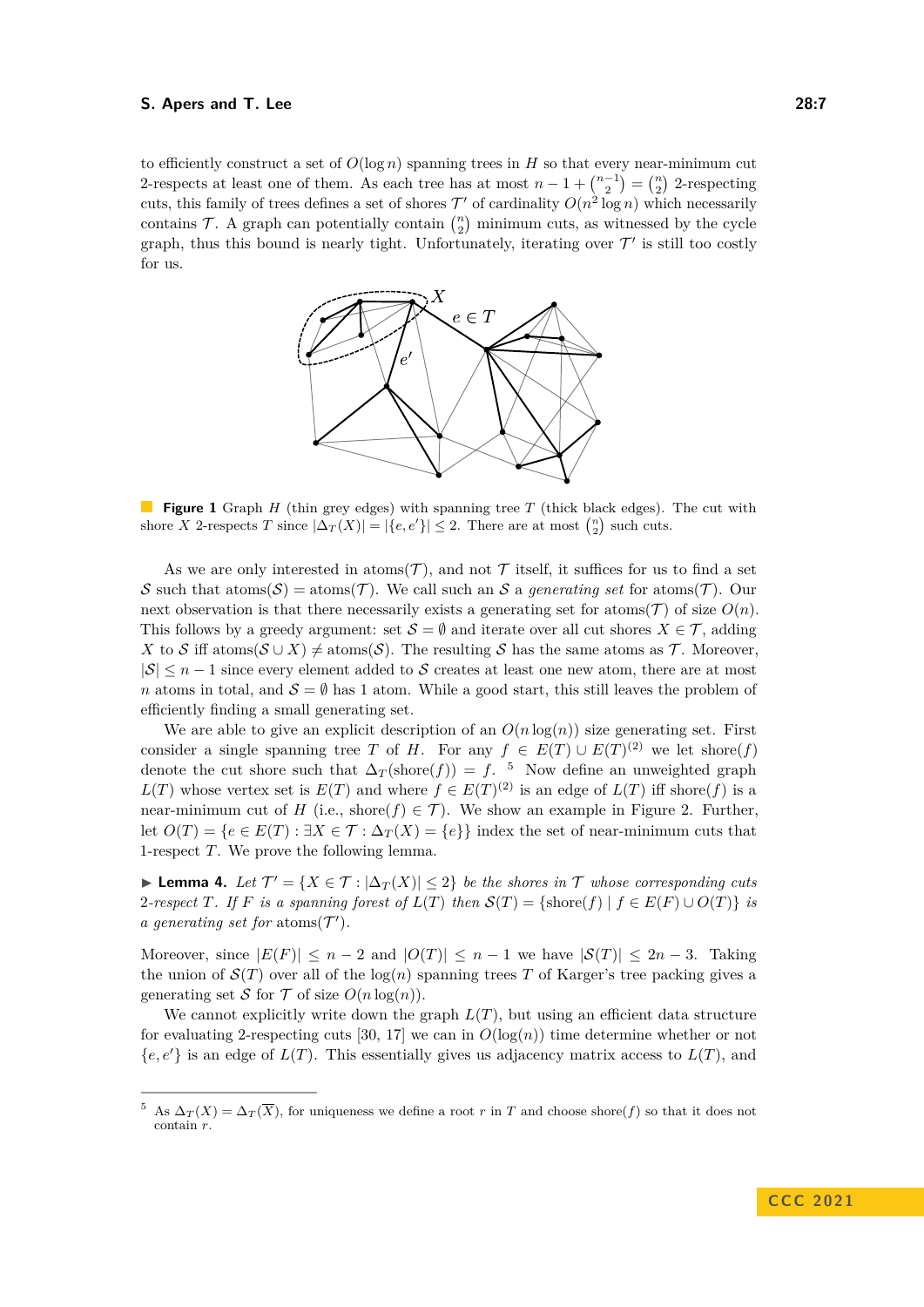to efficiently construct a set of $O(\log n)$ spanning trees in $H$ so that every near-minimum cut 2-respects at least one of them. As each tree has at most $n-1+\binom{n-1}{2}=\binom{n}{2}$ 2-respecting cuts, this family of trees defines a set of shores $\mathcal{T}'$ of cardinality $O(n^2\log n)$ which necessarily contains $\mathcal{T}$. A graph can potentially contain $\binom{n}{2}$ minimum cuts, as witnessed by the cycle graph, thus this bound is nearly tight. Unfortunately, iterating over $\mathcal{T}'$ is still too costly for us.

**Figure 1** Graph $H$ (thin grey edges) with spanning tree $T$ (thick black edges). The cut with shore $X$ 2-respects $T$ since $|\Delta_T(X)| = |\{e, e'\}| \leq 2$. There are at most $\binom{n}{2}$ such cuts.

As we are only interested in atoms($\mathcal{T}$), and not $\mathcal{T}$ itself, it suffices for us to find a set $\mathcal{S}$ such that atoms($\mathcal{S}$) = atoms($\mathcal{T}$). We call such an $\mathcal{S}$ a *generating set* for atoms($\mathcal{T}$). Our next observation is that there necessarily exists a generating set for atoms($\mathcal{T}$) of size $O(n)$. This follows by a greedy argument: set $\mathcal{S}=\emptyset$ and iterate over all cut shores $X\in\mathcal{T}$, adding $X$ to $\mathcal{S}$ iff atoms($\mathcal{S}\cup X$) $\neq$ atoms($\mathcal{S}$). The resulting $\mathcal{S}$ has the same atoms as $\mathcal{T}$. Moreover, $|\mathcal{S}| \leq n-1$ since every element added to $\mathcal{S}$ creates at least one new atom, there are at most $n$ atoms in total, and $\mathcal{S}=\emptyset$ has 1 atom. While a good start, this still leaves the problem of efficiently finding a small generating set.

We are able to give an explicit description of an $O(n\log(n))$ size generating set. First consider a single spanning tree $T$ of $H$. For any $f\in E(T)\cup E(T)^{(2)}$ we let shore($f$) denote the cut shore such that $\Delta_T(\text{shore}(f)) = f$. [5] Now define an unweighted graph $L(T)$ whose vertex set is $E(T)$ and where $f\in E(T)^{(2)}$ is an edge of $L(T)$ iff shore($f$) is a near-minimum cut of $H$ (i.e., shore($f$) $\in\mathcal{T}$). We show an example in Figure 2. Further, let $O(T)=\{e\in E(T) : \exists X\in\mathcal{T} : \Delta_T(X)=\{e\}\}$ index the set of near-minimum cuts that 1-respect $T$. We prove the following lemma.

▶ **Lemma 4.** *Let $\mathcal{T}'=\{X\in\mathcal{T} : |\Delta_T(X)|\leq 2\}$ be the shores in $\mathcal{T}$ whose corresponding cuts 2-respect $T$. If $F$ is a spanning forest of $L(T)$ then $\mathcal{S}(T)=\{\text{shore}(f)\mid f\in E(F)\cup O(T)\}$ is a generating set for* atoms($\mathcal{T}'$).

Moreover, since $|E(F)|\leq n-2$ and $|O(T)|\leq n-1$ we have $|\mathcal{S}(T)|\leq 2n-3$. Taking the union of $\mathcal{S}(T)$ over all of the $\log(n)$ spanning trees $T$ of Karger's tree packing gives a generating set $\mathcal{S}$ for $\mathcal{T}$ of size $O(n\log(n))$.

We cannot explicitly write down the graph $L(T)$, but using an efficient data structure for evaluating 2-respecting cuts [30, 17] we can in $O(\log(n))$ time determine whether or not $\{e,e'\}$ is an edge of $L(T)$. This essentially gives us adjacency matrix access to $L(T)$, and

---

[5] As $\Delta_T(X)=\Delta_T(\overline{X})$, for uniqueness we define a root $r$ in $T$ and choose shore($f$) so that it does not contain $r$.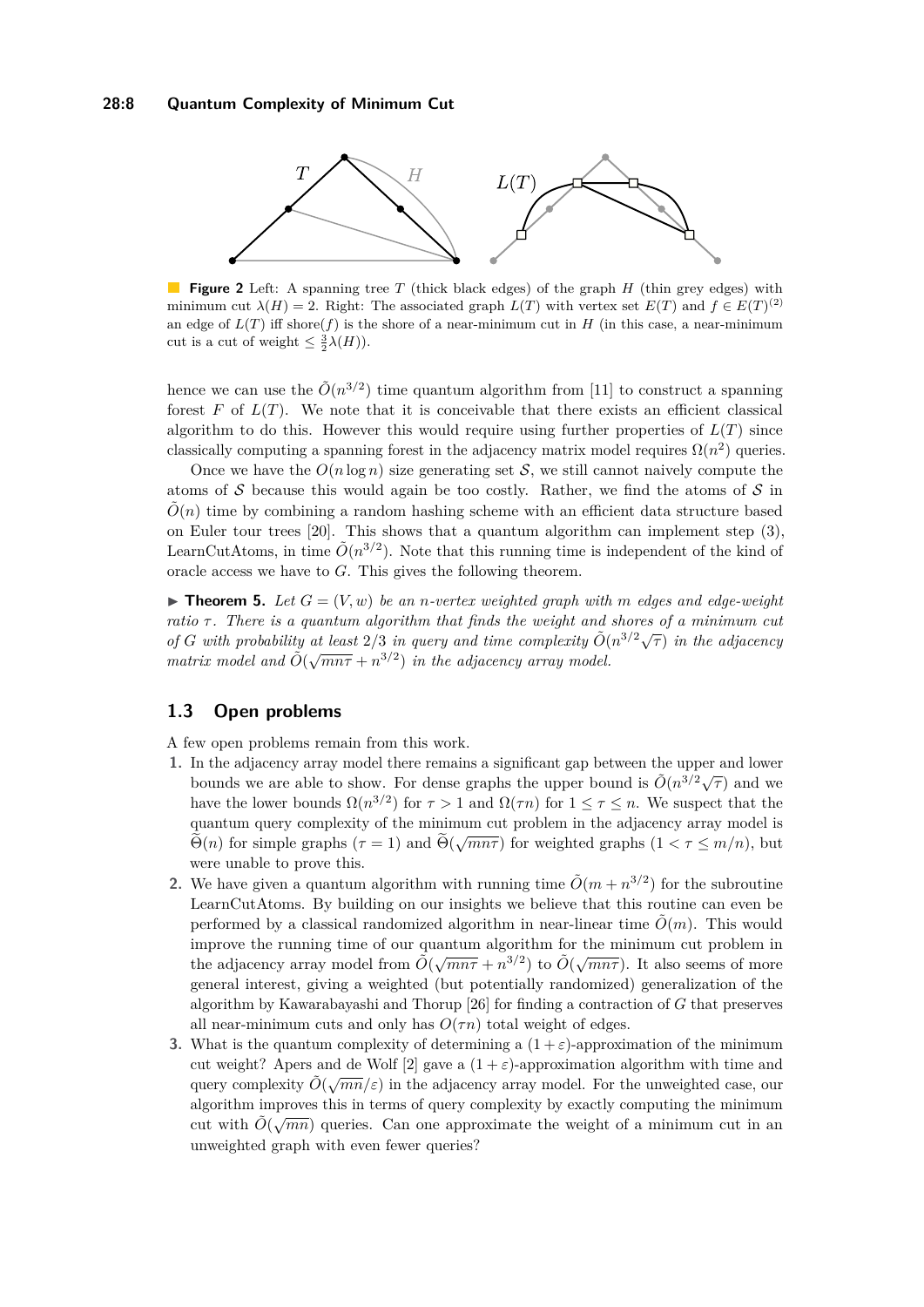**Figure 2** Left: A spanning tree $T$ (thick black edges) of the graph $H$ (thin grey edges) with minimum cut $\lambda(H) = 2$. Right: The associated graph $L(T)$ with vertex set $E(T)$ and $f \in E(T)^{(2)}$ an edge of $L(T)$ iff shore($f$) is the shore of a near-minimum cut in $H$ (in this case, a near-minimum cut is a cut of weight $\leq \frac{3}{2}\lambda(H)$).

hence we can use the $\tilde{O}(n^{3/2})$ time quantum algorithm from [11] to construct a spanning forest $F$ of $L(T)$. We note that it is conceivable that there exists an efficient classical algorithm to do this. However this would require using further properties of $L(T)$ since classically computing a spanning forest in the adjacency matrix model requires $\Omega(n^2)$ queries.

Once we have the $O(n \log n)$ size generating set $\mathcal{S}$, we still cannot naively compute the atoms of $\mathcal{S}$ because this would again be too costly. Rather, we find the atoms of $\mathcal{S}$ in $\tilde{O}(n)$ time by combining a random hashing scheme with an efficient data structure based on Euler tour trees [20]. This shows that a quantum algorithm can implement step (3), LearnCutAtoms, in time $\tilde{O}(n^{3/2})$. Note that this running time is independent of the kind of oracle access we have to $G$. This gives the following theorem.

▶ **Theorem 5.** *Let $G = (V, w)$ be an $n$-vertex weighted graph with $m$ edges and edge-weight ratio $\tau$. There is a quantum algorithm that finds the weight and shores of a minimum cut of $G$ with probability at least $2/3$ in query and time complexity $\tilde{O}(n^{3/2}\sqrt{\tau})$ in the adjacency matrix model and $\tilde{O}(\sqrt{mn\tau} + n^{3/2})$ in the adjacency array model.*

## 1.3 Open problems

A few open problems remain from this work.

1. In the adjacency array model there remains a significant gap between the upper and lower bounds we are able to show. For dense graphs the upper bound is $\tilde{O}(n^{3/2}\sqrt{\tau})$ and we have the lower bounds $\Omega(n^{3/2})$ for $\tau > 1$ and $\Omega(\tau n)$ for $1 \leq \tau \leq n$. We suspect that the quantum query complexity of the minimum cut problem in the adjacency array model is $\widetilde{\Theta}(n)$ for simple graphs ($\tau = 1$) and $\widetilde{\Theta}(\sqrt{mn\tau})$ for weighted graphs ($1 < \tau \leq m/n$), but were unable to prove this.
2. We have given a quantum algorithm with running time $\tilde{O}(m + n^{3/2})$ for the subroutine LearnCutAtoms. By building on our insights we believe that this routine can even be performed by a classical randomized algorithm in near-linear time $\tilde{O}(m)$. This would improve the running time of our quantum algorithm for the minimum cut problem in the adjacency array model from $\tilde{O}(\sqrt{mn\tau} + n^{3/2})$ to $\tilde{O}(\sqrt{mn\tau})$. It also seems of more general interest, giving a weighted (but potentially randomized) generalization of the algorithm by Kawarabayashi and Thorup [26] for finding a contraction of $G$ that preserves all near-minimum cuts and only has $O(\tau n)$ total weight of edges.
3. What is the quantum complexity of determining a $(1+\varepsilon)$-approximation of the minimum cut weight? Apers and de Wolf [2] gave a $(1+\varepsilon)$-approximation algorithm with time and query complexity $\tilde{O}(\sqrt{mn}/\varepsilon)$ in the adjacency array model. For the unweighted case, our algorithm improves this in terms of query complexity by exactly computing the minimum cut with $\tilde{O}(\sqrt{mn})$ queries. Can one approximate the weight of a minimum cut in an unweighted graph with even fewer queries?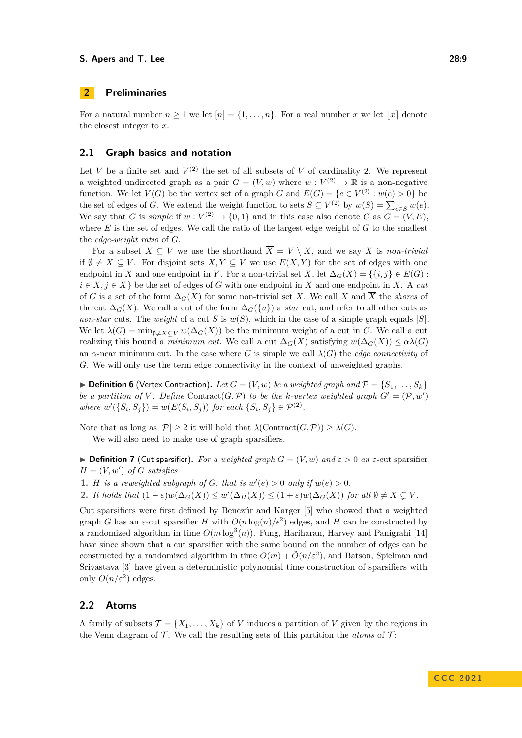## 2 Preliminaries

For a natural number $n \geq 1$ we let $[n] = \{1, \ldots, n\}$. For a real number $x$ we let $\lfloor x \rceil$ denote the closest integer to $x$.

### 2.1 Graph basics and notation

Let $V$ be a finite set and $V^{(2)}$ the set of all subsets of $V$ of cardinality 2. We represent a weighted undirected graph as a pair $G = (V, w)$ where $w : V^{(2)} \to \mathbb{R}$ is a non-negative function. We let $V(G)$ be the vertex set of a graph $G$ and $E(G) = \{e \in V^{(2)} : w(e) > 0\}$ be the set of edges of $G$. We extend the weight function to sets $S \subseteq V^{(2)}$ by $w(S) = \sum_{e \in S} w(e)$. We say that $G$ is *simple* if $w : V^{(2)} \to \{0, 1\}$ and in this case also denote $G$ as $G = (V, E)$, where $E$ is the set of edges. We call the ratio of the largest edge weight of $G$ to the smallest the *edge-weight ratio* of $G$.

For a subset $X \subseteq V$ we use the shorthand $\overline{X} = V \setminus X$, and we say $X$ is *non-trivial* if $\emptyset \neq X \subsetneq V$. For disjoint sets $X, Y \subseteq V$ we use $E(X, Y)$ for the set of edges with one endpoint in $X$ and one endpoint in $Y$. For a non-trivial set $X$, let $\Delta_G(X) = \{\{i, j\} \in E(G) : i \in X, j \in \overline{X}\}$ be the set of edges of $G$ with one endpoint in $X$ and one endpoint in $\overline{X}$. A *cut* of $G$ is a set of the form $\Delta_G(X)$ for some non-trivial set $X$. We call $X$ and $\overline{X}$ the *shores* of the cut $\Delta_G(X)$. We call a cut of the form $\Delta_G(\{u\})$ a *star* cut, and refer to all other cuts as *non-star* cuts. The *weight* of a cut $S$ is $w(S)$, which in the case of a simple graph equals $|S|$. We let $\lambda(G) = \min_{\emptyset \neq X \subsetneq V} w(\Delta_G(X))$ be the minimum weight of a cut in $G$. We call a cut realizing this bound a *minimum cut*. We call a cut $\Delta_G(X)$ satisfying $w(\Delta_G(X)) \leq \alpha\lambda(G)$ an $\alpha$-near minimum cut. In the case where $G$ is simple we call $\lambda(G)$ the *edge connectivity* of $G$. We will only use the term edge connectivity in the context of unweighted graphs.

▶ **Definition 6** (Vertex Contraction). *Let $G = (V, w)$ be a weighted graph and $\mathcal{P} = \{S_1, \ldots, S_k\}$ be a partition of $V$. Define* $\mathrm{Contract}(G, \mathcal{P})$ *to be the $k$-vertex weighted graph $G' = (\mathcal{P}, w')$ where $w'(\{S_i, S_j\}) = w(E(S_i, S_j))$ for each $\{S_i, S_j\} \in \mathcal{P}^{(2)}$.*

Note that as long as $|\mathcal{P}| \geq 2$ it will hold that $\lambda(\mathrm{Contract}(G, \mathcal{P})) \geq \lambda(G)$.

We will also need to make use of graph sparsifiers.

▶ **Definition 7** (Cut sparsifier). *For a weighted graph $G = (V, w)$ and $\varepsilon > 0$ an $\varepsilon$-cut sparsifier $H = (V, w')$ of $G$ satisfies*

1. *$H$ is a reweighted subgraph of $G$, that is $w'(e) > 0$ only if $w(e) > 0$.*
2. *It holds that $(1 - \varepsilon)w(\Delta_G(X)) \leq w'(\Delta_H(X)) \leq (1 + \varepsilon)w(\Delta_G(X))$ for all $\emptyset \neq X \subsetneq V$.*

Cut sparsifiers were first defined by Benczúr and Karger [5] who showed that a weighted graph $G$ has an $\varepsilon$-cut sparsifier $H$ with $O(n \log(n)/\epsilon^2)$ edges, and $H$ can be constructed by a randomized algorithm in time $O(m \log^3(n))$. Fung, Hariharan, Harvey and Panigrahi [14] have since shown that a cut sparsifier with the same bound on the number of edges can be constructed by a randomized algorithm in time $O(m) + \tilde{O}(n/\varepsilon^2)$, and Batson, Spielman and Srivastava [3] have given a deterministic polynomial time construction of sparsifiers with only $O(n/\varepsilon^2)$ edges.

### 2.2 Atoms

A family of subsets $\mathcal{T} = \{X_1, \ldots, X_k\}$ of $V$ induces a partition of $V$ given by the regions in the Venn diagram of $\mathcal{T}$. We call the resulting sets of this partition the *atoms* of $\mathcal{T}$: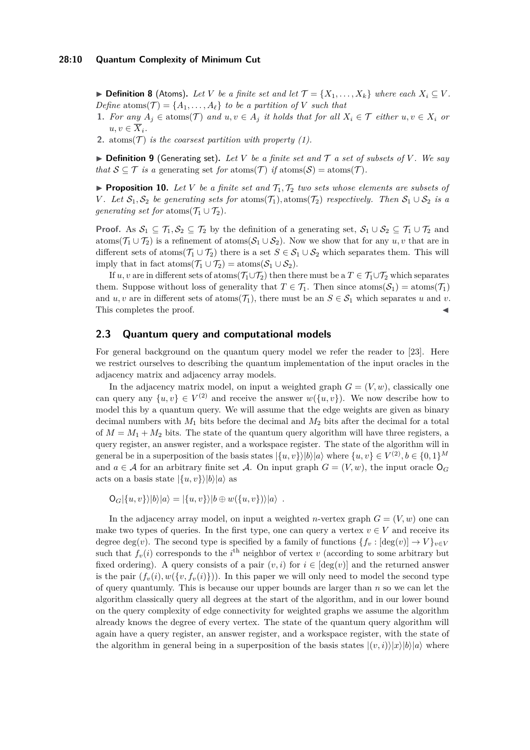▶ **Definition 8** (Atoms). *Let $V$ be a finite set and let $\mathcal{T} = \{X_1, \ldots, X_k\}$ where each $X_i \subseteq V$. Define* $\text{atoms}(\mathcal{T}) = \{A_1, \ldots, A_\ell\}$ *to be a partition of $V$ such that*

1. *For any $A_j \in \text{atoms}(\mathcal{T})$ and $u, v \in A_j$ it holds that for all $X_i \in \mathcal{T}$ either $u, v \in X_i$ or $u, v \in \overline{X}_i$.*
2. *$\text{atoms}(\mathcal{T})$ is the coarsest partition with property (1).*

▶ **Definition 9** (Generating set). *Let $V$ be a finite set and $\mathcal{T}$ a set of subsets of $V$. We say that $\mathcal{S} \subseteq \mathcal{T}$ is a* generating set *for $\text{atoms}(\mathcal{T})$ if $\text{atoms}(\mathcal{S}) = \text{atoms}(\mathcal{T})$.*

▶ **Proposition 10.** *Let $V$ be a finite set and $\mathcal{T}_1, \mathcal{T}_2$ two sets whose elements are subsets of $V$. Let $\mathcal{S}_1, \mathcal{S}_2$ be generating sets for $\text{atoms}(\mathcal{T}_1), \text{atoms}(\mathcal{T}_2)$ respectively. Then $\mathcal{S}_1 \cup \mathcal{S}_2$ is a generating set for $\text{atoms}(\mathcal{T}_1 \cup \mathcal{T}_2)$.*

**Proof.** As $\mathcal{S}_1 \subseteq \mathcal{T}_1, \mathcal{S}_2 \subseteq \mathcal{T}_2$ by the definition of a generating set, $\mathcal{S}_1 \cup \mathcal{S}_2 \subseteq \mathcal{T}_1 \cup \mathcal{T}_2$ and $\text{atoms}(\mathcal{T}_1 \cup \mathcal{T}_2)$ is a refinement of $\text{atoms}(\mathcal{S}_1 \cup \mathcal{S}_2)$. Now we show that for any $u, v$ that are in different sets of $\text{atoms}(\mathcal{T}_1 \cup \mathcal{T}_2)$ there is a set $S \in \mathcal{S}_1 \cup \mathcal{S}_2$ which separates them. This will imply that in fact $\text{atoms}(\mathcal{T}_1 \cup \mathcal{T}_2) = \text{atoms}(\mathcal{S}_1 \cup \mathcal{S}_2)$.

If $u, v$ are in different sets of $\text{atoms}(\mathcal{T}_1 \cup \mathcal{T}_2)$ then there must be a $T \in \mathcal{T}_1 \cup \mathcal{T}_2$ which separates them. Suppose without loss of generality that $T \in \mathcal{T}_1$. Then since $\text{atoms}(\mathcal{S}_1) = \text{atoms}(\mathcal{T}_1)$ and $u, v$ are in different sets of $\text{atoms}(\mathcal{T}_1)$, there must be an $S \in \mathcal{S}_1$ which separates $u$ and $v$. This completes the proof. ◀

## 2.3 Quantum query and computational models

For general background on the quantum query model we refer the reader to [23]. Here we restrict ourselves to describing the quantum implementation of the input oracles in the adjacency matrix and adjacency array models.

In the adjacency matrix model, on input a weighted graph $G = (V, w)$, classically one can query any $\{u, v\} \in V^{(2)}$ and receive the answer $w(\{u, v\})$. We now describe how to model this by a quantum query. We will assume that the edge weights are given as binary decimal numbers with $M_1$ bits before the decimal and $M_2$ bits after the decimal for a total of $M = M_1 + M_2$ bits. The state of the quantum query algorithm will have three registers, a query register, an answer register, and a workspace register. The state of the algorithm will in general be in a superposition of the basis states $|\{u, v\}\rangle|b\rangle|a\rangle$ where $\{u, v\} \in V^{(2)}, b \in \{0, 1\}^M$ and $a \in \mathcal{A}$ for an arbitrary finite set $\mathcal{A}$. On input graph $G = (V, w)$, the input oracle $\mathsf{O}_G$ acts on a basis state $|\{u, v\}\rangle|b\rangle|a\rangle$ as

$$\mathsf{O}_G|\{u, v\}\rangle|b\rangle|a\rangle = |\{u, v\}\rangle|b \oplus w(\{u, v\})\rangle|a\rangle \ .$$

In the adjacency array model, on input a weighted $n$-vertex graph $G = (V, w)$ one can make two types of queries. In the first type, one can query a vertex $v \in V$ and receive its degree $\deg(v)$. The second type is specified by a family of functions $\{f_v : [\deg(v)] \to V\}_{v \in V}$ such that $f_v(i)$ corresponds to the $i^{\text{th}}$ neighbor of vertex $v$ (according to some arbitrary but fixed ordering). A query consists of a pair $(v, i)$ for $i \in [\deg(v)]$ and the returned answer is the pair $(f_v(i), w(\{v, f_v(i)\}))$. In this paper we will only need to model the second type of query quantumly. This is because our upper bounds are larger than $n$ so we can let the algorithm classically query all degrees at the start of the algorithm, and in our lower bound on the query complexity of edge connectivity for weighted graphs we assume the algorithm already knows the degree of every vertex. The state of the quantum query algorithm will again have a query register, an answer register, and a workspace register, with the state of the algorithm in general being in a superposition of the basis states $|(v, i)\rangle|x\rangle|b\rangle|a\rangle$ where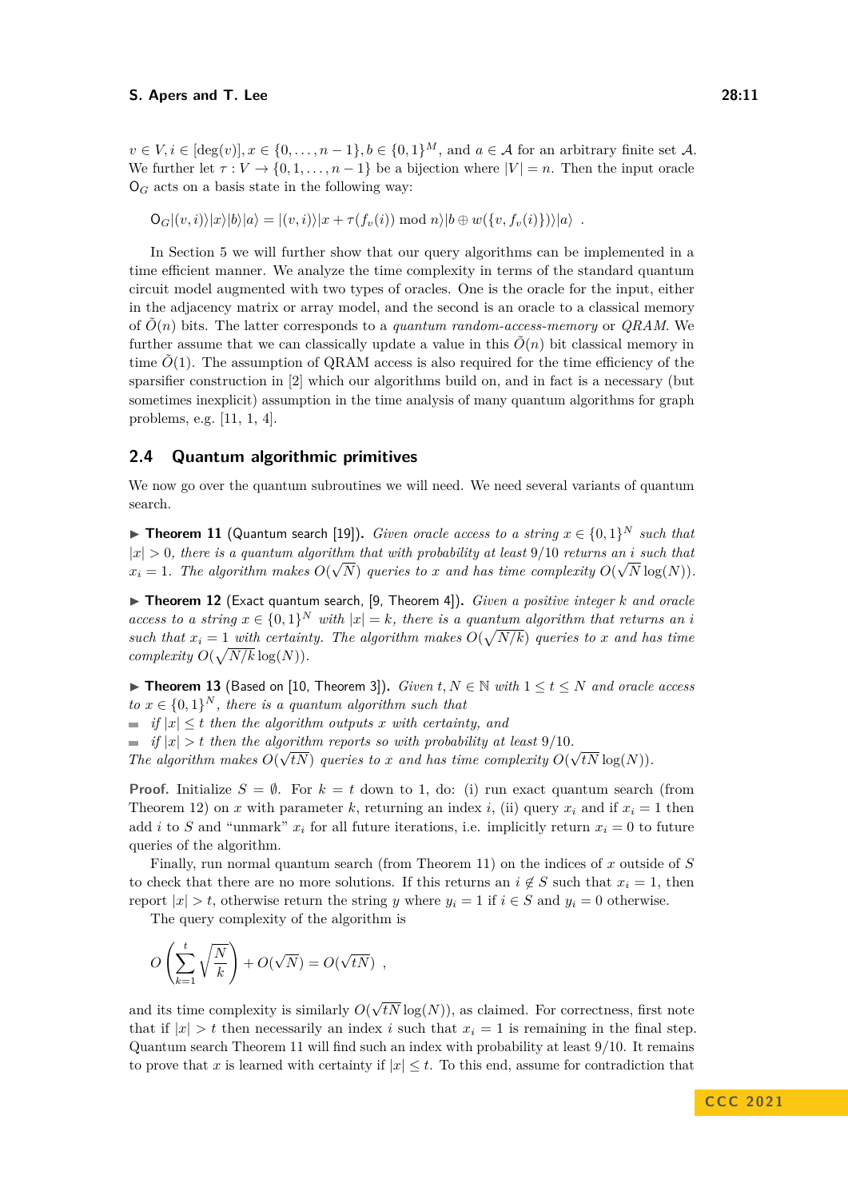$v \in V, i \in [\deg(v)], x \in \{0, \ldots, n-1\}, b \in \{0,1\}^M$, and $a \in \mathcal{A}$ for an arbitrary finite set $\mathcal{A}$. We further let $\tau : V \to \{0, 1, \ldots, n-1\}$ be a bijection where $|V| = n$. Then the input oracle $\mathsf{O}_G$ acts on a basis state in the following way:

$$\mathsf{O}_G|(v,i)\rangle|x\rangle|b\rangle|a\rangle = |(v,i)\rangle|x + \tau(f_v(i)) \bmod n\rangle|b \oplus w(\{v, f_v(i)\})\rangle|a\rangle \ .$$

In Section 5 we will further show that our query algorithms can be implemented in a time efficient manner. We analyze the time complexity in terms of the standard quantum circuit model augmented with two types of oracles. One is the oracle for the input, either in the adjacency matrix or array model, and the second is an oracle to a classical memory of $\tilde{O}(n)$ bits. The latter corresponds to a *quantum random-access-memory* or *QRAM*. We further assume that we can classically update a value in this $\tilde{O}(n)$ bit classical memory in time $\tilde{O}(1)$. The assumption of QRAM access is also required for the time efficiency of the sparsifier construction in [2] which our algorithms build on, and in fact is a necessary (but sometimes inexplicit) assumption in the time analysis of many quantum algorithms for graph problems, e.g. [11, 1, 4].

## 2.4 Quantum algorithmic primitives

We now go over the quantum subroutines we will need. We need several variants of quantum search.

▶ **Theorem 11** (Quantum search [19]). *Given oracle access to a string $x \in \{0,1\}^N$ such that $|x| > 0$, there is a quantum algorithm that with probability at least $9/10$ returns an $i$ such that $x_i = 1$. The algorithm makes $O(\sqrt{N})$ queries to $x$ and has time complexity $O(\sqrt{N}\log(N))$.*

▶ **Theorem 12** (Exact quantum search, [9, Theorem 4]). *Given a positive integer $k$ and oracle access to a string $x \in \{0,1\}^N$ with $|x| = k$, there is a quantum algorithm that returns an $i$ such that $x_i = 1$ with certainty. The algorithm makes $O(\sqrt{N/k})$ queries to $x$ and has time complexity $O(\sqrt{N/k}\log(N))$.*

▶ **Theorem 13** (Based on [10, Theorem 3]). *Given $t, N \in \mathbb{N}$ with $1 \leq t \leq N$ and oracle access to $x \in \{0,1\}^N$, there is a quantum algorithm such that*

- *if $|x| \leq t$ then the algorithm outputs $x$ with certainty, and*
- *if $|x| > t$ then the algorithm reports so with probability at least $9/10$.*

*The algorithm makes $O(\sqrt{tN})$ queries to $x$ and has time complexity $O(\sqrt{tN}\log(N))$.*

**Proof.** Initialize $S = \emptyset$. For $k = t$ down to 1, do: (i) run exact quantum search (from Theorem 12) on $x$ with parameter $k$, returning an index $i$, (ii) query $x_i$ and if $x_i = 1$ then add $i$ to $S$ and "unmark" $x_i$ for all future iterations, i.e. implicitly return $x_i = 0$ to future queries of the algorithm.

Finally, run normal quantum search (from Theorem 11) on the indices of $x$ outside of $S$ to check that there are no more solutions. If this returns an $i \notin S$ such that $x_i = 1$, then report $|x| > t$, otherwise return the string $y$ where $y_i = 1$ if $i \in S$ and $y_i = 0$ otherwise.

The query complexity of the algorithm is

$$O\left(\sum_{k=1}^{t}\sqrt{\frac{N}{k}}\right) + O(\sqrt{N}) = O(\sqrt{tN}) \ ,$$

and its time complexity is similarly $O(\sqrt{tN}\log(N))$, as claimed. For correctness, first note that if $|x| > t$ then necessarily an index $i$ such that $x_i = 1$ is remaining in the final step. Quantum search Theorem 11 will find such an index with probability at least $9/10$. It remains to prove that $x$ is learned with certainty if $|x| \leq t$. To this end, assume for contradiction that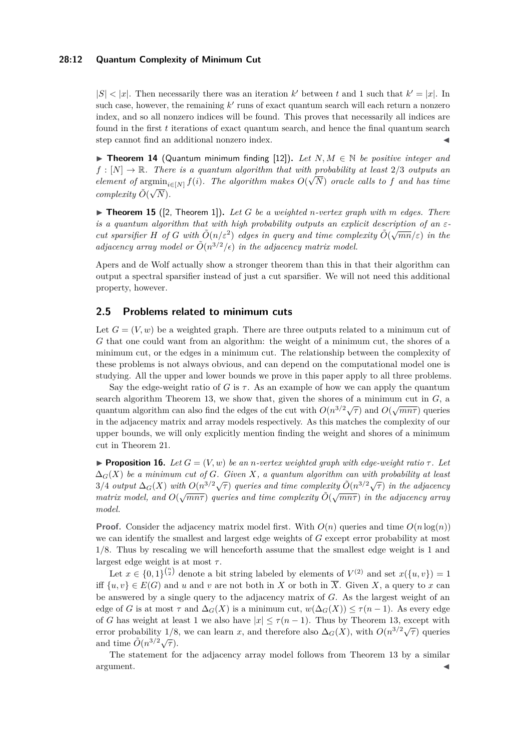$|S| < |x|$. Then necessarily there was an iteration $k'$ between $t$ and 1 such that $k' = |x|$. In such case, however, the remaining $k'$ runs of exact quantum search will each return a nonzero index, and so all nonzero indices will be found. This proves that necessarily all indices are found in the first $t$ iterations of exact quantum search, and hence the final quantum search step cannot find an additional nonzero index. ◀

▶ **Theorem 14** (Quantum minimum finding [12])**.** *Let $N, M \in \mathbb{N}$ be positive integer and $f : [N] \to \mathbb{R}$. There is a quantum algorithm that with probability at least $2/3$ outputs an element of $\operatorname{argmin}_{i \in [N]} f(i)$. The algorithm makes $O(\sqrt{N})$ oracle calls to $f$ and has time complexity $\tilde{O}(\sqrt{N})$.*

▶ **Theorem 15** ([2, Theorem 1])**.** *Let $G$ be a weighted $n$-vertex graph with $m$ edges. There is a quantum algorithm that with high probability outputs an explicit description of an $\varepsilon$-cut sparsifier $H$ of $G$ with $\tilde{O}(n/\varepsilon^2)$ edges in query and time complexity $\tilde{O}(\sqrt{mn}/\varepsilon)$ in the adjacency array model or $\tilde{O}(n^{3/2}/\epsilon)$ in the adjacency matrix model.*

Apers and de Wolf actually show a stronger theorem than this in that their algorithm can output a spectral sparsifier instead of just a cut sparsifier. We will not need this additional property, however.

## 2.5 Problems related to minimum cuts

Let $G = (V, w)$ be a weighted graph. There are three outputs related to a minimum cut of $G$ that one could want from an algorithm: the weight of a minimum cut, the shores of a minimum cut, or the edges in a minimum cut. The relationship between the complexity of these problems is not always obvious, and can depend on the computational model one is studying. All the upper and lower bounds we prove in this paper apply to all three problems.

Say the edge-weight ratio of $G$ is $\tau$. As an example of how we can apply the quantum search algorithm Theorem 13, we show that, given the shores of a minimum cut in $G$, a quantum algorithm can also find the edges of the cut with $O(n^{3/2}\sqrt{\tau})$ and $O(\sqrt{mn\tau})$ queries in the adjacency matrix and array models respectively. As this matches the complexity of our upper bounds, we will only explicitly mention finding the weight and shores of a minimum cut in Theorem 21.

▶ **Proposition 16.** *Let $G = (V, w)$ be an $n$-vertex weighted graph with edge-weight ratio $\tau$. Let $\Delta_G(X)$ be a minimum cut of $G$. Given $X$, a quantum algorithm can with probability at least $3/4$ output $\Delta_G(X)$ with $O(n^{3/2}\sqrt{\tau})$ queries and time complexity $\tilde{O}(n^{3/2}\sqrt{\tau})$ in the adjacency matrix model, and $O(\sqrt{mn\tau})$ queries and time complexity $\tilde{O}(\sqrt{mn\tau})$ in the adjacency array model.*

**Proof.** Consider the adjacency matrix model first. With $O(n)$ queries and time $O(n \log(n))$ we can identify the smallest and largest edge weights of $G$ except error probability at most $1/8$. Thus by rescaling we will henceforth assume that the smallest edge weight is 1 and largest edge weight is at most $\tau$.

Let $x \in \{0,1\}^{\binom{n}{2}}$ denote a bit string labeled by elements of $V^{(2)}$ and set $x(\{u,v\}) = 1$ iff $\{u,v\} \in E(G)$ and $u$ and $v$ are not both in $X$ or both in $\overline{X}$. Given $X$, a query to $x$ can be answered by a single query to the adjacency matrix of $G$. As the largest weight of an edge of $G$ is at most $\tau$ and $\Delta_G(X)$ is a minimum cut, $w(\Delta_G(X)) \le \tau(n-1)$. As every edge of $G$ has weight at least 1 we also have $|x| \le \tau(n-1)$. Thus by Theorem 13, except with error probability $1/8$, we can learn $x$, and therefore also $\Delta_G(X)$, with $O(n^{3/2}\sqrt{\tau})$ queries and time $\tilde{O}(n^{3/2}\sqrt{\tau})$.

The statement for the adjacency array model follows from Theorem 13 by a similar argument. ◀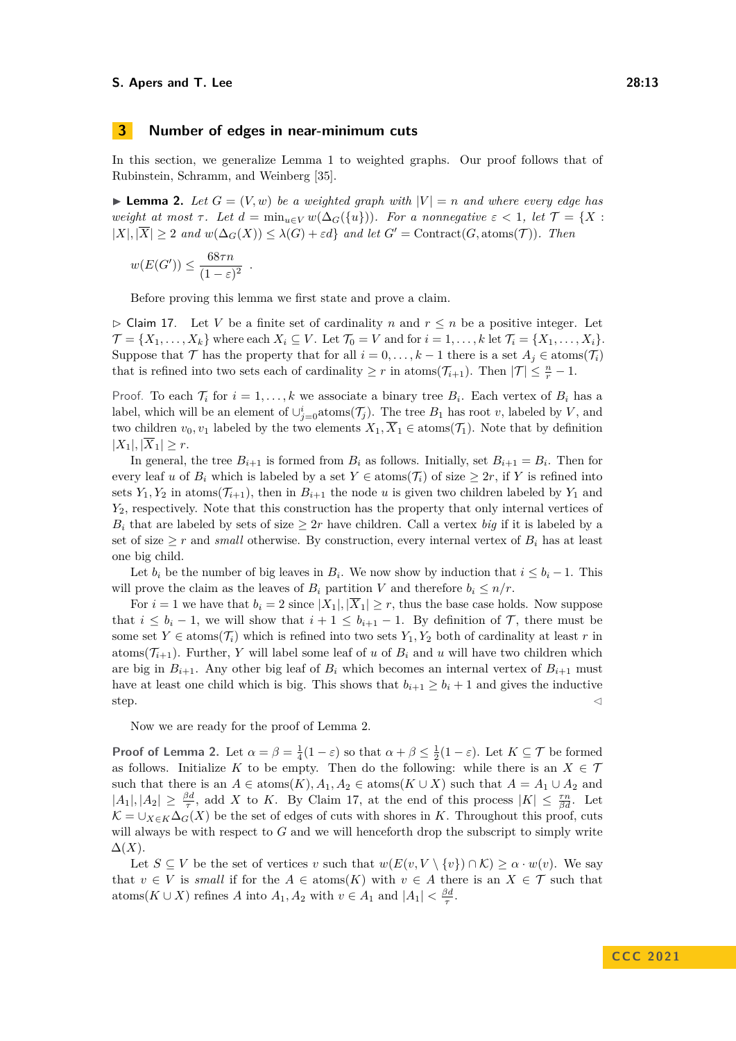## 3 Number of edges in near-minimum cuts

In this section, we generalize Lemma 1 to weighted graphs. Our proof follows that of Rubinstein, Schramm, and Weinberg [35].

▶ **Lemma 2.** *Let $G = (V, w)$ be a weighted graph with $|V| = n$ and where every edge has weight at most $\tau$. Let $d = \min_{u \in V} w(\Delta_G(\{u\}))$. For a nonnegative $\varepsilon < 1$, let $\mathcal{T} = \{X : |X|, |\overline{X}| \geq 2 \text{ and } w(\Delta_G(X)) \leq \lambda(G) + \varepsilon d\}$ and let $G' = \mathrm{Contract}(G, \mathrm{atoms}(\mathcal{T}))$. Then*

$$w(E(G')) \leq \frac{68\tau n}{(1-\varepsilon)^2} .$$

Before proving this lemma we first state and prove a claim.

▷ Claim 17. Let $V$ be a finite set of cardinality $n$ and $r \leq n$ be a positive integer. Let $\mathcal{T} = \{X_1, \ldots, X_k\}$ where each $X_i \subseteq V$. Let $\mathcal{T}_0 = V$ and for $i = 1, \ldots, k$ let $\mathcal{T}_i = \{X_1, \ldots, X_i\}$. Suppose that $\mathcal{T}$ has the property that for all $i = 0, \ldots, k-1$ there is a set $A_j \in \mathrm{atoms}(\mathcal{T}_i)$ that is refined into two sets each of cardinality $\geq r$ in $\mathrm{atoms}(\mathcal{T}_{i+1})$. Then $|\mathcal{T}| \leq \frac{n}{r} - 1$.

Proof. To each $\mathcal{T}_i$ for $i = 1, \ldots, k$ we associate a binary tree $B_i$. Each vertex of $B_i$ has a label, which will be an element of $\cup_{j=0}^{i} \mathrm{atoms}(\mathcal{T}_j)$. The tree $B_1$ has root $v$, labeled by $V$, and two children $v_0, v_1$ labeled by the two elements $X_1, \overline{X}_1 \in \mathrm{atoms}(\mathcal{T}_1)$. Note that by definition $|X_1|, |\overline{X}_1| \geq r$.

In general, the tree $B_{i+1}$ is formed from $B_i$ as follows. Initially, set $B_{i+1} = B_i$. Then for every leaf $u$ of $B_i$ which is labeled by a set $Y \in \mathrm{atoms}(\mathcal{T}_i)$ of size $\geq 2r$, if $Y$ is refined into sets $Y_1, Y_2$ in $\mathrm{atoms}(\mathcal{T}_{i+1})$, then in $B_{i+1}$ the node $u$ is given two children labeled by $Y_1$ and $Y_2$, respectively. Note that this construction has the property that only internal vertices of $B_i$ that are labeled by sets of size $\geq 2r$ have children. Call a vertex *big* if it is labeled by a set of size $\geq r$ and *small* otherwise. By construction, every internal vertex of $B_i$ has at least one big child.

Let $b_i$ be the number of big leaves in $B_i$. We now show by induction that $i \leq b_i - 1$. This will prove the claim as the leaves of $B_i$ partition $V$ and therefore $b_i \leq n/r$.

For $i = 1$ we have that $b_i = 2$ since $|X_1|, |\overline{X}_1| \geq r$, thus the base case holds. Now suppose that $i \leq b_i - 1$, we will show that $i + 1 \leq b_{i+1} - 1$. By definition of $\mathcal{T}$, there must be some set $Y \in \mathrm{atoms}(\mathcal{T}_i)$ which is refined into two sets $Y_1, Y_2$ both of cardinality at least $r$ in $\mathrm{atoms}(\mathcal{T}_{i+1})$. Further, $Y$ will label some leaf of $u$ of $B_i$ and $u$ will have two children which are big in $B_{i+1}$. Any other big leaf of $B_i$ which becomes an internal vertex of $B_{i+1}$ must have at least one child which is big. This shows that $b_{i+1} \geq b_i + 1$ and gives the inductive step. ◁

Now we are ready for the proof of Lemma 2.

**Proof of Lemma 2.** Let $\alpha = \beta = \frac{1}{4}(1-\varepsilon)$ so that $\alpha + \beta \leq \frac{1}{2}(1-\varepsilon)$. Let $K \subseteq \mathcal{T}$ be formed as follows. Initialize $K$ to be empty. Then do the following: while there is an $X \in \mathcal{T}$ such that there is an $A \in \mathrm{atoms}(K), A_1, A_2 \in \mathrm{atoms}(K \cup X)$ such that $A = A_1 \cup A_2$ and $|A_1|, |A_2| \geq \frac{\beta d}{\tau}$, add $X$ to $K$. By Claim 17, at the end of this process $|K| \leq \frac{\tau n}{\beta d}$. Let $\mathcal{K} = \cup_{X \in K} \Delta_G(X)$ be the set of edges of cuts with shores in $K$. Throughout this proof, cuts will always be with respect to $G$ and we will henceforth drop the subscript to simply write $\Delta(X)$.

Let $S \subseteq V$ be the set of vertices $v$ such that $w(E(v, V \setminus \{v\}) \cap \mathcal{K}) \geq \alpha \cdot w(v)$. We say that $v \in V$ is *small* if for the $A \in \mathrm{atoms}(K)$ with $v \in A$ there is an $X \in \mathcal{T}$ such that $\mathrm{atoms}(K \cup X)$ refines $A$ into $A_1, A_2$ with $v \in A_1$ and $|A_1| < \frac{\beta d}{\tau}$.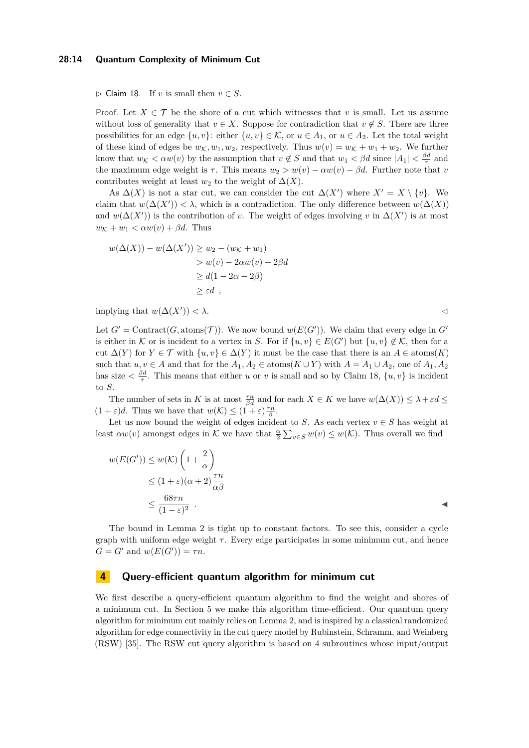▷ Claim 18. If $v$ is small then $v \in S$.

*Proof.* Let $X \in \mathcal{T}$ be the shore of a cut which witnesses that $v$ is small. Let us assume without loss of generality that $v \in X$. Suppose for contradiction that $v \notin S$. There are three possibilities for an edge $\{u, v\}$: either $\{u, v\} \in \mathcal{K}$, or $u \in A_1$, or $u \in A_2$. Let the total weight of these kind of edges be $w_{\mathcal{K}}, w_1, w_2$, respectively. Thus $w(v) = w_{\mathcal{K}} + w_1 + w_2$. We further know that $w_{\mathcal{K}} < \alpha w(v)$ by the assumption that $v \notin S$ and that $w_1 < \beta d$ since $|A_1| < \frac{\beta d}{\tau}$ and the maximum edge weight is $\tau$. This means $w_2 > w(v) - \alpha w(v) - \beta d$. Further note that $v$ contributes weight at least $w_2$ to the weight of $\Delta(X)$.

As $\Delta(X)$ is not a star cut, we can consider the cut $\Delta(X')$ where $X' = X \setminus \{v\}$. We claim that $w(\Delta(X')) < \lambda$, which is a contradiction. The only difference between $w(\Delta(X))$ and $w(\Delta(X'))$ is the contribution of $v$. The weight of edges involving $v$ in $\Delta(X')$ is at most $w_{\mathcal{K}} + w_1 < \alpha w(v) + \beta d$. Thus

$$
\begin{aligned}
w(\Delta(X)) - w(\Delta(X')) &\geq w_2 - (w_{\mathcal{K}} + w_1) \\
&> w(v) - 2\alpha w(v) - 2\beta d \\
&\geq d(1 - 2\alpha - 2\beta) \\
&\geq \varepsilon d \ ,
\end{aligned}
$$

implying that $w(\Delta(X')) < \lambda$. ◁

Let $G' = \text{Contract}(G, \text{atoms}(\mathcal{T}))$. We now bound $w(E(G'))$. We claim that every edge in $G'$ is either in $\mathcal{K}$ or is incident to a vertex in $S$. For if $\{u, v\} \in E(G')$ but $\{u, v\} \notin \mathcal{K}$, then for a cut $\Delta(Y)$ for $Y \in \mathcal{T}$ with $\{u, v\} \in \Delta(Y)$ it must be the case that there is an $A \in \text{atoms}(K)$ such that $u, v \in A$ and that for the $A_1, A_2 \in \text{atoms}(K \cup Y)$ with $A = A_1 \cup A_2$, one of $A_1, A_2$ has size $< \frac{\beta d}{\tau}$. This means that either $u$ or $v$ is small and so by Claim 18, $\{u, v\}$ is incident to $S$.

The number of sets in $K$ is at most $\frac{\tau n}{\beta d}$ and for each $X \in K$ we have $w(\Delta(X)) \leq \lambda + \varepsilon d \leq (1 + \varepsilon)d$. Thus we have that $w(\mathcal{K}) \leq (1 + \varepsilon)\frac{\tau n}{\beta}$.

Let us now bound the weight of edges incident to $S$. As each vertex $v \in S$ has weight at least $\alpha w(v)$ amongst edges in $\mathcal{K}$ we have that $\frac{\alpha}{2}\sum_{v \in S} w(v) \leq w(\mathcal{K})$. Thus overall we find

$$
\begin{aligned}
w(E(G')) &\leq w(\mathcal{K}) \left(1 + \frac{2}{\alpha}\right) \\
&\leq (1 + \varepsilon)(\alpha + 2)\frac{\tau n}{\alpha\beta} \\
&\leq \frac{68\tau n}{(1 - \varepsilon)^2} \ .
\end{aligned}
$$

◀

The bound in Lemma 2 is tight up to constant factors. To see this, consider a cycle graph with uniform edge weight $\tau$. Every edge participates in some minimum cut, and hence $G = G'$ and $w(E(G')) = \tau n$.

## 4 Query-efficient quantum algorithm for minimum cut

We first describe a query-efficient quantum algorithm to find the weight and shores of a minimum cut. In Section 5 we make this algorithm time-efficient. Our quantum query algorithm for minimum cut mainly relies on Lemma 2, and is inspired by a classical randomized algorithm for edge connectivity in the cut query model by Rubinstein, Schramm, and Weinberg (RSW) [35]. The RSW cut query algorithm is based on 4 subroutines whose input/output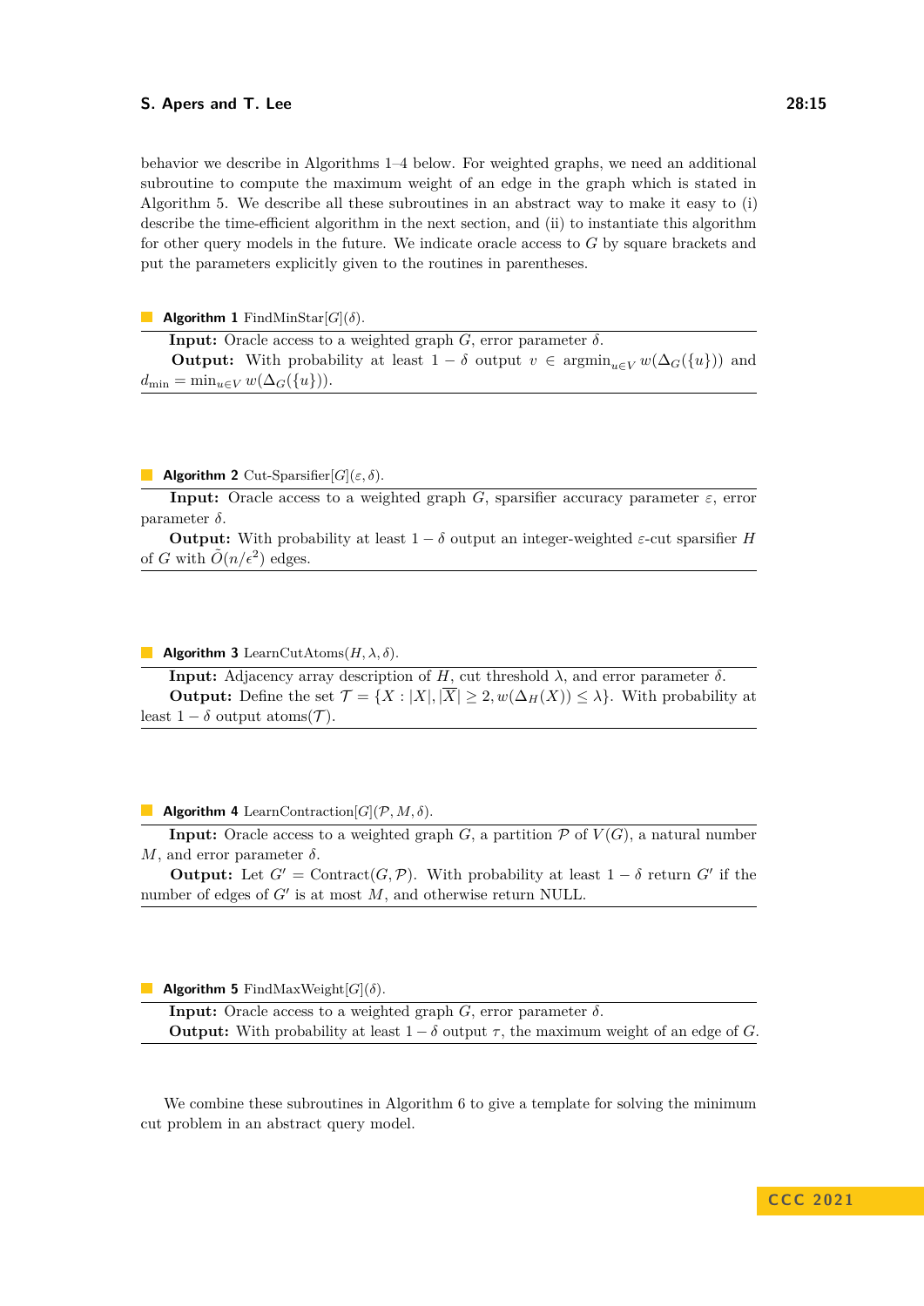behavior we describe in Algorithms 1–4 below. For weighted graphs, we need an additional subroutine to compute the maximum weight of an edge in the graph which is stated in Algorithm 5. We describe all these subroutines in an abstract way to make it easy to (i) describe the time-efficient algorithm in the next section, and (ii) to instantiate this algorithm for other query models in the future. We indicate oracle access to $G$ by square brackets and put the parameters explicitly given to the routines in parentheses.

**Algorithm 1** FindMinStar$[G](\delta)$.

**Input:** Oracle access to a weighted graph $G$, error parameter $\delta$.

**Output:** With probability at least $1-\delta$ output $v \in \operatorname{argmin}_{u \in V} w(\Delta_G(\{u\}))$ and $d_{\min} = \min_{u \in V} w(\Delta_G(\{u\}))$.

**Algorithm 2** Cut-Sparsifier$[G](\varepsilon, \delta)$.

**Input:** Oracle access to a weighted graph $G$, sparsifier accuracy parameter $\varepsilon$, error parameter $\delta$.

**Output:** With probability at least $1-\delta$ output an integer-weighted $\varepsilon$-cut sparsifier $H$ of $G$ with $\tilde{O}(n/\epsilon^2)$ edges.

**Algorithm 3** LearnCutAtoms$(H, \lambda, \delta)$.

**Input:** Adjacency array description of $H$, cut threshold $\lambda$, and error parameter $\delta$.

**Output:** Define the set $\mathcal{T} = \{X : |X|, |\overline{X}| \geq 2, w(\Delta_H(X)) \leq \lambda\}$. With probability at least $1-\delta$ output atoms$(\mathcal{T})$.

**Algorithm 4** LearnContraction$[G](\mathcal{P}, M, \delta)$.

**Input:** Oracle access to a weighted graph $G$, a partition $\mathcal{P}$ of $V(G)$, a natural number $M$, and error parameter $\delta$.

**Output:** Let $G' = \text{Contract}(G, \mathcal{P})$. With probability at least $1-\delta$ return $G'$ if the number of edges of $G'$ is at most $M$, and otherwise return NULL.

**Algorithm 5** FindMaxWeight$[G](\delta)$.

**Input:** Oracle access to a weighted graph $G$, error parameter $\delta$.

**Output:** With probability at least $1-\delta$ output $\tau$, the maximum weight of an edge of $G$.

We combine these subroutines in Algorithm 6 to give a template for solving the minimum cut problem in an abstract query model.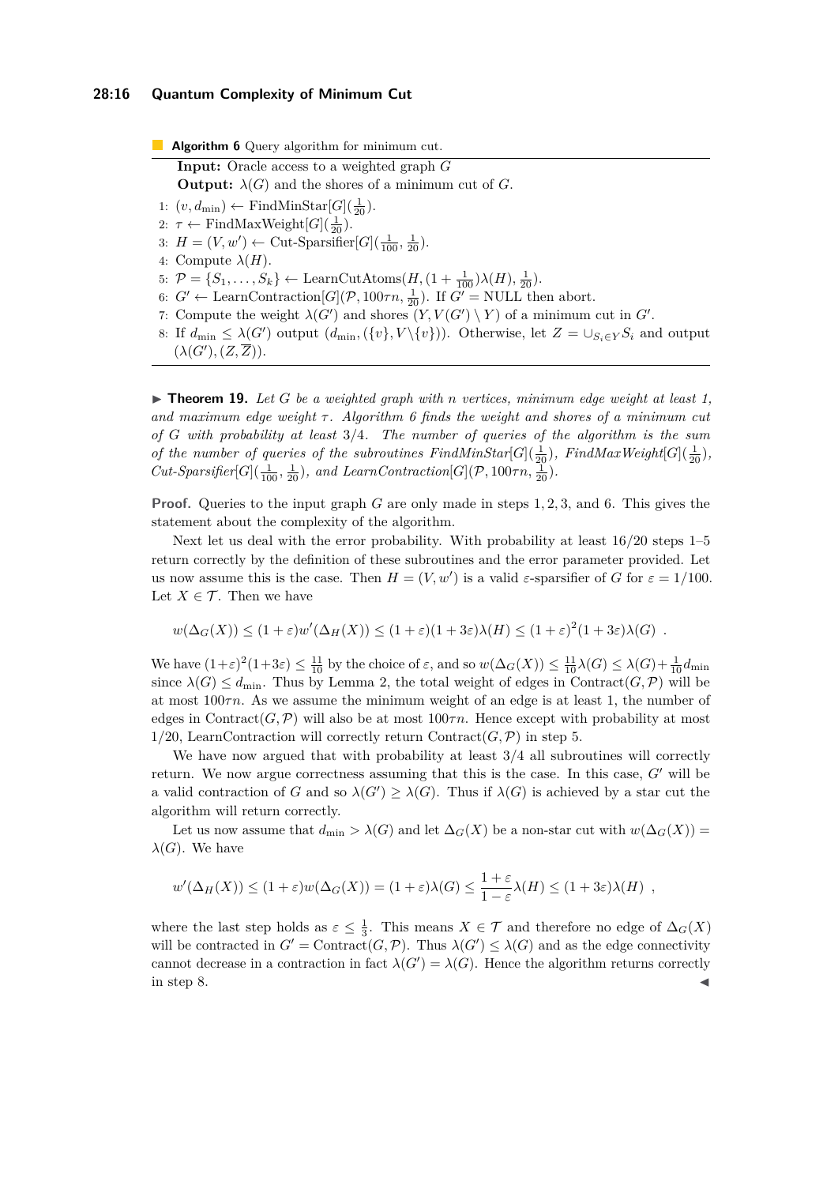**Algorithm 6** Query algorithm for minimum cut.

**Input:** Oracle access to a weighted graph $G$

**Output:** $\lambda(G)$ and the shores of a minimum cut of $G$.

1: $(v, d_{\min}) \leftarrow$ FindMinStar$[G](\frac{1}{20})$.
2: $\tau \leftarrow$ FindMaxWeight$[G](\frac{1}{20})$.
3: $H = (V, w') \leftarrow$ Cut-Sparsifier$[G](\frac{1}{100}, \frac{1}{20})$.
4: Compute $\lambda(H)$.
5: $\mathcal{P} = \{S_1, \ldots, S_k\} \leftarrow$ LearnCutAtoms$(H, (1 + \frac{1}{100})\lambda(H), \frac{1}{20})$.
6: $G' \leftarrow$ LearnContraction$[G](\mathcal{P}, 100\tau n, \frac{1}{20})$. If $G' =$ NULL then abort.
7: Compute the weight $\lambda(G')$ and shores $(Y, V(G') \setminus Y)$ of a minimum cut in $G'$.
8: If $d_{\min} \leq \lambda(G')$ output $(d_{\min}, (\{v\}, V \backslash \{v\}))$. Otherwise, let $Z = \cup_{S_i \in Y} S_i$ and output $(\lambda(G'), (Z, \overline{Z}))$.

▶ **Theorem 19.** *Let $G$ be a weighted graph with $n$ vertices, minimum edge weight at least 1, and maximum edge weight $\tau$. Algorithm 6 finds the weight and shores of a minimum cut of $G$ with probability at least $3/4$. The number of queries of the algorithm is the sum of the number of queries of the subroutines FindMinStar$[G](\frac{1}{20})$, FindMaxWeight$[G](\frac{1}{20})$, Cut-Sparsifier$[G](\frac{1}{100}, \frac{1}{20})$, and LearnContraction$[G](\mathcal{P}, 100\tau n, \frac{1}{20})$.*

**Proof.** Queries to the input graph $G$ are only made in steps $1, 2, 3$, and $6$. This gives the statement about the complexity of the algorithm.

Next let us deal with the error probability. With probability at least $16/20$ steps 1–5 return correctly by the definition of these subroutines and the error parameter provided. Let us now assume this is the case. Then $H = (V, w')$ is a valid $\varepsilon$-sparsifier of $G$ for $\varepsilon = 1/100$. Let $X \in \mathcal{T}$. Then we have

$$w(\Delta_G(X)) \leq (1 + \varepsilon)w'(\Delta_H(X)) \leq (1 + \varepsilon)(1 + 3\varepsilon)\lambda(H) \leq (1 + \varepsilon)^2(1 + 3\varepsilon)\lambda(G) \ .$$

We have $(1+\varepsilon)^2(1+3\varepsilon) \leq \frac{11}{10}$ by the choice of $\varepsilon$, and so $w(\Delta_G(X)) \leq \frac{11}{10}\lambda(G) \leq \lambda(G)+\frac{1}{10}d_{\min}$ since $\lambda(G) \leq d_{\min}$. Thus by Lemma 2, the total weight of edges in Contract$(G, \mathcal{P})$ will be at most $100\tau n$. As we assume the minimum weight of an edge is at least 1, the number of edges in Contract$(G, \mathcal{P})$ will also be at most $100\tau n$. Hence except with probability at most $1/20$, LearnContraction will correctly return Contract$(G, \mathcal{P})$ in step 5.

We have now argued that with probability at least $3/4$ all subroutines will correctly return. We now argue correctness assuming that this is the case. In this case, $G'$ will be a valid contraction of $G$ and so $\lambda(G') \geq \lambda(G)$. Thus if $\lambda(G)$ is achieved by a star cut the algorithm will return correctly.

Let us now assume that $d_{\min} > \lambda(G)$ and let $\Delta_G(X)$ be a non-star cut with $w(\Delta_G(X)) = \lambda(G)$. We have

$$w'(\Delta_H(X)) \leq (1 + \varepsilon)w(\Delta_G(X)) = (1 + \varepsilon)\lambda(G) \leq \frac{1 + \varepsilon}{1 - \varepsilon}\lambda(H) \leq (1 + 3\varepsilon)\lambda(H) \ ,$$

where the last step holds as $\varepsilon \leq \frac{1}{3}$. This means $X \in \mathcal{T}$ and therefore no edge of $\Delta_G(X)$ will be contracted in $G' = $ Contract$(G, \mathcal{P})$. Thus $\lambda(G') \leq \lambda(G)$ and as the edge connectivity cannot decrease in a contraction in fact $\lambda(G') = \lambda(G)$. Hence the algorithm returns correctly in step 8. ◀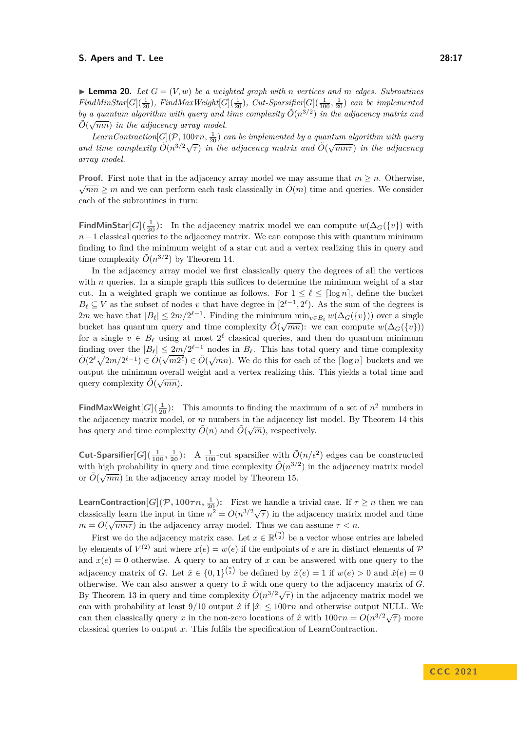▶ **Lemma 20.** *Let $G = (V, w)$ be a weighted graph with $n$ vertices and $m$ edges. Subroutines FindMinStar$[G](\frac{1}{20})$, FindMaxWeight$[G](\frac{1}{20})$, Cut-Sparsifier$[G](\frac{1}{100}, \frac{1}{20})$ can be implemented by a quantum algorithm with query and time complexity $\tilde{O}(n^{3/2})$ in the adjacency matrix and $\tilde{O}(\sqrt{mn})$ in the adjacency array model.*

*LearnContraction$[G](\mathcal{P}, 100\tau n, \frac{1}{20})$ can be implemented by a quantum algorithm with query and time complexity $\tilde{O}(n^{3/2}\sqrt{\tau})$ in the adjacency matrix and $\tilde{O}(\sqrt{mn\tau})$ in the adjacency array model.*

**Proof.** First note that in the adjacency array model we may assume that $m \geq n$. Otherwise, $\sqrt{mn} \geq m$ and we can perform each task classically in $\tilde{O}(m)$ time and queries. We consider each of the subroutines in turn:

**FindMinStar$[G](\frac{1}{20})$:** In the adjacency matrix model we can compute $w(\Delta_G(\{v\})$ with $n-1$ classical queries to the adjacency matrix. We can compose this with quantum minimum finding to find the minimum weight of a star cut and a vertex realizing this in query and time complexity $\tilde{O}(n^{3/2})$ by Theorem 14.

In the adjacency array model we first classically query the degrees of all the vertices with $n$ queries. In a simple graph this suffices to determine the minimum weight of a star cut. In a weighted graph we continue as follows. For $1 \leq \ell \leq \lceil \log n \rceil$, define the bucket $B_\ell \subseteq V$ as the subset of nodes $v$ that have degree in $[2^{\ell-1}, 2^\ell)$. As the sum of the degrees is $2m$ we have that $|B_\ell| \leq 2m/2^{\ell-1}$. Finding the minimum $\min_{v \in B_\ell} w(\Delta_G(\{v\}))$ over a single bucket has quantum query and time complexity $\tilde{O}(\sqrt{mn})$: we can compute $w(\Delta_G(\{v\}))$ for a single $v \in B_\ell$ using at most $2^\ell$ classical queries, and then do quantum minimum finding over the $|B_\ell| \leq 2m/2^{\ell-1}$ nodes in $B_\ell$. This has total query and time complexity $\tilde{O}(2^\ell\sqrt{2m/2^{\ell-1}}) \in \tilde{O}(\sqrt{m2^\ell}) \in \tilde{O}(\sqrt{mn})$. We do this for each of the $\lceil \log n \rceil$ buckets and we output the minimum overall weight and a vertex realizing this. This yields a total time and query complexity $\tilde{O}(\sqrt{mn})$.

**FindMaxWeight$[G](\frac{1}{20})$:** This amounts to finding the maximum of a set of $n^2$ numbers in the adjacency matrix model, or $m$ numbers in the adjacency list model. By Theorem 14 this has query and time complexity $\tilde{O}(n)$ and $\tilde{O}(\sqrt{m})$, respectively.

**Cut-Sparsifier$[G](\frac{1}{100}, \frac{1}{20})$:** A $\frac{1}{100}$-cut sparsifier with $\tilde{O}(n/\epsilon^2)$ edges can be constructed with high probability in query and time complexity $\tilde{O}(n^{3/2})$ in the adjacency matrix model or $\tilde{O}(\sqrt{mn})$ in the adjacency array model by Theorem 15.

**LearnContraction$[G](\mathcal{P}, 100\tau n, \frac{1}{20})$:** First we handle a trivial case. If $\tau \geq n$ then we can classically learn the input in time $n^2 = O(n^{3/2}\sqrt{\tau})$ in the adjacency matrix model and time $m = O(\sqrt{mn\tau})$ in the adjacency array model. Thus we can assume $\tau < n$.

First we do the adjacency matrix case. Let $x \in \mathbb{R}^{\binom{n}{2}}$ be a vector whose entries are labeled by elements of $V^{(2)}$ and where $x(e) = w(e)$ if the endpoints of $e$ are in distinct elements of $\mathcal{P}$ and $x(e) = 0$ otherwise. A query to an entry of $x$ can be answered with one query to the adjacency matrix of $G$. Let $\hat{x} \in \{0,1\}^{\binom{n}{2}}$ be defined by $\hat{x}(e) = 1$ if $w(e) > 0$ and $\hat{x}(e) = 0$ otherwise. We can also answer a query to $\hat{x}$ with one query to the adjacency matrix of $G$. By Theorem 13 in query and time complexity $\tilde{O}(n^{3/2}\sqrt{\tau})$ in the adjacency matrix model we can with probability at least $9/10$ output $\hat{x}$ if $|\hat{x}| \leq 100\tau n$ and otherwise output NULL. We can then classically query $x$ in the non-zero locations of $\hat{x}$ with $100\tau n = O(n^{3/2}\sqrt{\tau})$ more classical queries to output $x$. This fulfils the specification of LearnContraction.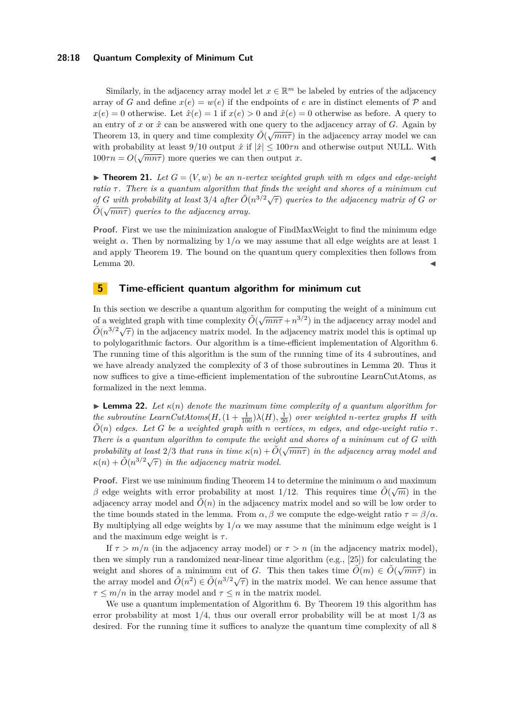Similarly, in the adjacency array model let $x \in \mathbb{R}^m$ be labeled by entries of the adjacency array of $G$ and define $x(e) = w(e)$ if the endpoints of $e$ are in distinct elements of $\mathcal{P}$ and $x(e) = 0$ otherwise. Let $\hat{x}(e) = 1$ if $x(e) > 0$ and $\hat{x}(e) = 0$ otherwise as before. A query to an entry of $x$ or $\hat{x}$ can be answered with one query to the adjacency array of $G$. Again by Theorem 13, in query and time complexity $\tilde{O}(\sqrt{mn\tau})$ in the adjacency array model we can with probability at least $9/10$ output $\hat{x}$ if $|\hat{x}| \leq 100\tau n$ and otherwise output NULL. With $100\tau n = O(\sqrt{mn\tau})$ more queries we can then output $x$. ◀

▶ **Theorem 21.** *Let $G = (V, w)$ be an $n$-vertex weighted graph with $m$ edges and edge-weight ratio $\tau$. There is a quantum algorithm that finds the weight and shores of a minimum cut of $G$ with probability at least $3/4$ after $\tilde{O}(n^{3/2}\sqrt{\tau})$ queries to the adjacency matrix of $G$ or $\tilde{O}(\sqrt{mn\tau})$ queries to the adjacency array.*

**Proof.** First we use the minimization analogue of FindMaxWeight to find the minimum edge weight $\alpha$. Then by normalizing by $1/\alpha$ we may assume that all edge weights are at least 1 and apply Theorem 19. The bound on the quantum query complexities then follows from Lemma 20. ◀

## 5 Time-efficient quantum algorithm for minimum cut

In this section we describe a quantum algorithm for computing the weight of a minimum cut of a weighted graph with time complexity $\tilde{O}(\sqrt{mn\tau} + n^{3/2})$ in the adjacency array model and $\tilde{O}(n^{3/2}\sqrt{\tau})$ in the adjacency matrix model. In the adjacency matrix model this is optimal up to polylogarithmic factors. Our algorithm is a time-efficient implementation of Algorithm 6. The running time of this algorithm is the sum of the running time of its 4 subroutines, and we have already analyzed the complexity of 3 of those subroutines in Lemma 20. Thus it now suffices to give a time-efficient implementation of the subroutine LearnCutAtoms, as formalized in the next lemma.

▶ **Lemma 22.** *Let $\kappa(n)$ denote the maximum time complexity of a quantum algorithm for the subroutine LearnCutAtoms$(H, (1 + \frac{1}{100})\lambda(H), \frac{1}{20})$ over weighted $n$-vertex graphs $H$ with $\tilde{O}(n)$ edges. Let $G$ be a weighted graph with $n$ vertices, $m$ edges, and edge-weight ratio $\tau$. There is a quantum algorithm to compute the weight and shores of a minimum cut of $G$ with probability at least $2/3$ that runs in time $\kappa(n) + \tilde{O}(\sqrt{mn\tau})$ in the adjacency array model and $\kappa(n) + \tilde{O}(n^{3/2}\sqrt{\tau})$ in the adjacency matrix model.*

**Proof.** First we use minimum finding Theorem 14 to determine the minimum $\alpha$ and maximum $\beta$ edge weights with error probability at most $1/12$. This requires time $\tilde{O}(\sqrt{m})$ in the adjacency array model and $\tilde{O}(n)$ in the adjacency matrix model and so will be low order to the time bounds stated in the lemma. From $\alpha, \beta$ we compute the edge-weight ratio $\tau = \beta/\alpha$. By multiplying all edge weights by $1/\alpha$ we may assume that the minimum edge weight is 1 and the maximum edge weight is $\tau$.

If $\tau > m/n$ (in the adjacency array model) or $\tau > n$ (in the adjacency matrix model), then we simply run a randomized near-linear time algorithm (e.g., [25]) for calculating the weight and shores of a minimum cut of $G$. This then takes time $\tilde{O}(m) \in \tilde{O}(\sqrt{mn\tau})$ in the array model and $\tilde{O}(n^2) \in \tilde{O}(n^{3/2}\sqrt{\tau})$ in the matrix model. We can hence assume that $\tau \leq m/n$ in the array model and $\tau \leq n$ in the matrix model.

We use a quantum implementation of Algorithm 6. By Theorem 19 this algorithm has error probability at most $1/4$, thus our overall error probability will be at most $1/3$ as desired. For the running time it suffices to analyze the quantum time complexity of all 8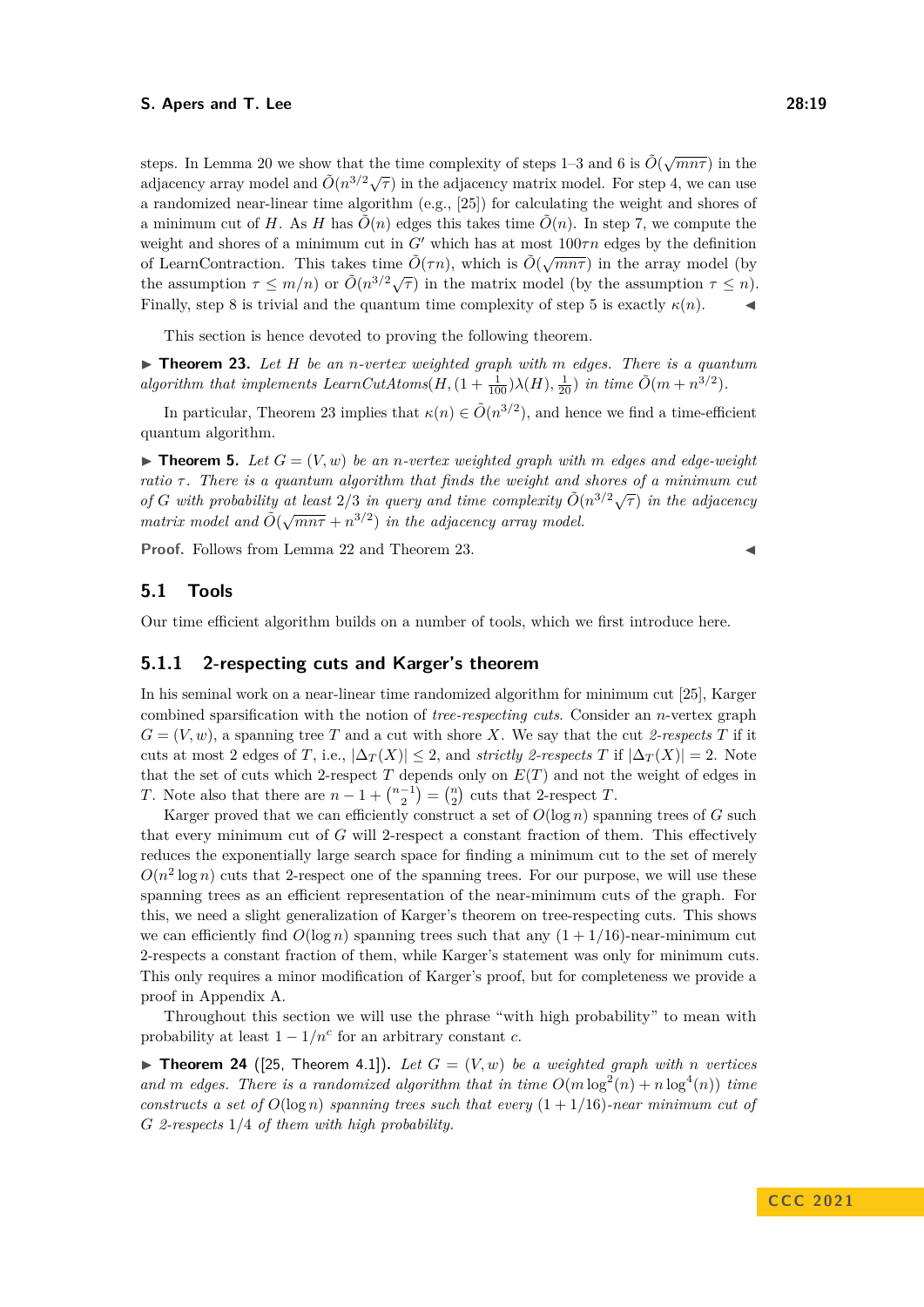steps. In Lemma 20 we show that the time complexity of steps 1–3 and 6 is $\tilde{O}(\sqrt{mn\tau})$ in the adjacency array model and $\tilde{O}(n^{3/2}\sqrt{\tau})$ in the adjacency matrix model. For step 4, we can use a randomized near-linear time algorithm (e.g., [25]) for calculating the weight and shores of a minimum cut of $H$. As $H$ has $\tilde{O}(n)$ edges this takes time $\tilde{O}(n)$. In step 7, we compute the weight and shores of a minimum cut in $G'$ which has at most $100\tau n$ edges by the definition of LearnContraction. This takes time $\tilde{O}(\tau n)$, which is $\tilde{O}(\sqrt{mn\tau})$ in the array model (by the assumption $\tau \leq m/n$) or $\tilde{O}(n^{3/2}\sqrt{\tau})$ in the matrix model (by the assumption $\tau \leq n$). Finally, step 8 is trivial and the quantum time complexity of step 5 is exactly $\kappa(n)$. ◀

This section is hence devoted to proving the following theorem.

▶ **Theorem 23.** *Let $H$ be an $n$-vertex weighted graph with $m$ edges. There is a quantum algorithm that implements LearnCutAtoms$(H, (1+\frac{1}{100})\lambda(H), \frac{1}{20})$ in time $\tilde{O}(m + n^{3/2})$.*

In particular, Theorem 23 implies that $\kappa(n) \in \tilde{O}(n^{3/2})$, and hence we find a time-efficient quantum algorithm.

▶ **Theorem 5.** *Let $G = (V, w)$ be an $n$-vertex weighted graph with $m$ edges and edge-weight ratio $\tau$. There is a quantum algorithm that finds the weight and shores of a minimum cut of $G$ with probability at least $2/3$ in query and time complexity $\tilde{O}(n^{3/2}\sqrt{\tau})$ in the adjacency matrix model and $\tilde{O}(\sqrt{mn\tau} + n^{3/2})$ in the adjacency array model.*

**Proof.** Follows from Lemma 22 and Theorem 23. ◀

## 5.1 Tools

Our time efficient algorithm builds on a number of tools, which we first introduce here.

### 5.1.1 2-respecting cuts and Karger's theorem

In his seminal work on a near-linear time randomized algorithm for minimum cut [25], Karger combined sparsification with the notion of *tree-respecting cuts*. Consider an $n$-vertex graph $G = (V, w)$, a spanning tree $T$ and a cut with shore $X$. We say that the cut *2-respects* $T$ if it cuts at most 2 edges of $T$, i.e., $|\Delta_T(X)| \leq 2$, and *strictly 2-respects* $T$ if $|\Delta_T(X)| = 2$. Note that the set of cuts which 2-respect $T$ depends only on $E(T)$ and not the weight of edges in $T$. Note also that there are $n - 1 + \binom{n-1}{2} = \binom{n}{2}$ cuts that 2-respect $T$.

Karger proved that we can efficiently construct a set of $O(\log n)$ spanning trees of $G$ such that every minimum cut of $G$ will 2-respect a constant fraction of them. This effectively reduces the exponentially large search space for finding a minimum cut to the set of merely $O(n^2 \log n)$ cuts that 2-respect one of the spanning trees. For our purpose, we will use these spanning trees as an efficient representation of the near-minimum cuts of the graph. For this, we need a slight generalization of Karger's theorem on tree-respecting cuts. This shows we can efficiently find $O(\log n)$ spanning trees such that any $(1 + 1/16)$-near-minimum cut 2-respects a constant fraction of them, while Karger's statement was only for minimum cuts. This only requires a minor modification of Karger's proof, but for completeness we provide a proof in Appendix A.

Throughout this section we will use the phrase "with high probability" to mean with probability at least $1 - 1/n^c$ for an arbitrary constant $c$.

▶ **Theorem 24** ([25, Theorem 4.1])**.** *Let $G = (V, w)$ be a weighted graph with $n$ vertices and $m$ edges. There is a randomized algorithm that in time $O(m \log^2(n) + n \log^4(n))$ time constructs a set of $O(\log n)$ spanning trees such that every $(1 + 1/16)$-near minimum cut of $G$ 2-respects $1/4$ of them with high probability.*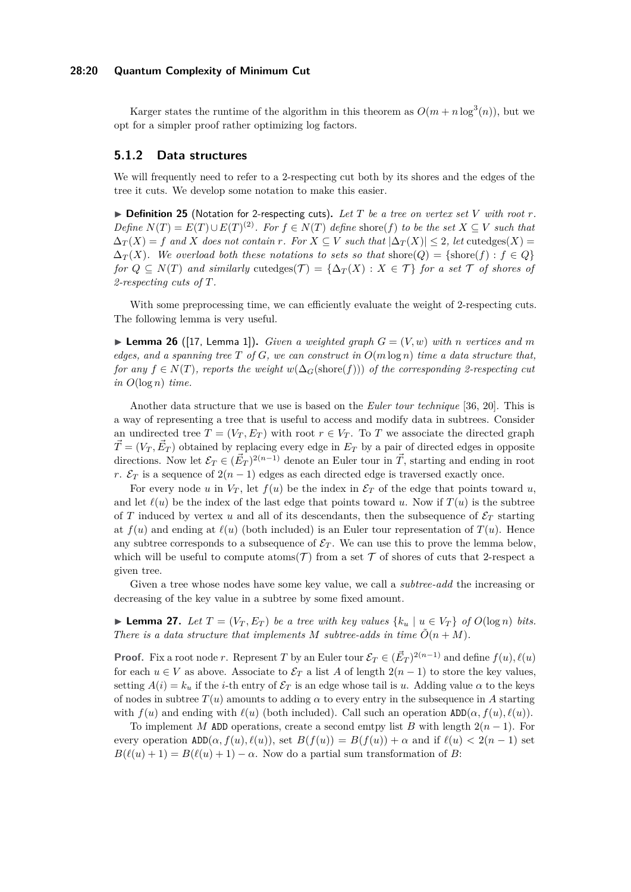Karger states the runtime of the algorithm in this theorem as $O(m + n\log^3(n))$, but we opt for a simpler proof rather optimizing log factors.

### 5.1.2 Data structures

We will frequently need to refer to a 2-respecting cut both by its shores and the edges of the tree it cuts. We develop some notation to make this easier.

▶ **Definition 25** (Notation for 2-respecting cuts)**.** *Let $T$ be a tree on vertex set $V$ with root $r$. Define $N(T) = E(T) \cup E(T)^{(2)}$. For $f \in N(T)$ define* shore$(f)$ *to be the set $X \subseteq V$ such that $\Delta_T(X) = f$ and $X$ does not contain $r$. For $X \subseteq V$ such that $|\Delta_T(X)| \leq 2$, let* cutedges$(X) = \Delta_T(X)$*. We overload both these notations to sets so that* $\text{shore}(Q) = \{\text{shore}(f) : f \in Q\}$ *for $Q \subseteq N(T)$ and similarly* $\text{cutedges}(\mathcal{T}) = \{\Delta_T(X) : X \in \mathcal{T}\}$ *for a set $\mathcal{T}$ of shores of 2-respecting cuts of $T$.*

With some preprocessing time, we can efficiently evaluate the weight of 2-respecting cuts. The following lemma is very useful.

▶ **Lemma 26** ([17, Lemma 1])**.** *Given a weighted graph $G = (V, w)$ with $n$ vertices and $m$ edges, and a spanning tree $T$ of $G$, we can construct in $O(m \log n)$ time a data structure that, for any $f \in N(T)$, reports the weight $w(\Delta_G(\text{shore}(f)))$ of the corresponding 2-respecting cut in $O(\log n)$ time.*

Another data structure that we use is based on the *Euler tour technique* [36, 20]. This is a way of representing a tree that is useful to access and modify data in subtrees. Consider an undirected tree $T = (V_T, E_T)$ with root $r \in V_T$. To $T$ we associate the directed graph $\vec{T} = (V_T, \vec{E}_T)$ obtained by replacing every edge in $E_T$ by a pair of directed edges in opposite directions. Now let $\mathcal{E}_T \in (\vec{E}_T)^{2(n-1)}$ denote an Euler tour in $\vec{T}$, starting and ending in root $r$. $\mathcal{E}_T$ is a sequence of $2(n-1)$ edges as each directed edge is traversed exactly once.

For every node $u$ in $V_T$, let $f(u)$ be the index in $\mathcal{E}_T$ of the edge that points toward $u$, and let $\ell(u)$ be the index of the last edge that points toward $u$. Now if $T(u)$ is the subtree of $T$ induced by vertex $u$ and all of its descendants, then the subsequence of $\mathcal{E}_T$ starting at $f(u)$ and ending at $\ell(u)$ (both included) is an Euler tour representation of $T(u)$. Hence any subtree corresponds to a subsequence of $\mathcal{E}_T$. We can use this to prove the lemma below, which will be useful to compute atoms$(\mathcal{T})$ from a set $\mathcal{T}$ of shores of cuts that 2-respect a given tree.

Given a tree whose nodes have some key value, we call a *subtree-add* the increasing or decreasing of the key value in a subtree by some fixed amount.

▶ **Lemma 27.** *Let $T = (V_T, E_T)$ be a tree with key values $\{k_u \mid u \in V_T\}$ of $O(\log n)$ bits. There is a data structure that implements $M$ subtree-adds in time $\tilde{O}(n + M)$.*

**Proof.** Fix a root node $r$. Represent $T$ by an Euler tour $\mathcal{E}_T \in (\vec{E}_T)^{2(n-1)}$ and define $f(u), \ell(u)$ for each $u \in V$ as above. Associate to $\mathcal{E}_T$ a list $A$ of length $2(n-1)$ to store the key values, setting $A(i) = k_u$ if the $i$-th entry of $\mathcal{E}_T$ is an edge whose tail is $u$. Adding value $\alpha$ to the keys of nodes in subtree $T(u)$ amounts to adding $\alpha$ to every entry in the subsequence in $A$ starting with $f(u)$ and ending with $\ell(u)$ (both included). Call such an operation $\texttt{ADD}(\alpha, f(u), \ell(u))$.

To implement $M$ ADD operations, create a second emtpy list $B$ with length $2(n-1)$. For every operation $\texttt{ADD}(\alpha, f(u), \ell(u))$, set $B(f(u)) = B(f(u)) + \alpha$ and if $\ell(u) < 2(n-1)$ set $B(\ell(u)+1) = B(\ell(u)+1) - \alpha$. Now do a partial sum transformation of $B$: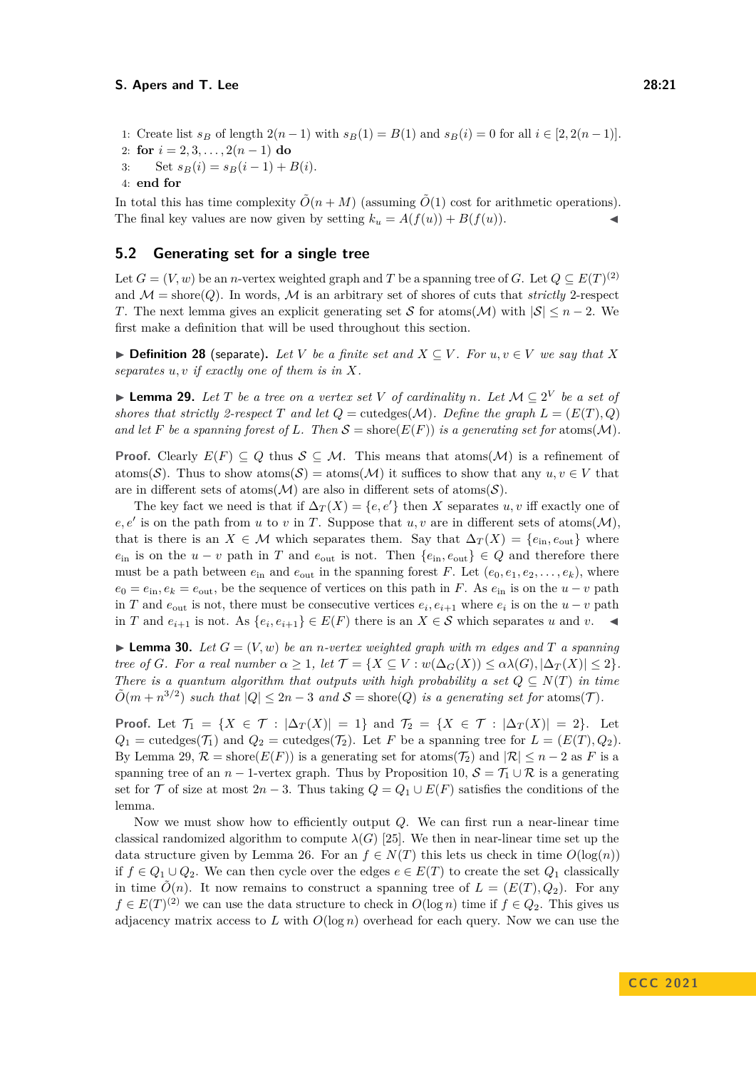1: Create list $s_B$ of length $2(n-1)$ with $s_B(1) = B(1)$ and $s_B(i) = 0$ for all $i \in [2, 2(n-1)]$.
2: **for** $i = 2, 3, \ldots, 2(n-1)$ **do**
3: Set $s_B(i) = s_B(i-1) + B(i)$.
4: **end for**

In total this has time complexity $\tilde{O}(n + M)$ (assuming $\tilde{O}(1)$ cost for arithmetic operations). The final key values are now given by setting $k_u = A(f(u)) + B(f(u))$. ◀

## 5.2 Generating set for a single tree

Let $G = (V, w)$ be an $n$-vertex weighted graph and $T$ be a spanning tree of $G$. Let $Q \subseteq E(T)^{(2)}$ and $\mathcal{M} = \mathrm{shore}(Q)$. In words, $\mathcal{M}$ is an arbitrary set of shores of cuts that *strictly* 2-respect $T$. The next lemma gives an explicit generating set $\mathcal{S}$ for $\mathrm{atoms}(\mathcal{M})$ with $|\mathcal{S}| \leq n - 2$. We first make a definition that will be used throughout this section.

▶ **Definition 28** (separate)**.** *Let $V$ be a finite set and $X \subseteq V$. For $u, v \in V$ we say that $X$ separates $u, v$ if exactly one of them is in $X$.*

▶ **Lemma 29.** *Let $T$ be a tree on a vertex set $V$ of cardinality $n$. Let $\mathcal{M} \subseteq 2^V$ be a set of shores that strictly 2-respect $T$ and let $Q = \mathrm{cutedges}(\mathcal{M})$. Define the graph $L = (E(T), Q)$ and let $F$ be a spanning forest of $L$. Then $\mathcal{S} = \mathrm{shore}(E(F))$ is a generating set for $\mathrm{atoms}(\mathcal{M})$.*

**Proof.** Clearly $E(F) \subseteq Q$ thus $\mathcal{S} \subseteq \mathcal{M}$. This means that $\mathrm{atoms}(\mathcal{M})$ is a refinement of $\mathrm{atoms}(\mathcal{S})$. Thus to show $\mathrm{atoms}(\mathcal{S}) = \mathrm{atoms}(\mathcal{M})$ it suffices to show that any $u, v \in V$ that are in different sets of $\mathrm{atoms}(\mathcal{M})$ are also in different sets of $\mathrm{atoms}(\mathcal{S})$.

The key fact we need is that if $\Delta_T(X) = \{e, e'\}$ then $X$ separates $u, v$ iff exactly one of $e, e'$ is on the path from $u$ to $v$ in $T$. Suppose that $u, v$ are in different sets of $\mathrm{atoms}(\mathcal{M})$, that is there is an $X \in \mathcal{M}$ which separates them. Say that $\Delta_T(X) = \{e_{\mathrm{in}}, e_{\mathrm{out}}\}$ where $e_{\mathrm{in}}$ is on the $u - v$ path in $T$ and $e_{\mathrm{out}}$ is not. Then $\{e_{\mathrm{in}}, e_{\mathrm{out}}\} \in Q$ and therefore there must be a path between $e_{\mathrm{in}}$ and $e_{\mathrm{out}}$ in the spanning forest $F$. Let $(e_0, e_1, e_2, \ldots, e_k)$, where $e_0 = e_{\mathrm{in}}, e_k = e_{\mathrm{out}}$, be the sequence of vertices on this path in $F$. As $e_{\mathrm{in}}$ is on the $u - v$ path in $T$ and $e_{\mathrm{out}}$ is not, there must be consecutive vertices $e_i, e_{i+1}$ where $e_i$ is on the $u - v$ path in $T$ and $e_{i+1}$ is not. As $\{e_i, e_{i+1}\} \in E(F)$ there is an $X \in \mathcal{S}$ which separates $u$ and $v$. ◀

▶ **Lemma 30.** *Let $G = (V, w)$ be an $n$-vertex weighted graph with $m$ edges and $T$ a spanning tree of $G$. For a real number $\alpha \geq 1$, let $\mathcal{T} = \{X \subseteq V : w(\Delta_G(X)) \leq \alpha\lambda(G), |\Delta_T(X)| \leq 2\}$. There is a quantum algorithm that outputs with high probability a set $Q \subseteq N(T)$ in time $\tilde{O}(m + n^{3/2})$ such that $|Q| \leq 2n - 3$ and $\mathcal{S} = \mathrm{shore}(Q)$ is a generating set for $\mathrm{atoms}(\mathcal{T})$.*

**Proof.** Let $\mathcal{T}_1 = \{X \in \mathcal{T} : |\Delta_T(X)| = 1\}$ and $\mathcal{T}_2 = \{X \in \mathcal{T} : |\Delta_T(X)| = 2\}$. Let $Q_1 = \mathrm{cutedges}(\mathcal{T}_1)$ and $Q_2 = \mathrm{cutedges}(\mathcal{T}_2)$. Let $F$ be a spanning tree for $L = (E(T), Q_2)$. By Lemma 29, $\mathcal{R} = \mathrm{shore}(E(F))$ is a generating set for $\mathrm{atoms}(\mathcal{T}_2)$ and $|\mathcal{R}| \leq n - 2$ as $F$ is a spanning tree of an $n - 1$-vertex graph. Thus by Proposition 10, $\mathcal{S} = \mathcal{T}_1 \cup \mathcal{R}$ is a generating set for $\mathcal{T}$ of size at most $2n - 3$. Thus taking $Q = Q_1 \cup E(F)$ satisfies the conditions of the lemma.

Now we must show how to efficiently output $Q$. We can first run a near-linear time classical randomized algorithm to compute $\lambda(G)$ [25]. We then in near-linear time set up the data structure given by Lemma 26. For an $f \in N(T)$ this lets us check in time $O(\log(n))$ if $f \in Q_1 \cup Q_2$. We can then cycle over the edges $e \in E(T)$ to create the set $Q_1$ classically in time $\tilde{O}(n)$. It now remains to construct a spanning tree of $L = (E(T), Q_2)$. For any $f \in E(T)^{(2)}$ we can use the data structure to check in $O(\log n)$ time if $f \in Q_2$. This gives us adjacency matrix access to $L$ with $O(\log n)$ overhead for each query. Now we can use the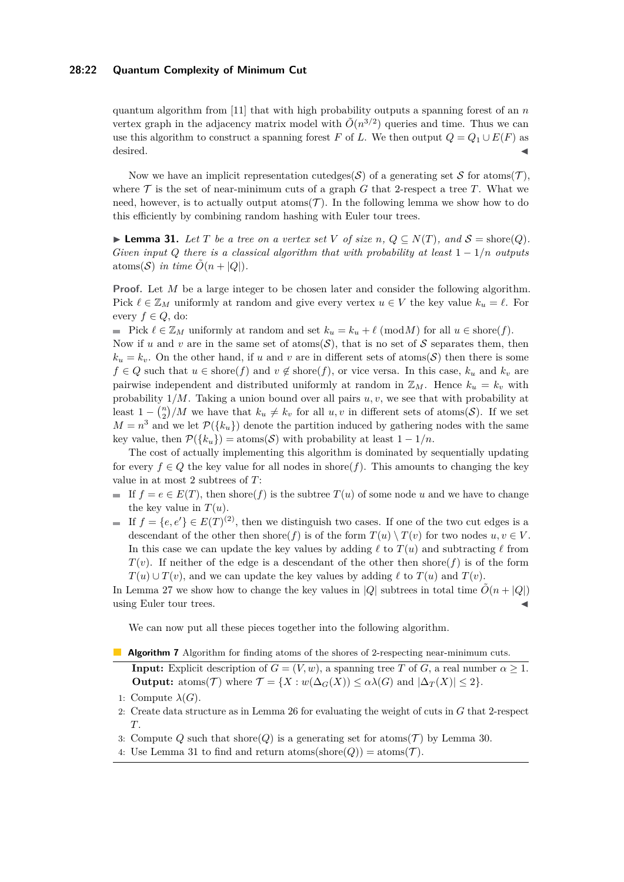quantum algorithm from [11] that with high probability outputs a spanning forest of an $n$ vertex graph in the adjacency matrix model with $\tilde{O}(n^{3/2})$ queries and time. Thus we can use this algorithm to construct a spanning forest $F$ of $L$. We then output $Q = Q_1 \cup E(F)$ as desired. ◀

Now we have an implicit representation cutedges$(\mathcal{S})$ of a generating set $\mathcal{S}$ for atoms$(\mathcal{T})$, where $\mathcal{T}$ is the set of near-minimum cuts of a graph $G$ that 2-respect a tree $T$. What we need, however, is to actually output atoms$(\mathcal{T})$. In the following lemma we show how to do this efficiently by combining random hashing with Euler tour trees.

▶ **Lemma 31.** *Let $T$ be a tree on a vertex set $V$ of size $n$, $Q \subseteq N(T)$, and $\mathcal{S} = \text{shore}(Q)$. Given input $Q$ there is a classical algorithm that with probability at least $1 - 1/n$ outputs* atoms$(\mathcal{S})$ *in time $\tilde{O}(n + |Q|)$.*

**Proof.** Let $M$ be a large integer to be chosen later and consider the following algorithm. Pick $\ell \in \mathbb{Z}_M$ uniformly at random and give every vertex $u \in V$ the key value $k_u = \ell$. For every $f \in Q$, do:

- Pick $\ell \in \mathbb{Z}_M$ uniformly at random and set $k_u = k_u + \ell \pmod{M}$ for all $u \in \text{shore}(f)$.

Now if $u$ and $v$ are in the same set of atoms$(\mathcal{S})$, that is no set of $\mathcal{S}$ separates them, then $k_u = k_v$. On the other hand, if $u$ and $v$ are in different sets of atoms$(\mathcal{S})$ then there is some $f \in Q$ such that $u \in \text{shore}(f)$ and $v \notin \text{shore}(f)$, or vice versa. In this case, $k_u$ and $k_v$ are pairwise independent and distributed uniformly at random in $\mathbb{Z}_M$. Hence $k_u = k_v$ with probability $1/M$. Taking a union bound over all pairs $u, v$, we see that with probability at least $1 - \binom{n}{2}/M$ we have that $k_u \neq k_v$ for all $u, v$ in different sets of atoms$(\mathcal{S})$. If we set $M = n^3$ and we let $\mathcal{P}(\{k_u\})$ denote the partition induced by gathering nodes with the same key value, then $\mathcal{P}(\{k_u\}) = \text{atoms}(\mathcal{S})$ with probability at least $1 - 1/n$.

The cost of actually implementing this algorithm is dominated by sequentially updating for every $f \in Q$ the key value for all nodes in shore$(f)$. This amounts to changing the key value in at most 2 subtrees of $T$:

- If $f = e \in E(T)$, then shore$(f)$ is the subtree $T(u)$ of some node $u$ and we have to change the key value in $T(u)$.
- If $f = \{e, e'\} \in E(T)^{(2)}$, then we distinguish two cases. If one of the two cut edges is a descendant of the other then shore$(f)$ is of the form $T(u) \setminus T(v)$ for two nodes $u, v \in V$. In this case we can update the key values by adding $\ell$ to $T(u)$ and subtracting $\ell$ from $T(v)$. If neither of the edge is a descendant of the other then shore$(f)$ is of the form $T(u) \cup T(v)$, and we can update the key values by adding $\ell$ to $T(u)$ and $T(v)$.

In Lemma 27 we show how to change the key values in $|Q|$ subtrees in total time $\tilde{O}(n + |Q|)$ using Euler tour trees. ◀

We can now put all these pieces together into the following algorithm.

**Algorithm 7** Algorithm for finding atoms of the shores of 2-respecting near-minimum cuts.

**Input:** Explicit description of $G = (V, w)$, a spanning tree $T$ of $G$, a real number $\alpha \geq 1$.
**Output:** atoms$(\mathcal{T})$ where $\mathcal{T} = \{X : w(\Delta_G(X)) \leq \alpha\lambda(G) \text{ and } |\Delta_T(X)| \leq 2\}$.

1: Compute $\lambda(G)$.
2: Create data structure as in Lemma 26 for evaluating the weight of cuts in $G$ that 2-respect $T$.
3: Compute $Q$ such that shore$(Q)$ is a generating set for atoms$(\mathcal{T})$ by Lemma 30.
4: Use Lemma 31 to find and return atoms(shore$(Q)$) = atoms$(\mathcal{T})$.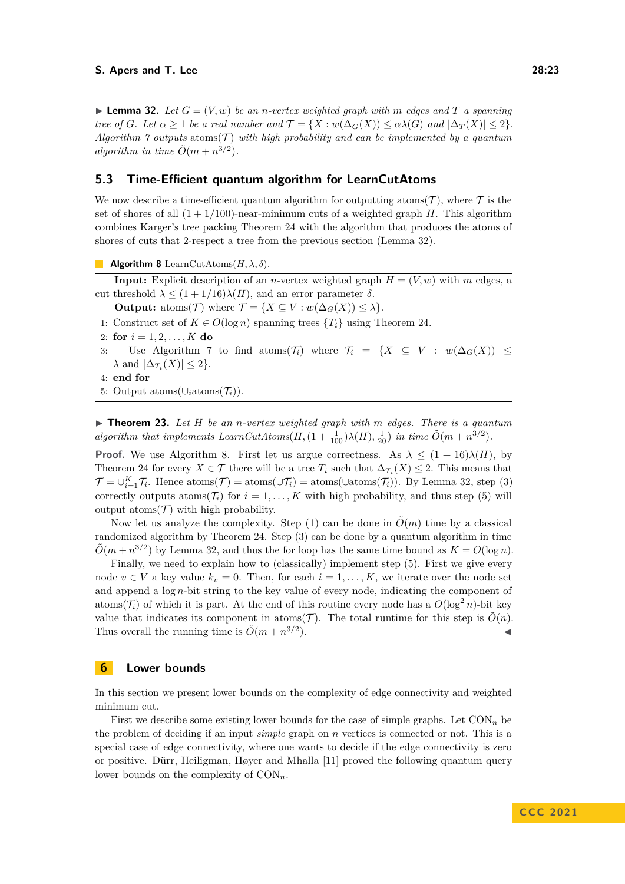▶ **Lemma 32.** *Let $G = (V, w)$ be an $n$-vertex weighted graph with $m$ edges and $T$ a spanning tree of $G$. Let $\alpha \geq 1$ be a real number and $\mathcal{T} = \{X : w(\Delta_G(X)) \leq \alpha\lambda(G)$ and $|\Delta_T(X)| \leq 2\}$. Algorithm 7 outputs* atoms($\mathcal{T}$) *with high probability and can be implemented by a quantum algorithm in time $\tilde{O}(m + n^{3/2})$.*

## 5.3 Time-Efficient quantum algorithm for LearnCutAtoms

We now describe a time-efficient quantum algorithm for outputting atoms($\mathcal{T}$), where $\mathcal{T}$ is the set of shores of all $(1 + 1/100)$-near-minimum cuts of a weighted graph $H$. This algorithm combines Karger's tree packing Theorem 24 with the algorithm that produces the atoms of shores of cuts that 2-respect a tree from the previous section (Lemma 32).

**Algorithm 8** LearnCutAtoms($H, \lambda, \delta$).

**Input:** Explicit description of an $n$-vertex weighted graph $H = (V, w)$ with $m$ edges, a cut threshold $\lambda \leq (1 + 1/16)\lambda(H)$, and an error parameter $\delta$.

**Output:** atoms($\mathcal{T}$) where $\mathcal{T} = \{X \subseteq V : w(\Delta_G(X)) \leq \lambda\}$.

1: Construct set of $K \in O(\log n)$ spanning trees $\{T_i\}$ using Theorem 24.
2: **for** $i = 1, 2, \ldots, K$ **do**
3: Use Algorithm 7 to find atoms($\mathcal{T}_i$) where $\mathcal{T}_i = \{X \subseteq V : w(\Delta_G(X)) \leq \lambda$ and $|\Delta_{T_i}(X)| \leq 2\}$.
4: **end for**
5: Output atoms($\cup_i$atoms($\mathcal{T}_i$)).

▶ **Theorem 23.** *Let $H$ be an $n$-vertex weighted graph with $m$ edges. There is a quantum algorithm that implements LearnCutAtoms$(H, (1 + \frac{1}{100})\lambda(H), \frac{1}{20})$ in time $\tilde{O}(m + n^{3/2})$.*

**Proof.** We use Algorithm 8. First let us argue correctness. As $\lambda \leq (1 + 16)\lambda(H)$, by Theorem 24 for every $X \in \mathcal{T}$ there will be a tree $T_i$ such that $\Delta_{T_i}(X) \leq 2$. This means that $\mathcal{T} = \cup_{i=1}^{K} \mathcal{T}_i$. Hence atoms($\mathcal{T}$) = atoms($\cup \mathcal{T}_i$) = atoms($\cup$atoms($\mathcal{T}_i$)). By Lemma 32, step (3) correctly outputs atoms($\mathcal{T}_i$) for $i = 1, \ldots, K$ with high probability, and thus step (5) will output atoms($\mathcal{T}$) with high probability.

Now let us analyze the complexity. Step (1) can be done in $\tilde{O}(m)$ time by a classical randomized algorithm by Theorem 24. Step (3) can be done by a quantum algorithm in time $\tilde{O}(m + n^{3/2})$ by Lemma 32, and thus the for loop has the same time bound as $K = O(\log n)$.

Finally, we need to explain how to (classically) implement step (5). First we give every node $v \in V$ a key value $k_v = 0$. Then, for each $i = 1, \ldots, K$, we iterate over the node set and append a $\log n$-bit string to the key value of every node, indicating the component of atoms($\mathcal{T}_i$) of which it is part. At the end of this routine every node has a $O(\log^2 n)$-bit key value that indicates its component in atoms($\mathcal{T}$). The total runtime for this step is $\tilde{O}(n)$. Thus overall the running time is $\tilde{O}(m + n^{3/2})$. ◀

# 6 Lower bounds

In this section we present lower bounds on the complexity of edge connectivity and weighted minimum cut.

First we describe some existing lower bounds for the case of simple graphs. Let $\mathrm{CON}_n$ be the problem of deciding if an input *simple* graph on $n$ vertices is connected or not. This is a special case of edge connectivity, where one wants to decide if the edge connectivity is zero or positive. Dürr, Heiligman, Høyer and Mhalla [11] proved the following quantum query lower bounds on the complexity of $\mathrm{CON}_n$.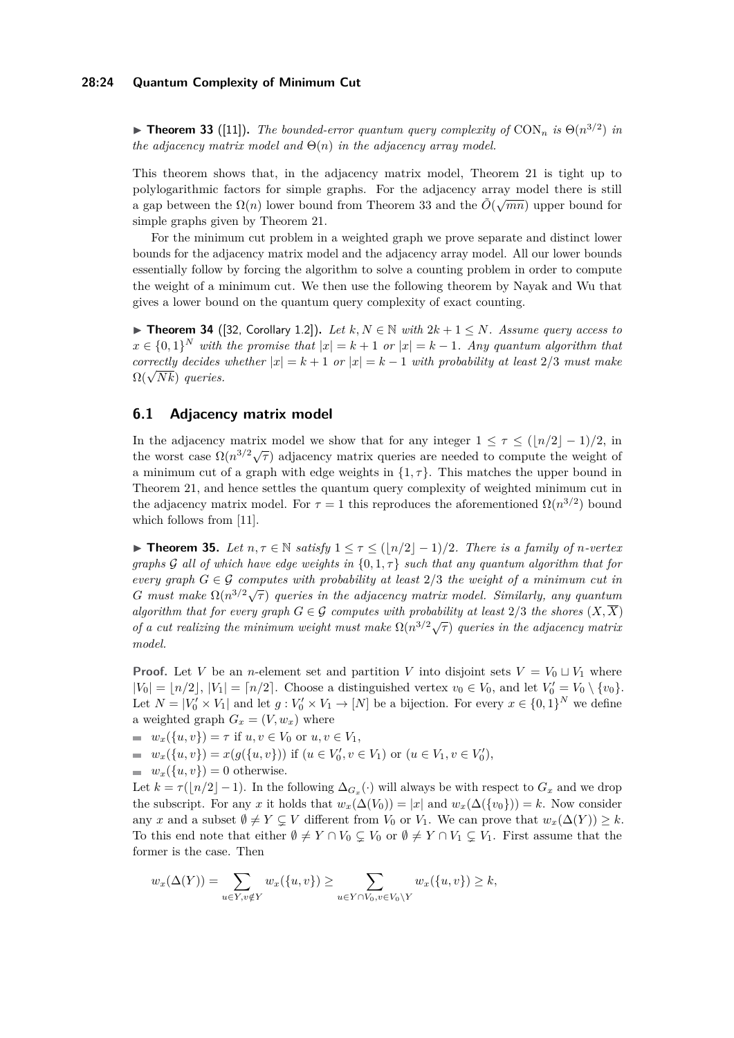▶ **Theorem 33** ([11])**.** *The bounded-error quantum query complexity of* $\mathrm{CON}_n$ *is* $\Theta(n^{3/2})$ *in the adjacency matrix model and* $\Theta(n)$ *in the adjacency array model.*

This theorem shows that, in the adjacency matrix model, Theorem 21 is tight up to polylogarithmic factors for simple graphs. For the adjacency array model there is still a gap between the $\Omega(n)$ lower bound from Theorem 33 and the $\tilde{O}(\sqrt{mn})$ upper bound for simple graphs given by Theorem 21.

For the minimum cut problem in a weighted graph we prove separate and distinct lower bounds for the adjacency matrix model and the adjacency array model. All our lower bounds essentially follow by forcing the algorithm to solve a counting problem in order to compute the weight of a minimum cut. We then use the following theorem by Nayak and Wu that gives a lower bound on the quantum query complexity of exact counting.

▶ **Theorem 34** ([32, Corollary 1.2])**.** *Let* $k, N \in \mathbb{N}$ *with* $2k + 1 \leq N$*. Assume query access to* $x \in \{0,1\}^N$ *with the promise that* $|x| = k + 1$ *or* $|x| = k - 1$*. Any quantum algorithm that correctly decides whether* $|x| = k + 1$ *or* $|x| = k - 1$ *with probability at least* $2/3$ *must make* $\Omega(\sqrt{Nk})$ *queries.*

## 6.1 Adjacency matrix model

In the adjacency matrix model we show that for any integer $1 \leq \tau \leq (\lfloor n/2 \rfloor - 1)/2$, in the worst case $\Omega(n^{3/2}\sqrt{\tau})$ adjacency matrix queries are needed to compute the weight of a minimum cut of a graph with edge weights in $\{1, \tau\}$. This matches the upper bound in Theorem 21, and hence settles the quantum query complexity of weighted minimum cut in the adjacency matrix model. For $\tau = 1$ this reproduces the aforementioned $\Omega(n^{3/2})$ bound which follows from [11].

▶ **Theorem 35.** *Let* $n, \tau \in \mathbb{N}$ *satisfy* $1 \leq \tau \leq (\lfloor n/2 \rfloor - 1)/2$*. There is a family of* $n$*-vertex graphs* $\mathcal{G}$ *all of which have edge weights in* $\{0, 1, \tau\}$ *such that any quantum algorithm that for every graph* $G \in \mathcal{G}$ *computes with probability at least* $2/3$ *the weight of a minimum cut in* $G$ *must make* $\Omega(n^{3/2}\sqrt{\tau})$ *queries in the adjacency matrix model. Similarly, any quantum algorithm that for every graph* $G \in \mathcal{G}$ *computes with probability at least* $2/3$ *the shores* $(X, \overline{X})$ *of a cut realizing the minimum weight must make* $\Omega(n^{3/2}\sqrt{\tau})$ *queries in the adjacency matrix model.*

**Proof.** Let $V$ be an $n$-element set and partition $V$ into disjoint sets $V = V_0 \sqcup V_1$ where $|V_0| = \lfloor n/2 \rfloor$, $|V_1| = \lceil n/2 \rceil$. Choose a distinguished vertex $v_0 \in V_0$, and let $V_0' = V_0 \setminus \{v_0\}$. Let $N = |V_0' \times V_1|$ and let $g : V_0' \times V_1 \to [N]$ be a bijection. For every $x \in \{0,1\}^N$ we define a weighted graph $G_x = (V, w_x)$ where

- $w_x(\{u,v\}) = \tau$ if $u, v \in V_0$ or $u, v \in V_1$,
- $w_x(\{u,v\}) = x(g(\{u,v\}))$ if $(u \in V_0', v \in V_1)$ or $(u \in V_1, v \in V_0')$,
- $w_x(\{u,v\}) = 0$ otherwise.

Let $k = \tau(\lfloor n/2 \rfloor - 1)$. In the following $\Delta_{G_x}(\cdot)$ will always be with respect to $G_x$ and we drop the subscript. For any $x$ it holds that $w_x(\Delta(V_0)) = |x|$ and $w_x(\Delta(\{v_0\})) = k$. Now consider any $x$ and a subset $\emptyset \neq Y \subsetneq V$ different from $V_0$ or $V_1$. We can prove that $w_x(\Delta(Y)) \geq k$. To this end note that either $\emptyset \neq Y \cap V_0 \subsetneq V_0$ or $\emptyset \neq Y \cap V_1 \subsetneq V_1$. First assume that the former is the case. Then

$$w_x(\Delta(Y)) = \sum_{u \in Y, v \notin Y} w_x(\{u,v\}) \geq \sum_{u \in Y \cap V_0, v \in V_0 \setminus Y} w_x(\{u,v\}) \geq k,$$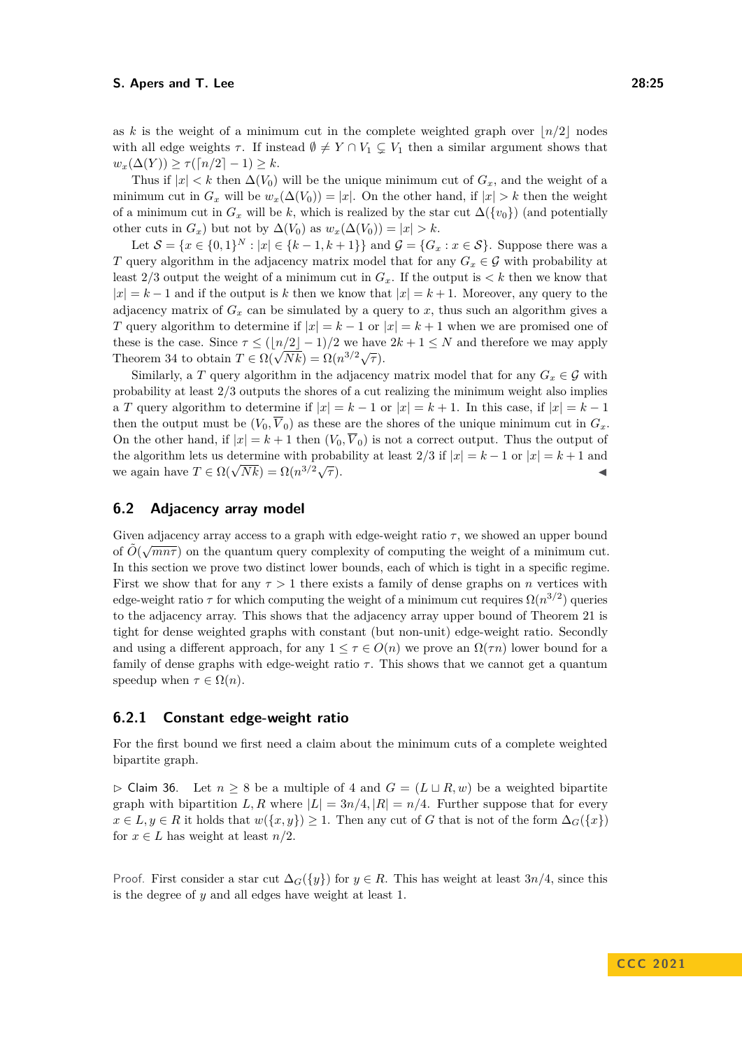as $k$ is the weight of a minimum cut in the complete weighted graph over $\lfloor n/2 \rfloor$ nodes with all edge weights $\tau$. If instead $\emptyset \neq Y \cap V_1 \subsetneq V_1$ then a similar argument shows that $w_x(\Delta(Y)) \geq \tau(\lceil n/2 \rceil - 1) \geq k$.

Thus if $|x| < k$ then $\Delta(V_0)$ will be the unique minimum cut of $G_x$, and the weight of a minimum cut in $G_x$ will be $w_x(\Delta(V_0)) = |x|$. On the other hand, if $|x| > k$ then the weight of a minimum cut in $G_x$ will be $k$, which is realized by the star cut $\Delta(\{v_0\})$ (and potentially other cuts in $G_x$) but not by $\Delta(V_0)$ as $w_x(\Delta(V_0)) = |x| > k$.

Let $\mathcal{S} = \{x \in \{0,1\}^N : |x| \in \{k-1, k+1\}\}$ and $\mathcal{G} = \{G_x : x \in \mathcal{S}\}$. Suppose there was a $T$ query algorithm in the adjacency matrix model that for any $G_x \in \mathcal{G}$ with probability at least 2/3 output the weight of a minimum cut in $G_x$. If the output is $< k$ then we know that $|x| = k-1$ and if the output is $k$ then we know that $|x| = k+1$. Moreover, any query to the adjacency matrix of $G_x$ can be simulated by a query to $x$, thus such an algorithm gives a $T$ query algorithm to determine if $|x| = k-1$ or $|x| = k+1$ when we are promised one of these is the case. Since $\tau \leq (\lfloor n/2 \rfloor - 1)/2$ we have $2k+1 \leq N$ and therefore we may apply Theorem 34 to obtain $T \in \Omega(\sqrt{Nk}) = \Omega(n^{3/2}\sqrt{\tau})$.

Similarly, a $T$ query algorithm in the adjacency matrix model that for any $G_x \in \mathcal{G}$ with probability at least 2/3 outputs the shores of a cut realizing the minimum weight also implies a $T$ query algorithm to determine if $|x| = k-1$ or $|x| = k+1$. In this case, if $|x| = k-1$ then the output must be $(V_0, \overline{V}_0)$ as these are the shores of the unique minimum cut in $G_x$. On the other hand, if $|x| = k+1$ then $(V_0, \overline{V}_0)$ is not a correct output. Thus the output of the algorithm lets us determine with probability at least 2/3 if $|x| = k-1$ or $|x| = k+1$ and we again have $T \in \Omega(\sqrt{Nk}) = \Omega(n^{3/2}\sqrt{\tau})$. ◀

## 6.2 Adjacency array model

Given adjacency array access to a graph with edge-weight ratio $\tau$, we showed an upper bound of $\tilde{O}(\sqrt{mn\tau})$ on the quantum query complexity of computing the weight of a minimum cut. In this section we prove two distinct lower bounds, each of which is tight in a specific regime. First we show that for any $\tau > 1$ there exists a family of dense graphs on $n$ vertices with edge-weight ratio $\tau$ for which computing the weight of a minimum cut requires $\Omega(n^{3/2})$ queries to the adjacency array. This shows that the adjacency array upper bound of Theorem 21 is tight for dense weighted graphs with constant (but non-unit) edge-weight ratio. Secondly and using a different approach, for any $1 \leq \tau \in O(n)$ we prove an $\Omega(\tau n)$ lower bound for a family of dense graphs with edge-weight ratio $\tau$. This shows that we cannot get a quantum speedup when $\tau \in \Omega(n)$.

### 6.2.1 Constant edge-weight ratio

For the first bound we first need a claim about the minimum cuts of a complete weighted bipartite graph.

▷ Claim 36. Let $n \geq 8$ be a multiple of 4 and $G = (L \sqcup R, w)$ be a weighted bipartite graph with bipartition $L, R$ where $|L| = 3n/4, |R| = n/4$. Further suppose that for every $x \in L, y \in R$ it holds that $w(\{x, y\}) \geq 1$. Then any cut of $G$ that is not of the form $\Delta_G(\{x\})$ for $x \in L$ has weight at least $n/2$.

*Proof.* First consider a star cut $\Delta_G(\{y\})$ for $y \in R$. This has weight at least $3n/4$, since this is the degree of $y$ and all edges have weight at least 1.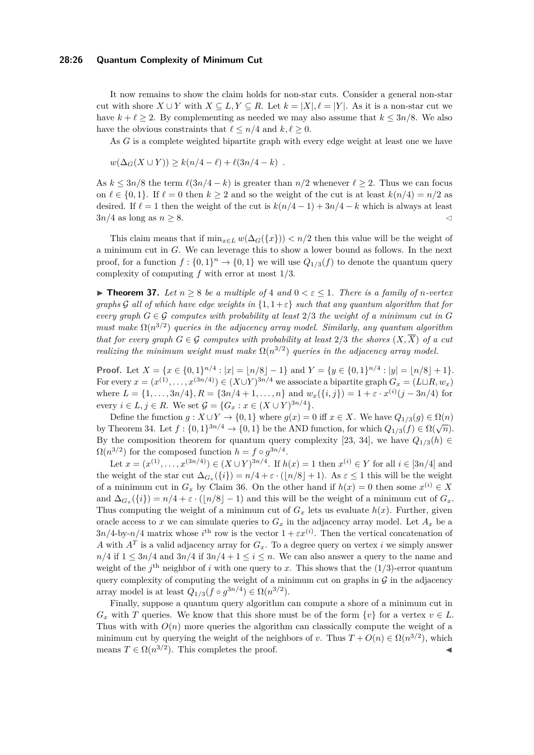It now remains to show the claim holds for non-star cuts. Consider a general non-star cut with shore $X \cup Y$ with $X \subseteq L, Y \subseteq R$. Let $k = |X|, \ell = |Y|$. As it is a non-star cut we have $k + \ell \geq 2$. By complementing as needed we may also assume that $k \leq 3n/8$. We also have the obvious constraints that $\ell \leq n/4$ and $k, \ell \geq 0$.

As $G$ is a complete weighted bipartite graph with every edge weight at least one we have

$$w(\Delta_G(X \cup Y)) \geq k(n/4 - \ell) + \ell(3n/4 - k) \ .$$

As $k \leq 3n/8$ the term $\ell(3n/4 - k)$ is greater than $n/2$ whenever $\ell \geq 2$. Thus we can focus on $\ell \in \{0, 1\}$. If $\ell = 0$ then $k \geq 2$ and so the weight of the cut is at least $k(n/4) = n/2$ as desired. If $\ell = 1$ then the weight of the cut is $k(n/4 - 1) + 3n/4 - k$ which is always at least $3n/4$ as long as $n \geq 8$. ◁

This claim means that if $\min_{x \in L} w(\Delta_G(\{x\})) < n/2$ then this value will be the weight of a minimum cut in $G$. We can leverage this to show a lower bound as follows. In the next proof, for a function $f : \{0,1\}^n \to \{0,1\}$ we will use $Q_{1/3}(f)$ to denote the quantum query complexity of computing $f$ with error at most $1/3$.

▶ **Theorem 37.** *Let $n \geq 8$ be a multiple of 4 and $0 < \varepsilon \leq 1$. There is a family of $n$-vertex graphs $\mathcal{G}$ all of which have edge weights in $\{1, 1+\varepsilon\}$ such that any quantum algorithm that for every graph $G \in \mathcal{G}$ computes with probability at least $2/3$ the weight of a minimum cut in $G$ must make $\Omega(n^{3/2})$ queries in the adjacency array model. Similarly, any quantum algorithm that for every graph $G \in \mathcal{G}$ computes with probability at least $2/3$ the shores $(X, \overline{X})$ of a cut realizing the minimum weight must make $\Omega(n^{3/2})$ queries in the adjacency array model.*

**Proof.** Let $X = \{x \in \{0,1\}^{n/4} : |x| = \lfloor n/8 \rfloor - 1\}$ and $Y = \{y \in \{0,1\}^{n/4} : |y| = \lfloor n/8 \rfloor + 1\}$. For every $x = (x^{(1)}, \ldots, x^{(3n/4)}) \in (X \cup Y)^{3n/4}$ we associate a bipartite graph $G_x = (L \sqcup R, w_x)$ where $L = \{1, \ldots, 3n/4\}, R = \{3n/4+1, \ldots, n\}$ and $w_x(\{i,j\}) = 1 + \varepsilon \cdot x^{(i)}(j - 3n/4)$ for every $i \in L, j \in R$. We set $\mathcal{G} = \{G_x : x \in (X \cup Y)^{3n/4}\}$.

Define the function $g : X \cup Y \to \{0,1\}$ where $g(x) = 0$ iff $x \in X$. We have $Q_{1/3}(g) \in \Omega(n)$ by Theorem 34. Let $f : \{0,1\}^{3n/4} \to \{0,1\}$ be the AND function, for which $Q_{1/3}(f) \in \Omega(\sqrt{n})$. By the composition theorem for quantum query complexity [23, 34], we have $Q_{1/3}(h) \in \Omega(n^{3/2})$ for the composed function $h = f \circ g^{3n/4}$.

Let $x = (x^{(1)}, \ldots, x^{(3n/4)}) \in (X \cup Y)^{3n/4}$. If $h(x) = 1$ then $x^{(i)} \in Y$ for all $i \in [3n/4]$ and the weight of the star cut $\Delta_{G_x}(\{i\}) = n/4 + \varepsilon \cdot (\lfloor n/8 \rfloor + 1)$. As $\varepsilon \leq 1$ this will be the weight of a minimum cut in $G_x$ by Claim 36. On the other hand if $h(x) = 0$ then some $x^{(i)} \in X$ and $\Delta_{G_x}(\{i\}) = n/4 + \varepsilon \cdot (\lfloor n/8 \rfloor - 1)$ and this will be the weight of a minimum cut of $G_x$. Thus computing the weight of a minimum cut of $G_x$ lets us evaluate $h(x)$. Further, given oracle access to $x$ we can simulate queries to $G_x$ in the adjacency array model. Let $A_x$ be a $3n/4$-by-$n/4$ matrix whose $i^{\text{th}}$ row is the vector $1 + \varepsilon x^{(i)}$. Then the vertical concatenation of $A$ with $A^T$ is a valid adjacency array for $G_x$. To a degree query on vertex $i$ we simply answer $n/4$ if $1 \leq 3n/4$ and $3n/4$ if $3n/4 + 1 \leq i \leq n$. We can also answer a query to the name and weight of the $j^{\text{th}}$ neighbor of $i$ with one query to $x$. This shows that the $(1/3)$-error quantum query complexity of computing the weight of a minimum cut on graphs in $\mathcal{G}$ in the adjacency array model is at least $Q_{1/3}(f \circ g^{3n/4}) \in \Omega(n^{3/2})$.

Finally, suppose a quantum query algorithm can compute a shore of a minimum cut in $G_x$ with $T$ queries. We know that this shore must be of the form $\{v\}$ for a vertex $v \in L$. Thus with with $O(n)$ more queries the algorithm can classically compute the weight of a minimum cut by querying the weight of the neighbors of $v$. Thus $T + O(n) \in \Omega(n^{3/2})$, which means $T \in \Omega(n^{3/2})$. This completes the proof. ◀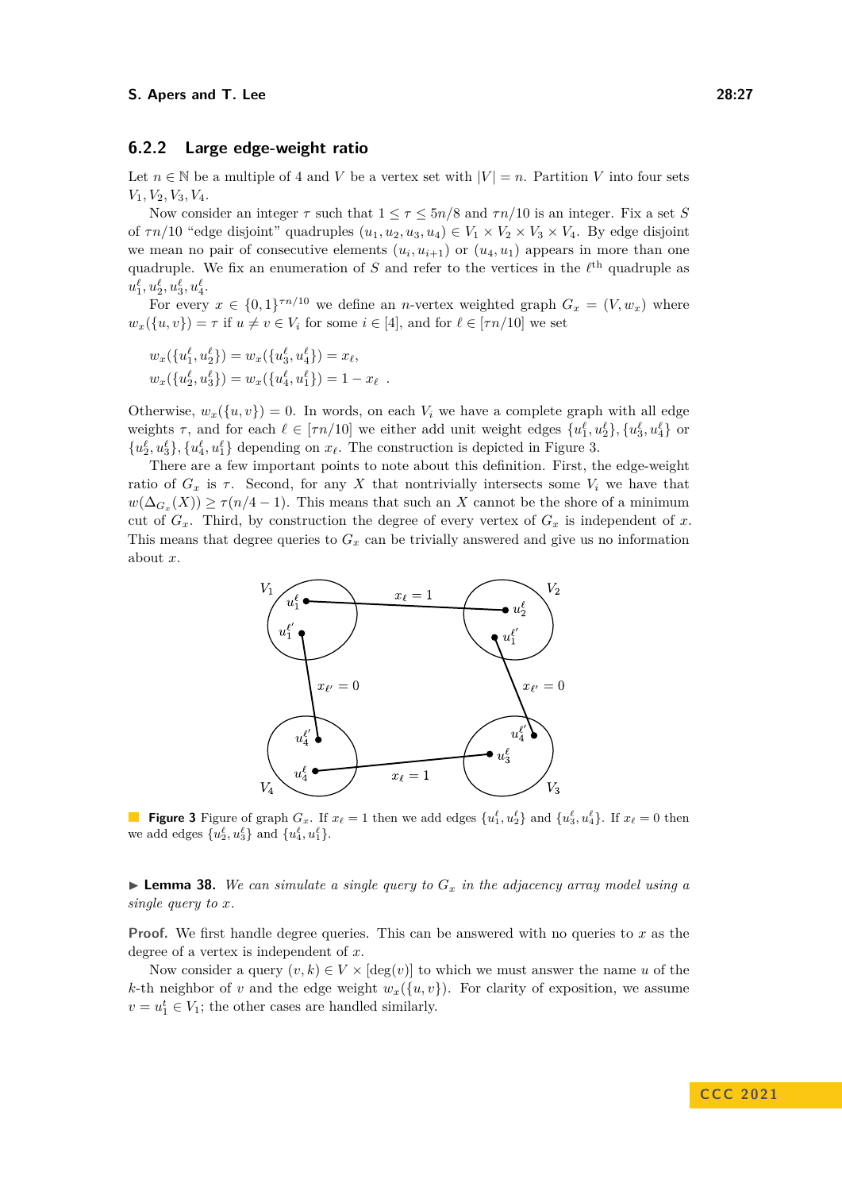### 6.2.2 Large edge-weight ratio

Let $n \in \mathbb{N}$ be a multiple of 4 and $V$ be a vertex set with $|V| = n$. Partition $V$ into four sets $V_1, V_2, V_3, V_4$.

Now consider an integer $\tau$ such that $1 \leq \tau \leq 5n/8$ and $\tau n/10$ is an integer. Fix a set $S$ of $\tau n/10$ "edge disjoint" quadruples $(u_1, u_2, u_3, u_4) \in V_1 \times V_2 \times V_3 \times V_4$. By edge disjoint we mean no pair of consecutive elements $(u_i, u_{i+1})$ or $(u_4, u_1)$ appears in more than one quadruple. We fix an enumeration of $S$ and refer to the vertices in the $\ell^{\text{th}}$ quadruple as $u_1^\ell, u_2^\ell, u_3^\ell, u_4^\ell$.

For every $x \in \{0,1\}^{\tau n/10}$ we define an $n$-vertex weighted graph $G_x = (V, w_x)$ where $w_x(\{u,v\}) = \tau$ if $u \neq v \in V_i$ for some $i \in [4]$, and for $\ell \in [\tau n/10]$ we set

$$w_x(\{u_1^\ell, u_2^\ell\}) = w_x(\{u_3^\ell, u_4^\ell\}) = x_\ell,$$
$$w_x(\{u_2^\ell, u_3^\ell\}) = w_x(\{u_4^\ell, u_1^\ell\}) = 1 - x_\ell \;.$$

Otherwise, $w_x(\{u,v\}) = 0$. In words, on each $V_i$ we have a complete graph with all edge weights $\tau$, and for each $\ell \in [\tau n/10]$ we either add unit weight edges $\{u_1^\ell, u_2^\ell\}, \{u_3^\ell, u_4^\ell\}$ or $\{u_2^\ell, u_3^\ell\}, \{u_4^\ell, u_1^\ell\}$ depending on $x_\ell$. The construction is depicted in Figure 3.

There are a few important points to note about this definition. First, the edge-weight ratio of $G_x$ is $\tau$. Second, for any $X$ that nontrivially intersects some $V_i$ we have that $w(\Delta_{G_x}(X)) \geq \tau(n/4 - 1)$. This means that such an $X$ cannot be the shore of a minimum cut of $G_x$. Third, by construction the degree of every vertex of $G_x$ is independent of $x$. This means that degree queries to $G_x$ can be trivially answered and give us no information about $x$.

**Figure 3** Figure of graph $G_x$. If $x_\ell = 1$ then we add edges $\{u_1^\ell, u_2^\ell\}$ and $\{u_3^\ell, u_4^\ell\}$. If $x_\ell = 0$ then we add edges $\{u_2^\ell, u_3^\ell\}$ and $\{u_4^\ell, u_1^\ell\}$.

▶ **Lemma 38.** *We can simulate a single query to $G_x$ in the adjacency array model using a single query to $x$.*

**Proof.** We first handle degree queries. This can be answered with no queries to $x$ as the degree of a vertex is independent of $x$.

Now consider a query $(v, k) \in V \times [\deg(v)]$ to which we must answer the name $u$ of the $k$-th neighbor of $v$ and the edge weight $w_x(\{u,v\})$. For clarity of exposition, we assume $v = u_1^t \in V_1$; the other cases are handled similarly.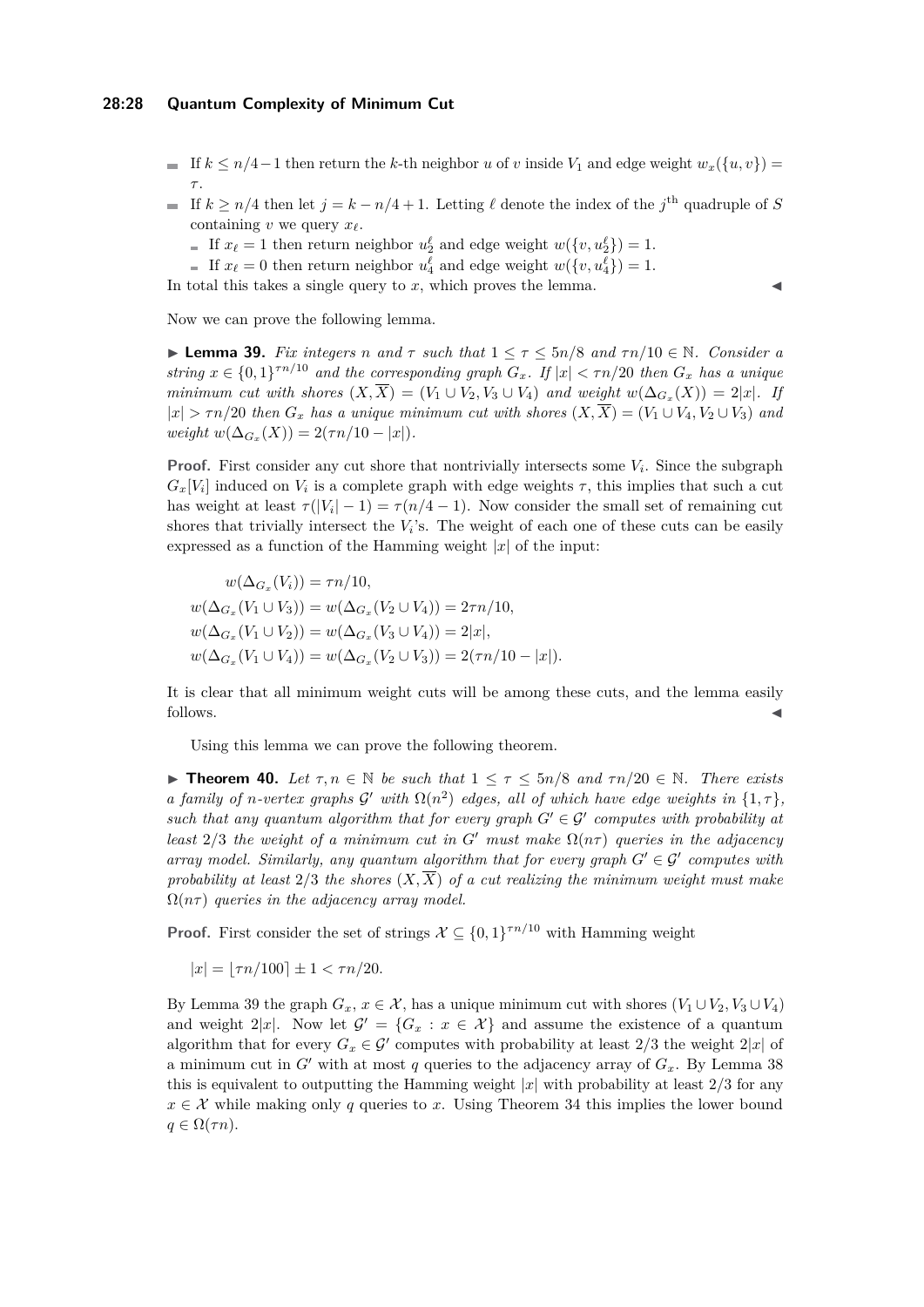- If $k \leq n/4-1$ then return the $k$-th neighbor $u$ of $v$ inside $V_1$ and edge weight $w_x(\{u,v\}) = \tau$.
- If $k \geq n/4$ then let $j = k - n/4 + 1$. Letting $\ell$ denote the index of the $j^{\text{th}}$ quadruple of $S$ containing $v$ we query $x_\ell$.
  - If $x_\ell = 1$ then return neighbor $u_2^\ell$ and edge weight $w(\{v, u_2^\ell\}) = 1$.
  - If $x_\ell = 0$ then return neighbor $u_4^\ell$ and edge weight $w(\{v, u_4^\ell\}) = 1$.

In total this takes a single query to $x$, which proves the lemma. ◀

Now we can prove the following lemma.

▶ **Lemma 39.** *Fix integers $n$ and $\tau$ such that $1 \leq \tau \leq 5n/8$ and $\tau n/10 \in \mathbb{N}$. Consider a string $x \in \{0,1\}^{\tau n/10}$ and the corresponding graph $G_x$. If $|x| < \tau n/20$ then $G_x$ has a unique minimum cut with shores $(X, \overline{X}) = (V_1 \cup V_2, V_3 \cup V_4)$ and weight $w(\Delta_{G_x}(X)) = 2|x|$. If $|x| > \tau n/20$ then $G_x$ has a unique minimum cut with shores $(X, \overline{X}) = (V_1 \cup V_4, V_2 \cup V_3)$ and weight $w(\Delta_{G_x}(X)) = 2(\tau n/10 - |x|)$.*

**Proof.** First consider any cut shore that nontrivially intersects some $V_i$. Since the subgraph $G_x[V_i]$ induced on $V_i$ is a complete graph with edge weights $\tau$, this implies that such a cut has weight at least $\tau(|V_i| - 1) = \tau(n/4 - 1)$. Now consider the small set of remaining cut shores that trivially intersect the $V_i$'s. The weight of each one of these cuts can be easily expressed as a function of the Hamming weight $|x|$ of the input:

$$
\begin{aligned}
w(\Delta_{G_x}(V_i)) &= \tau n/10, \\
w(\Delta_{G_x}(V_1 \cup V_3)) = w(\Delta_{G_x}(V_2 \cup V_4)) &= 2\tau n/10, \\
w(\Delta_{G_x}(V_1 \cup V_2)) = w(\Delta_{G_x}(V_3 \cup V_4)) &= 2|x|, \\
w(\Delta_{G_x}(V_1 \cup V_4)) = w(\Delta_{G_x}(V_2 \cup V_3)) &= 2(\tau n/10 - |x|).
\end{aligned}
$$

It is clear that all minimum weight cuts will be among these cuts, and the lemma easily follows. ◀

Using this lemma we can prove the following theorem.

▶ **Theorem 40.** *Let $\tau, n \in \mathbb{N}$ be such that $1 \leq \tau \leq 5n/8$ and $\tau n/20 \in \mathbb{N}$. There exists a family of $n$-vertex graphs $\mathcal{G}'$ with $\Omega(n^2)$ edges, all of which have edge weights in $\{1, \tau\}$, such that any quantum algorithm that for every graph $G' \in \mathcal{G}'$ computes with probability at least $2/3$ the weight of a minimum cut in $G'$ must make $\Omega(n\tau)$ queries in the adjacency array model. Similarly, any quantum algorithm that for every graph $G' \in \mathcal{G}'$ computes with probability at least $2/3$ the shores $(X, \overline{X})$ of a cut realizing the minimum weight must make $\Omega(n\tau)$ queries in the adjacency array model.*

**Proof.** First consider the set of strings $\mathcal{X} \subseteq \{0,1\}^{\tau n/10}$ with Hamming weight

$$|x| = \lfloor \tau n/100 \rceil \pm 1 < \tau n/20.$$

By Lemma 39 the graph $G_x$, $x \in \mathcal{X}$, has a unique minimum cut with shores $(V_1 \cup V_2, V_3 \cup V_4)$ and weight $2|x|$. Now let $\mathcal{G}' = \{G_x : x \in \mathcal{X}\}$ and assume the existence of a quantum algorithm that for every $G_x \in \mathcal{G}'$ computes with probability at least $2/3$ the weight $2|x|$ of a minimum cut in $G'$ with at most $q$ queries to the adjacency array of $G_x$. By Lemma 38 this is equivalent to outputting the Hamming weight $|x|$ with probability at least $2/3$ for any $x \in \mathcal{X}$ while making only $q$ queries to $x$. Using Theorem 34 this implies the lower bound $q \in \Omega(\tau n)$.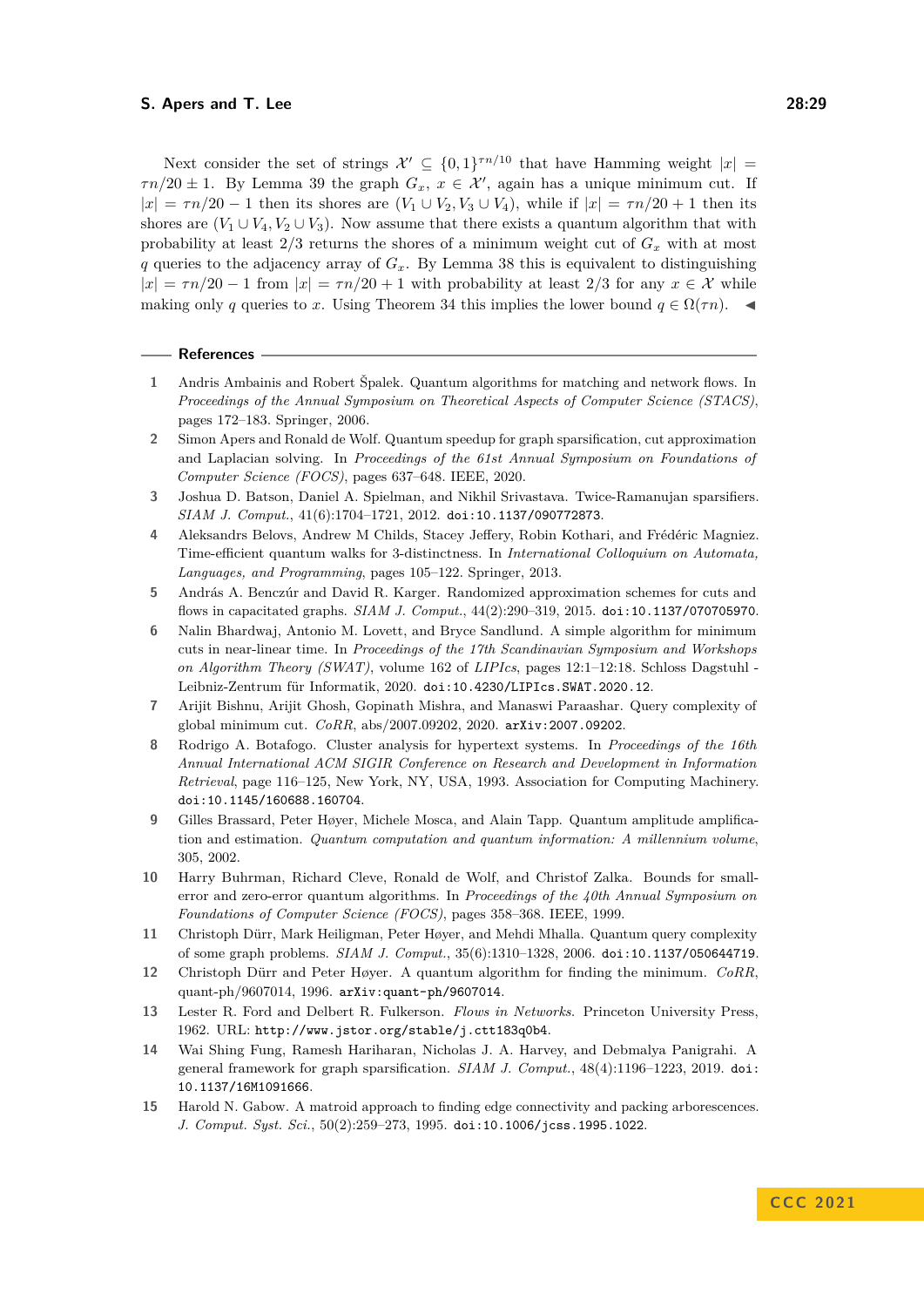Next consider the set of strings $\mathcal{X}' \subseteq \{0,1\}^{\tau n/10}$ that have Hamming weight $|x| = \tau n/20 \pm 1$. By Lemma 39 the graph $G_x$, $x \in \mathcal{X}'$, again has a unique minimum cut. If $|x| = \tau n/20 - 1$ then its shores are $(V_1 \cup V_2, V_3 \cup V_4)$, while if $|x| = \tau n/20 + 1$ then its shores are $(V_1 \cup V_4, V_2 \cup V_3)$. Now assume that there exists a quantum algorithm that with probability at least $2/3$ returns the shores of a minimum weight cut of $G_x$ with at most $q$ queries to the adjacency array of $G_x$. By Lemma 38 this is equivalent to distinguishing $|x| = \tau n/20 - 1$ from $|x| = \tau n/20 + 1$ with probability at least $2/3$ for any $x \in \mathcal{X}$ while making only $q$ queries to $x$. Using Theorem 34 this implies the lower bound $q \in \Omega(\tau n)$. ◀

## References

1. Andris Ambainis and Robert Špalek. Quantum algorithms for matching and network flows. In *Proceedings of the Annual Symposium on Theoretical Aspects of Computer Science (STACS)*, pages 172–183. Springer, 2006.
2. Simon Apers and Ronald de Wolf. Quantum speedup for graph sparsification, cut approximation and Laplacian solving. In *Proceedings of the 61st Annual Symposium on Foundations of Computer Science (FOCS)*, pages 637–648. IEEE, 2020.
3. Joshua D. Batson, Daniel A. Spielman, and Nikhil Srivastava. Twice-Ramanujan sparsifiers. *SIAM J. Comput.*, 41(6):1704–1721, 2012. doi:10.1137/090772873.
4. Aleksandrs Belovs, Andrew M Childs, Stacey Jeffery, Robin Kothari, and Frédéric Magniez. Time-efficient quantum walks for 3-distinctness. In *International Colloquium on Automata, Languages, and Programming*, pages 105–122. Springer, 2013.
5. András A. Benczúr and David R. Karger. Randomized approximation schemes for cuts and flows in capacitated graphs. *SIAM J. Comput.*, 44(2):290–319, 2015. doi:10.1137/070705970.
6. Nalin Bhardwaj, Antonio M. Lovett, and Bryce Sandlund. A simple algorithm for minimum cuts in near-linear time. In *Proceedings of the 17th Scandinavian Symposium and Workshops on Algorithm Theory (SWAT)*, volume 162 of *LIPIcs*, pages 12:1–12:18. Schloss Dagstuhl - Leibniz-Zentrum für Informatik, 2020. doi:10.4230/LIPIcs.SWAT.2020.12.
7. Arijit Bishnu, Arijit Ghosh, Gopinath Mishra, and Manaswi Paraashar. Query complexity of global minimum cut. *CoRR*, abs/2007.09202, 2020. arXiv:2007.09202.
8. Rodrigo A. Botafogo. Cluster analysis for hypertext systems. In *Proceedings of the 16th Annual International ACM SIGIR Conference on Research and Development in Information Retrieval*, page 116–125, New York, NY, USA, 1993. Association for Computing Machinery. doi:10.1145/160688.160704.
9. Gilles Brassard, Peter Høyer, Michele Mosca, and Alain Tapp. Quantum amplitude amplification and estimation. *Quantum computation and quantum information: A millennium volume*, 305, 2002.
10. Harry Buhrman, Richard Cleve, Ronald de Wolf, and Christof Zalka. Bounds for small-error and zero-error quantum algorithms. In *Proceedings of the 40th Annual Symposium on Foundations of Computer Science (FOCS)*, pages 358–368. IEEE, 1999.
11. Christoph Dürr, Mark Heiligman, Peter Høyer, and Mehdi Mhalla. Quantum query complexity of some graph problems. *SIAM J. Comput.*, 35(6):1310–1328, 2006. doi:10.1137/050644719.
12. Christoph Dürr and Peter Høyer. A quantum algorithm for finding the minimum. *CoRR*, quant-ph/9607014, 1996. arXiv:quant-ph/9607014.
13. Lester R. Ford and Delbert R. Fulkerson. *Flows in Networks*. Princeton University Press, 1962. URL: http://www.jstor.org/stable/j.ctt183q0b4.
14. Wai Shing Fung, Ramesh Hariharan, Nicholas J. A. Harvey, and Debmalya Panigrahi. A general framework for graph sparsification. *SIAM J. Comput.*, 48(4):1196–1223, 2019. doi:10.1137/16M1091666.
15. Harold N. Gabow. A matroid approach to finding edge connectivity and packing arborescences. *J. Comput. Syst. Sci.*, 50(2):259–273, 1995. doi:10.1006/jcss.1995.1022.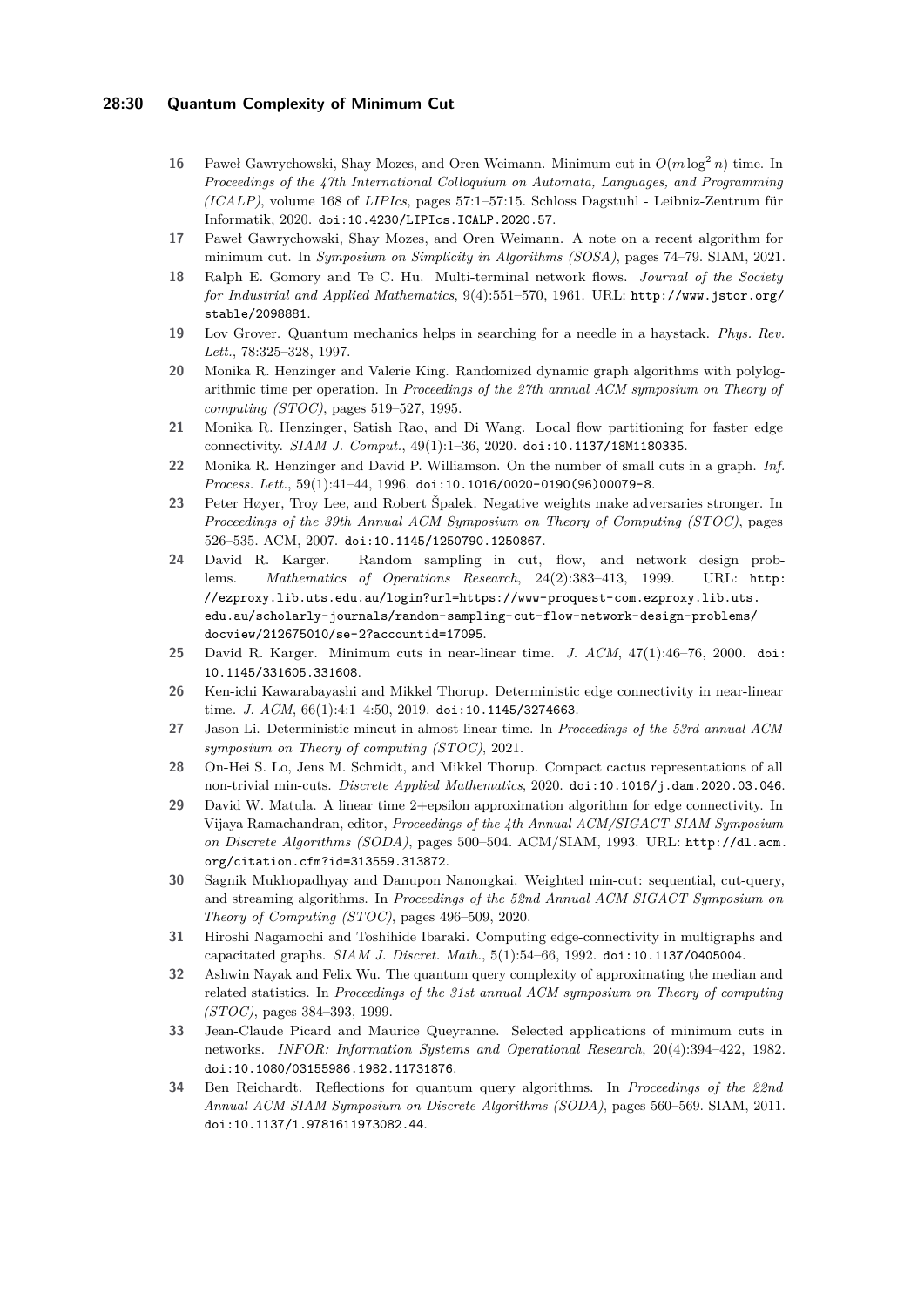16 Paweł Gawrychowski, Shay Mozes, and Oren Weimann. Minimum cut in $O(m \log^2 n)$ time. In *Proceedings of the 47th International Colloquium on Automata, Languages, and Programming (ICALP)*, volume 168 of *LIPIcs*, pages 57:1–57:15. Schloss Dagstuhl - Leibniz-Zentrum für Informatik, 2020. doi:10.4230/LIPIcs.ICALP.2020.57.

17 Paweł Gawrychowski, Shay Mozes, and Oren Weimann. A note on a recent algorithm for minimum cut. In *Symposium on Simplicity in Algorithms (SOSA)*, pages 74–79. SIAM, 2021.

18 Ralph E. Gomory and Te C. Hu. Multi-terminal network flows. *Journal of the Society for Industrial and Applied Mathematics*, 9(4):551–570, 1961. URL: http://www.jstor.org/stable/2098881.

19 Lov Grover. Quantum mechanics helps in searching for a needle in a haystack. *Phys. Rev. Lett.*, 78:325–328, 1997.

20 Monika R. Henzinger and Valerie King. Randomized dynamic graph algorithms with polylogarithmic time per operation. In *Proceedings of the 27th annual ACM symposium on Theory of computing (STOC)*, pages 519–527, 1995.

21 Monika R. Henzinger, Satish Rao, and Di Wang. Local flow partitioning for faster edge connectivity. *SIAM J. Comput.*, 49(1):1–36, 2020. doi:10.1137/18M1180335.

22 Monika R. Henzinger and David P. Williamson. On the number of small cuts in a graph. *Inf. Process. Lett.*, 59(1):41–44, 1996. doi:10.1016/0020-0190(96)00079-8.

23 Peter Høyer, Troy Lee, and Robert Špalek. Negative weights make adversaries stronger. In *Proceedings of the 39th Annual ACM Symposium on Theory of Computing (STOC)*, pages 526–535. ACM, 2007. doi:10.1145/1250790.1250867.

24 David R. Karger. Random sampling in cut, flow, and network design problems. *Mathematics of Operations Research*, 24(2):383–413, 1999. URL: http://ezproxy.lib.uts.edu.au/login?url=https://www-proquest-com.ezproxy.lib.uts.edu.au/scholarly-journals/random-sampling-cut-flow-network-design-problems/docview/212675010/se-2?accountid=17095.

25 David R. Karger. Minimum cuts in near-linear time. *J. ACM*, 47(1):46–76, 2000. doi:10.1145/331605.331608.

26 Ken-ichi Kawarabayashi and Mikkel Thorup. Deterministic edge connectivity in near-linear time. *J. ACM*, 66(1):4:1–4:50, 2019. doi:10.1145/3274663.

27 Jason Li. Deterministic mincut in almost-linear time. In *Proceedings of the 53rd annual ACM symposium on Theory of computing (STOC)*, 2021.

28 On-Hei S. Lo, Jens M. Schmidt, and Mikkel Thorup. Compact cactus representations of all non-trivial min-cuts. *Discrete Applied Mathematics*, 2020. doi:10.1016/j.dam.2020.03.046.

29 David W. Matula. A linear time 2+epsilon approximation algorithm for edge connectivity. In Vijaya Ramachandran, editor, *Proceedings of the 4th Annual ACM/SIGACT-SIAM Symposium on Discrete Algorithms (SODA)*, pages 500–504. ACM/SIAM, 1993. URL: http://dl.acm.org/citation.cfm?id=313559.313872.

30 Sagnik Mukhopadhyay and Danupon Nanongkai. Weighted min-cut: sequential, cut-query, and streaming algorithms. In *Proceedings of the 52nd Annual ACM SIGACT Symposium on Theory of Computing (STOC)*, pages 496–509, 2020.

31 Hiroshi Nagamochi and Toshihide Ibaraki. Computing edge-connectivity in multigraphs and capacitated graphs. *SIAM J. Discret. Math.*, 5(1):54–66, 1992. doi:10.1137/0405004.

32 Ashwin Nayak and Felix Wu. The quantum query complexity of approximating the median and related statistics. In *Proceedings of the 31st annual ACM symposium on Theory of computing (STOC)*, pages 384–393, 1999.

33 Jean-Claude Picard and Maurice Queyranne. Selected applications of minimum cuts in networks. *INFOR: Information Systems and Operational Research*, 20(4):394–422, 1982. doi:10.1080/03155986.1982.11731876.

34 Ben Reichardt. Reflections for quantum query algorithms. In *Proceedings of the 22nd Annual ACM-SIAM Symposium on Discrete Algorithms (SODA)*, pages 560–569. SIAM, 2011. doi:10.1137/1.9781611973082.44.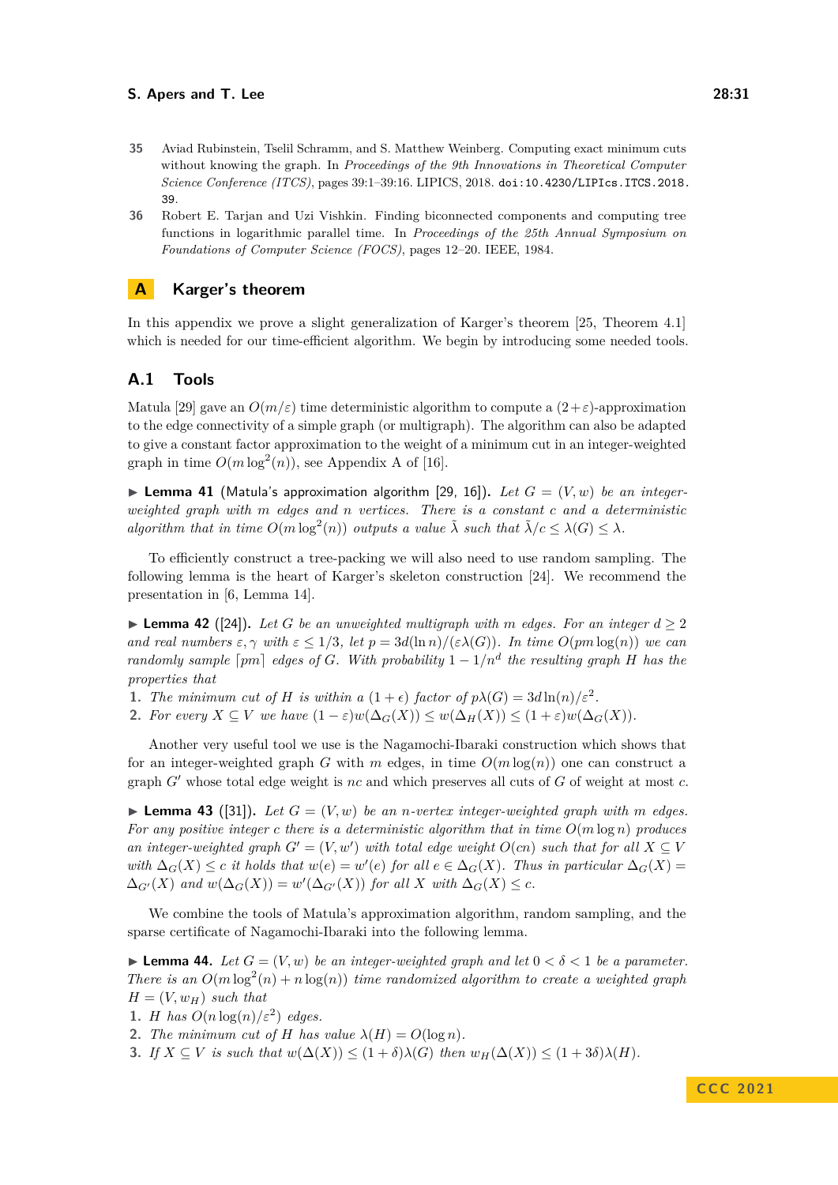35 Aviad Rubinstein, Tselil Schramm, and S. Matthew Weinberg. Computing exact minimum cuts without knowing the graph. In *Proceedings of the 9th Innovations in Theoretical Computer Science Conference (ITCS)*, pages 39:1–39:16. LIPICS, 2018. doi:10.4230/LIPIcs.ITCS.2018.39.

36 Robert E. Tarjan and Uzi Vishkin. Finding biconnected components and computing tree functions in logarithmic parallel time. In *Proceedings of the 25th Annual Symposium on Foundations of Computer Science (FOCS)*, pages 12–20. IEEE, 1984.

# A Karger's theorem

In this appendix we prove a slight generalization of Karger's theorem [25, Theorem 4.1] which is needed for our time-efficient algorithm. We begin by introducing some needed tools.

## A.1 Tools

Matula [29] gave an $O(m/\varepsilon)$ time deterministic algorithm to compute a $(2+\varepsilon)$-approximation to the edge connectivity of a simple graph (or multigraph). The algorithm can also be adapted to give a constant factor approximation to the weight of a minimum cut in an integer-weighted graph in time $O(m\log^2(n))$, see Appendix A of [16].

▶ **Lemma 41** (Matula's approximation algorithm [29, 16]). *Let $G=(V,w)$ be an integer-weighted graph with $m$ edges and $n$ vertices. There is a constant $c$ and a deterministic algorithm that in time $O(m\log^2(n))$ outputs a value $\tilde{\lambda}$ such that $\tilde{\lambda}/c \le \lambda(G) \le \lambda$.*

To efficiently construct a tree-packing we will also need to use random sampling. The following lemma is the heart of Karger's skeleton construction [24]. We recommend the presentation in [6, Lemma 14].

▶ **Lemma 42** ([24]). *Let $G$ be an unweighted multigraph with $m$ edges. For an integer $d \ge 2$ and real numbers $\varepsilon, \gamma$ with $\varepsilon \le 1/3$, let $p = 3d(\ln n)/(\varepsilon\lambda(G))$. In time $O(pm\log(n))$ we can randomly sample $\lceil pm \rceil$ edges of $G$. With probability $1-1/n^d$ the resulting graph $H$ has the properties that*

1. *The minimum cut of $H$ is within a $(1+\epsilon)$ factor of $p\lambda(G) = 3d\ln(n)/\varepsilon^2$.*
2. *For every $X \subseteq V$ we have $(1-\varepsilon)w(\Delta_G(X)) \le w(\Delta_H(X)) \le (1+\varepsilon)w(\Delta_G(X))$.*

Another very useful tool we use is the Nagamochi-Ibaraki construction which shows that for an integer-weighted graph $G$ with $m$ edges, in time $O(m\log(n))$ one can construct a graph $G'$ whose total edge weight is $nc$ and which preserves all cuts of $G$ of weight at most $c$.

▶ **Lemma 43** ([31]). *Let $G=(V,w)$ be an $n$-vertex integer-weighted graph with $m$ edges. For any positive integer $c$ there is a deterministic algorithm that in time $O(m\log n)$ produces an integer-weighted graph $G'=(V,w')$ with total edge weight $O(cn)$ such that for all $X \subseteq V$ with $\Delta_G(X) \le c$ it holds that $w(e) = w'(e)$ for all $e \in \Delta_G(X)$. Thus in particular $\Delta_G(X) = \Delta_{G'}(X)$ and $w(\Delta_G(X)) = w'(\Delta_{G'}(X))$ for all $X$ with $\Delta_G(X) \le c$.*

We combine the tools of Matula's approximation algorithm, random sampling, and the sparse certificate of Nagamochi-Ibaraki into the following lemma.

▶ **Lemma 44.** *Let $G=(V,w)$ be an integer-weighted graph and let $0<\delta<1$ be a parameter. There is an $O(m\log^2(n) + n\log(n))$ time randomized algorithm to create a weighted graph $H=(V,w_H)$ such that*

1. *$H$ has $O(n\log(n)/\varepsilon^2)$ edges.*
2. *The minimum cut of $H$ has value $\lambda(H) = O(\log n)$.*
3. *If $X \subseteq V$ is such that $w(\Delta(X)) \le (1+\delta)\lambda(G)$ then $w_H(\Delta(X)) \le (1+3\delta)\lambda(H)$.*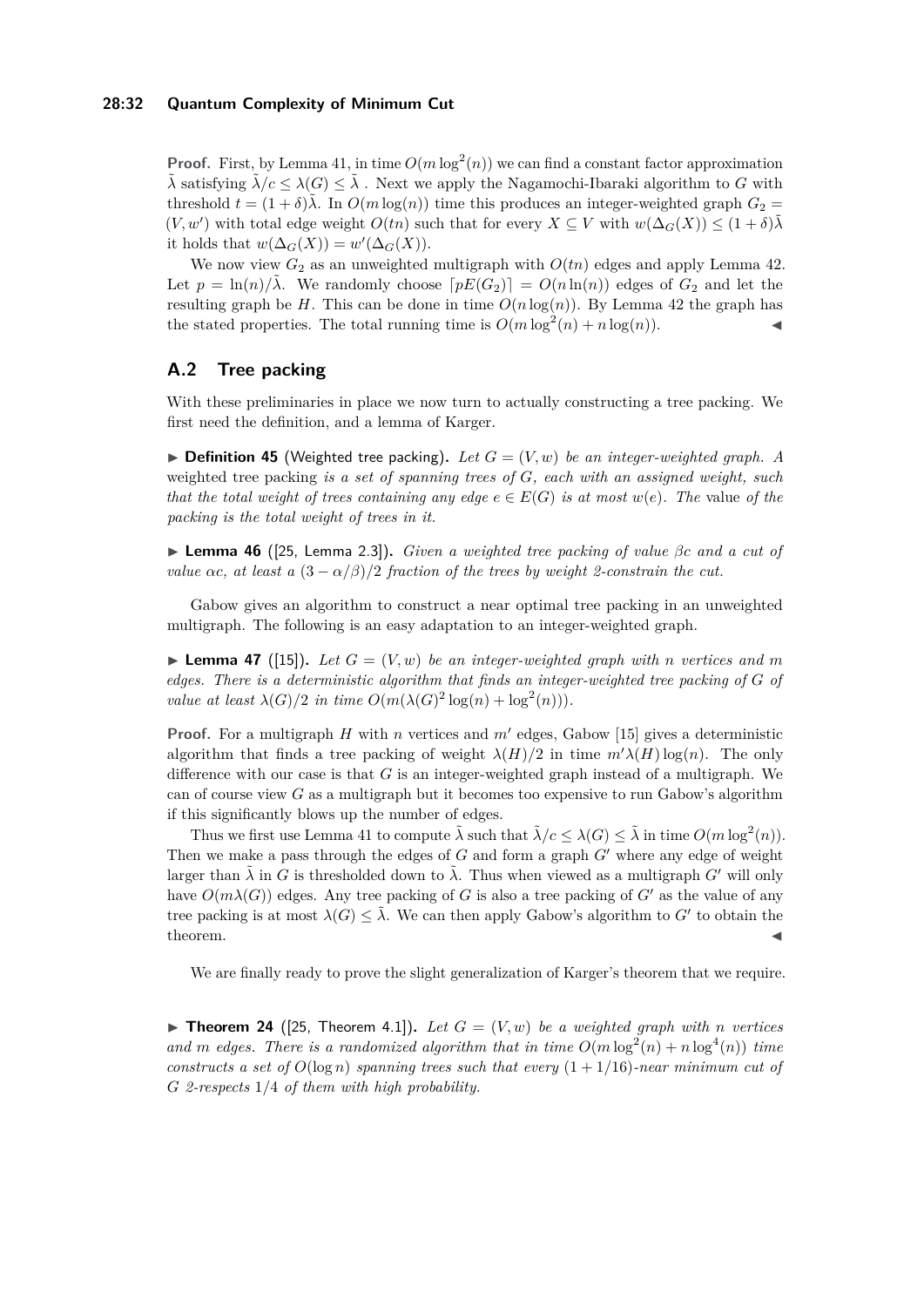**Proof.** First, by Lemma 41, in time $O(m \log^2(n))$ we can find a constant factor approximation $\tilde{\lambda}$ satisfying $\tilde{\lambda}/c \leq \lambda(G) \leq \tilde{\lambda}$ . Next we apply the Nagamochi-Ibaraki algorithm to $G$ with threshold $t = (1+\delta)\tilde{\lambda}$. In $O(m \log(n))$ time this produces an integer-weighted graph $G_2 = (V, w')$ with total edge weight $O(tn)$ such that for every $X \subseteq V$ with $w(\Delta_G(X)) \leq (1+\delta)\tilde{\lambda}$ it holds that $w(\Delta_G(X)) = w'(\Delta_G(X))$.

We now view $G_2$ as an unweighted multigraph with $O(tn)$ edges and apply Lemma 42. Let $p = \ln(n)/\tilde{\lambda}$. We randomly choose $\lceil pE(G_2) \rceil = O(n \ln(n))$ edges of $G_2$ and let the resulting graph be $H$. This can be done in time $O(n \log(n))$. By Lemma 42 the graph has the stated properties. The total running time is $O(m \log^2(n) + n \log(n))$. ◀

## A.2 Tree packing

With these preliminaries in place we now turn to actually constructing a tree packing. We first need the definition, and a lemma of Karger.

▶ **Definition 45** (Weighted tree packing). *Let $G = (V, w)$ be an integer-weighted graph. A* weighted tree packing *is a set of spanning trees of $G$, each with an assigned weight, such that the total weight of trees containing any edge $e \in E(G)$ is at most $w(e)$. The* value *of the packing is the total weight of trees in it.*

▶ **Lemma 46** ([25, Lemma 2.3]). *Given a weighted tree packing of value $\beta c$ and a cut of value $\alpha c$, at least a $(3 - \alpha/\beta)/2$ fraction of the trees by weight 2-constrain the cut.*

Gabow gives an algorithm to construct a near optimal tree packing in an unweighted multigraph. The following is an easy adaptation to an integer-weighted graph.

▶ **Lemma 47** ([15]). *Let $G = (V, w)$ be an integer-weighted graph with $n$ vertices and $m$ edges. There is a deterministic algorithm that finds an integer-weighted tree packing of $G$ of value at least $\lambda(G)/2$ in time $O(m(\lambda(G)^2 \log(n) + \log^2(n)))$.*

**Proof.** For a multigraph $H$ with $n$ vertices and $m'$ edges, Gabow [15] gives a deterministic algorithm that finds a tree packing of weight $\lambda(H)/2$ in time $m'\lambda(H)\log(n)$. The only difference with our case is that $G$ is an integer-weighted graph instead of a multigraph. We can of course view $G$ as a multigraph but it becomes too expensive to run Gabow's algorithm if this significantly blows up the number of edges.

Thus we first use Lemma 41 to compute $\tilde{\lambda}$ such that $\tilde{\lambda}/c \leq \lambda(G) \leq \tilde{\lambda}$ in time $O(m \log^2(n))$. Then we make a pass through the edges of $G$ and form a graph $G'$ where any edge of weight larger than $\tilde{\lambda}$ in $G$ is thresholded down to $\tilde{\lambda}$. Thus when viewed as a multigraph $G'$ will only have $O(m\lambda(G))$ edges. Any tree packing of $G$ is also a tree packing of $G'$ as the value of any tree packing is at most $\lambda(G) \leq \tilde{\lambda}$. We can then apply Gabow's algorithm to $G'$ to obtain the theorem. ◀

We are finally ready to prove the slight generalization of Karger's theorem that we require.

▶ **Theorem 24** ([25, Theorem 4.1]). *Let $G = (V, w)$ be a weighted graph with $n$ vertices and $m$ edges. There is a randomized algorithm that in time $O(m \log^2(n) + n \log^4(n))$ time constructs a set of $O(\log n)$ spanning trees such that every $(1 + 1/16)$-near minimum cut of $G$ 2-respects $1/4$ of them with high probability.*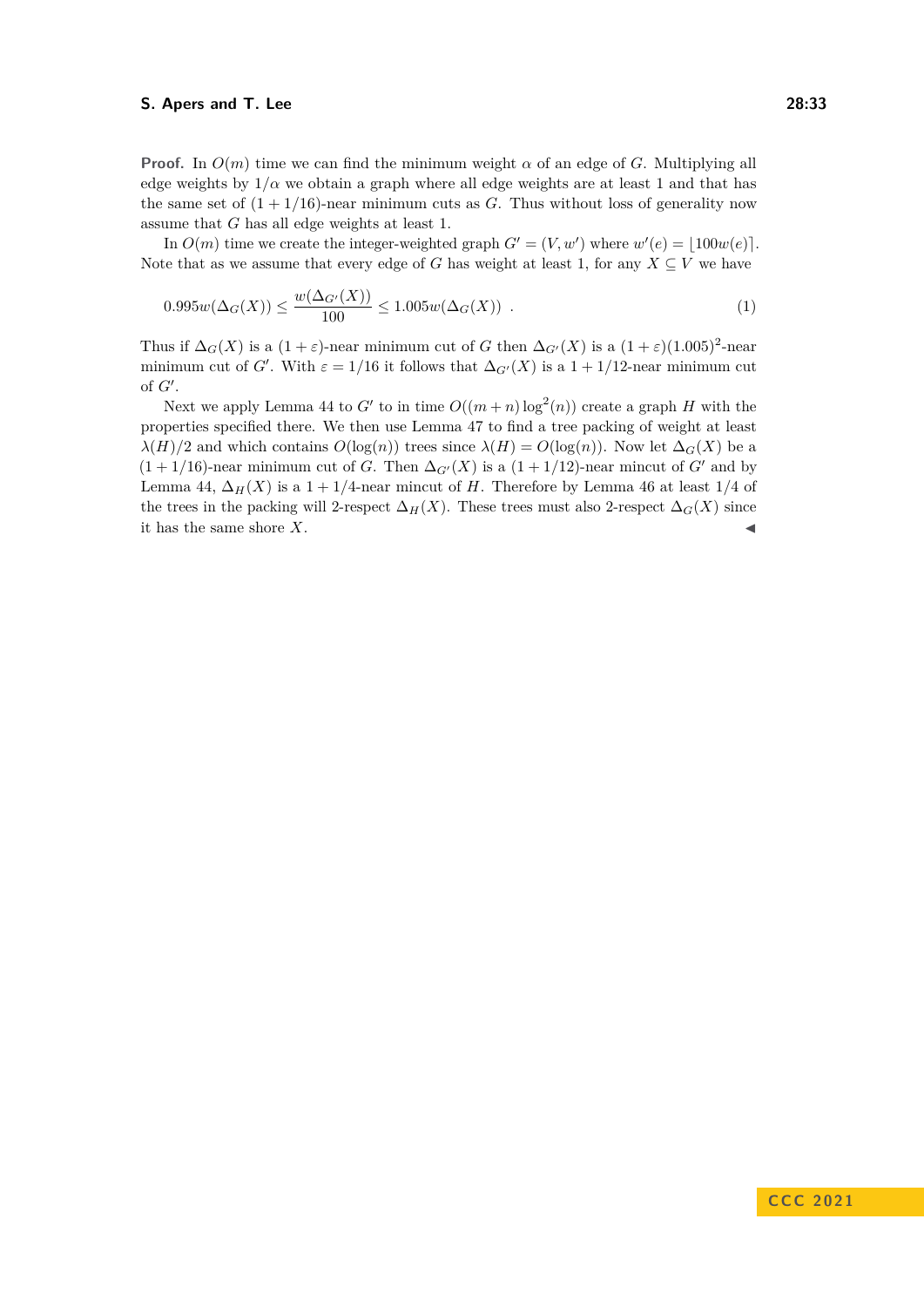**Proof.** In $O(m)$ time we can find the minimum weight $\alpha$ of an edge of $G$. Multiplying all edge weights by $1/\alpha$ we obtain a graph where all edge weights are at least 1 and that has the same set of $(1 + 1/16)$-near minimum cuts as $G$. Thus without loss of generality now assume that $G$ has all edge weights at least 1.

In $O(m)$ time we create the integer-weighted graph $G' = (V, w')$ where $w'(e) = \lfloor 100w(e) \rceil$. Note that as we assume that every edge of $G$ has weight at least 1, for any $X \subseteq V$ we have

$$0.995w(\Delta_G(X)) \leq \frac{w(\Delta_{G'}(X))}{100} \leq 1.005w(\Delta_G(X)) \ . \tag{1}$$

Thus if $\Delta_G(X)$ is a $(1 + \varepsilon)$-near minimum cut of $G$ then $\Delta_{G'}(X)$ is a $(1 + \varepsilon)(1.005)^2$-near minimum cut of $G'$. With $\varepsilon = 1/16$ it follows that $\Delta_{G'}(X)$ is a $1 + 1/12$-near minimum cut of $G'$.

Next we apply Lemma 44 to $G'$ to in time $O((m + n)\log^2(n))$ create a graph $H$ with the properties specified there. We then use Lemma 47 to find a tree packing of weight at least $\lambda(H)/2$ and which contains $O(\log(n))$ trees since $\lambda(H) = O(\log(n))$. Now let $\Delta_G(X)$ be a $(1 + 1/16)$-near minimum cut of $G$. Then $\Delta_{G'}(X)$ is a $(1 + 1/12)$-near mincut of $G'$ and by Lemma 44, $\Delta_H(X)$ is a $1 + 1/4$-near mincut of $H$. Therefore by Lemma 46 at least $1/4$ of the trees in the packing will 2-respect $\Delta_H(X)$. These trees must also 2-respect $\Delta_G(X)$ since it has the same shore $X$. ◀